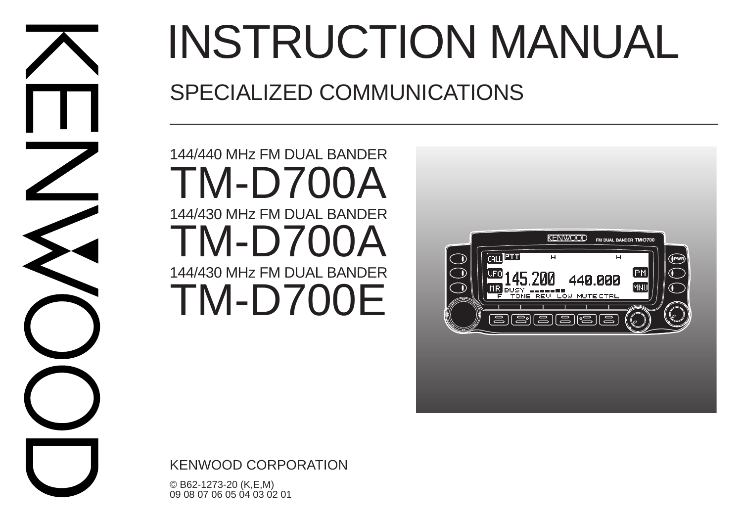KENWOOD

# INSTRUCTION MANUAL

## SPECIALIZED COMMUNICATIONS

144/440 MHz FM DUAL BANDER

# TM-D700A

144/430 MHz FM DUAL BANDER

# TM-D700A

144/430 MHz FM DUAL BANDER

# TM-D700E

KENWOOD CORPORATION

© B62-1273-20 (K,E,M)
09 08 07 06 05 04 03 02 01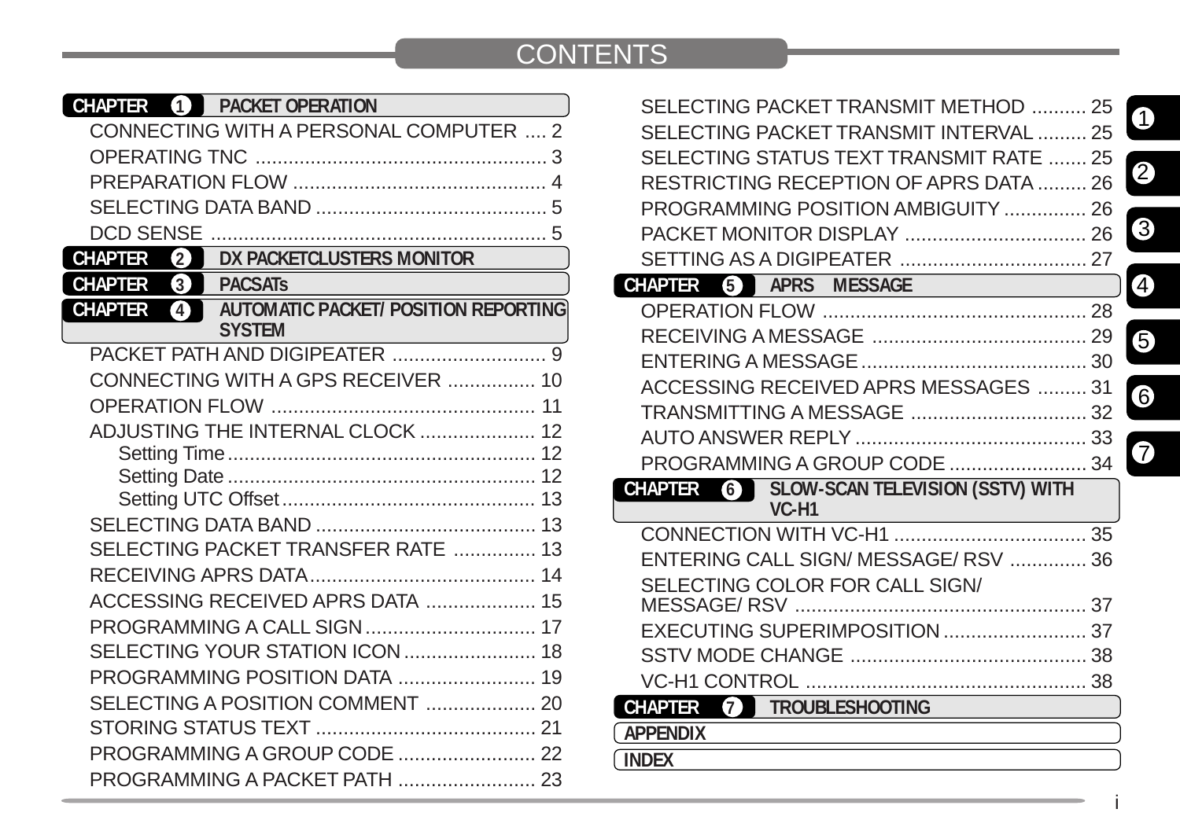# CONTENTS

**CHAPTER 1 PACKET OPERATION**

- CONNECTING WITH A PERSONAL COMPUTER .... 2
- OPERATING TNC .... 3
- PREPARATION FLOW .... 4
- SELECTING DATA BAND .... 5
- DCD SENSE .... 5

**CHAPTER 2 DX PACKETCLUSTERS MONITOR**

**CHAPTER 3 PACSATs**

**CHAPTER 4 AUTOMATIC PACKET/ POSITION REPORTING SYSTEM**

- PACKET PATH AND DIGIPEATER .... 9
- CONNECTING WITH A GPS RECEIVER .... 10
- OPERATION FLOW .... 11
- ADJUSTING THE INTERNAL CLOCK .... 12
  - Setting Time .... 12
  - Setting Date .... 12
  - Setting UTC Offset .... 13
- SELECTING DATA BAND .... 13
- SELECTING PACKET TRANSFER RATE .... 13
- RECEIVING APRS DATA .... 14
- ACCESSING RECEIVED APRS DATA .... 15
- PROGRAMMING A CALL SIGN .... 17
- SELECTING YOUR STATION ICON .... 18
- PROGRAMMING POSITION DATA .... 19
- SELECTING A POSITION COMMENT .... 20
- STORING STATUS TEXT .... 21
- PROGRAMMING A GROUP CODE .... 22
- PROGRAMMING A PACKET PATH .... 23
- SELECTING PACKET TRANSMIT METHOD .... 25
- SELECTING PACKET TRANSMIT INTERVAL .... 25
- SELECTING STATUS TEXT TRANSMIT RATE .... 25
- RESTRICTING RECEPTION OF APRS DATA .... 26
- PROGRAMMING POSITION AMBIGUITY .... 26
- PACKET MONITOR DISPLAY .... 26
- SETTING AS A DIGIPEATER .... 27

**CHAPTER 5 APRS MESSAGE**

- OPERATION FLOW .... 28
- RECEIVING A MESSAGE .... 29
- ENTERING A MESSAGE .... 30
- ACCESSING RECEIVED APRS MESSAGES .... 31
- TRANSMITTING A MESSAGE .... 32
- AUTO ANSWER REPLY .... 33
- PROGRAMMING A GROUP CODE .... 34

**CHAPTER 6 SLOW-SCAN TELEVISION (SSTV) WITH VC-H1**

- CONNECTION WITH VC-H1 .... 35
- ENTERING CALL SIGN/ MESSAGE/ RSV .... 36
- SELECTING COLOR FOR CALL SIGN/ MESSAGE/ RSV .... 37
- EXECUTING SUPERIMPOSITION .... 37
- SSTV MODE CHANGE .... 38
- VC-H1 CONTROL .... 38

**CHAPTER 7 TROUBLESHOOTING**

**APPENDIX**

**INDEX**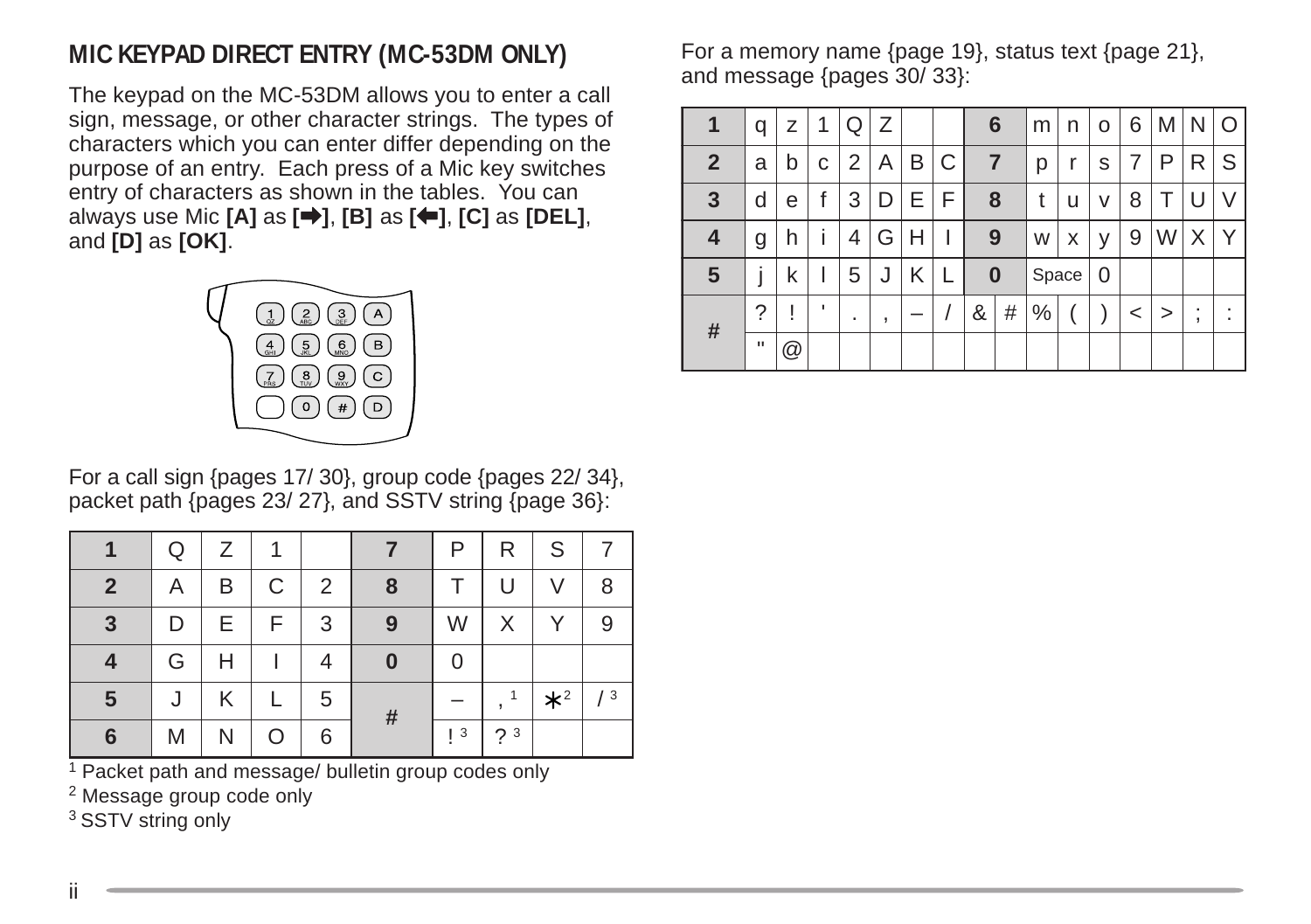## MIC KEYPAD DIRECT ENTRY (MC-53DM ONLY)

The keypad on the MC-53DM allows you to enter a call sign, message, or other character strings. The types of characters which you can enter differ depending on the purpose of an entry. Each press of a Mic key switches entry of characters as shown in the tables. You can always use Mic **[A]** as **[➡]**, **[B]** as **[⬅]**, **[C]** as **[DEL]**, and **[D]** as **[OK]**.

For a call sign {pages 17/ 30}, group code {pages 22/ 34}, packet path {pages 23/ 27}, and SSTV string {page 36}:

| 1 | Q | Z | 1 | | 7 | P | R | S | 7 |
|---|---|---|---|---|---|---|---|---|---|
| 2 | A | B | C | 2 | 8 | T | U | V | 8 |
| 3 | D | E | F | 3 | 9 | W | X | Y | 9 |
| 4 | G | H | I | 4 | 0 | 0 | | | |
| 5 | J | K | L | 5 | # | – | , [1] | * [2] | / [3] |
| 6 | M | N | O | 6 | | ! [3] | ? [3] | | |

[1] Packet path and message/ bulletin group codes only
[2] Message group code only
[3] SSTV string only

For a memory name {page 19}, status text {page 21}, and message {pages 30/ 33}:

| 1 | q | z | 1 | Q | Z | | | 6 | | m | n | o | 6 | M | N | O |
|---|---|---|---|---|---|---|---|---|---|---|---|---|---|---|---|---|
| 2 | a | b | c | 2 | A | B | C | 7 | | p | r | s | 7 | P | R | S |
| 3 | d | e | f | 3 | D | E | F | 8 | | t | u | v | 8 | T | U | V |
| 4 | g | h | i | 4 | G | H | I | 9 | | w | x | y | 9 | W | X | Y |
| 5 | j | k | l | 5 | J | K | L | 0 | | Space | | 0 | | | | |
| # | ? | ! | ' | . | , | – | / | & | # | % | ( | ) | < | > | ; | : |
| | " | @ | | | | | | | | | | | | | | |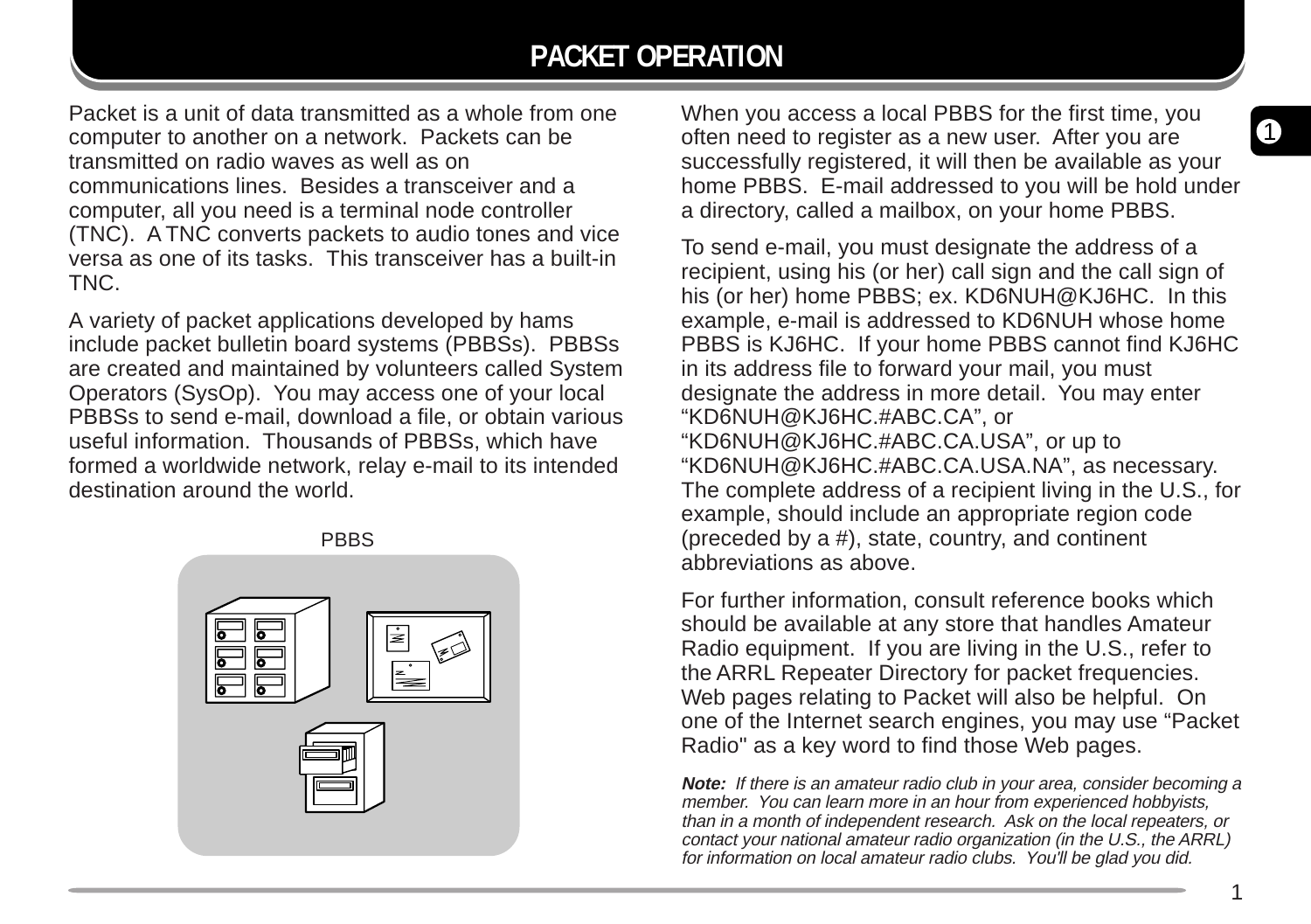# PACKET OPERATION

Packet is a unit of data transmitted as a whole from one computer to another on a network. Packets can be transmitted on radio waves as well as on communications lines. Besides a transceiver and a computer, all you need is a terminal node controller (TNC). A TNC converts packets to audio tones and vice versa as one of its tasks. This transceiver has a built-in TNC.

A variety of packet applications developed by hams include packet bulletin board systems (PBBSs). PBBSs are created and maintained by volunteers called System Operators (SysOp). You may access one of your local PBBSs to send e-mail, download a file, or obtain various useful information. Thousands of PBBSs, which have formed a worldwide network, relay e-mail to its intended destination around the world.

PBBS

When you access a local PBBS for the first time, you often need to register as a new user. After you are successfully registered, it will then be available as your home PBBS. E-mail addressed to you will be hold under a directory, called a mailbox, on your home PBBS.

To send e-mail, you must designate the address of a recipient, using his (or her) call sign and the call sign of his (or her) home PBBS; ex. KD6NUH@KJ6HC. In this example, e-mail is addressed to KD6NUH whose home PBBS is KJ6HC. If your home PBBS cannot find KJ6HC in its address file to forward your mail, you must designate the address in more detail. You may enter "KD6NUH@KJ6HC.#ABC.CA", or "KD6NUH@KJ6HC.#ABC.CA.USA", or up to "KD6NUH@KJ6HC.#ABC.CA.USA.NA", as necessary. The complete address of a recipient living in the U.S., for example, should include an appropriate region code (preceded by a #), state, country, and continent abbreviations as above.

For further information, consult reference books which should be available at any store that handles Amateur Radio equipment. If you are living in the U.S., refer to the ARRL Repeater Directory for packet frequencies. Web pages relating to Packet will also be helpful. On one of the Internet search engines, you may use "Packet Radio" as a key word to find those Web pages.

***Note:*** *If there is an amateur radio club in your area, consider becoming a member. You can learn more in an hour from experienced hobbyists, than in a month of independent research. Ask on the local repeaters, or contact your national amateur radio organization (in the U.S., the ARRL) for information on local amateur radio clubs. You'll be glad you did.*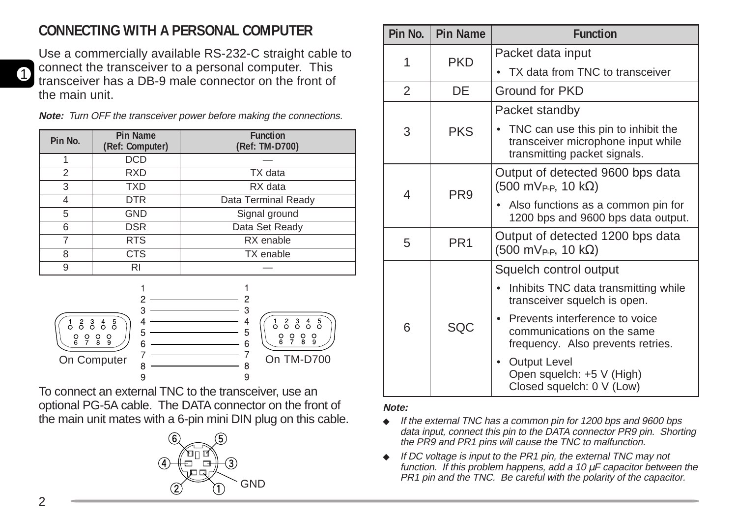## CONNECTING WITH A PERSONAL COMPUTER

Use a commercially available RS-232-C straight cable to connect the transceiver to a personal computer. This transceiver has a DB-9 male connector on the front of the main unit.

***Note:*** *Turn OFF the transceiver power before making the connections.*

| Pin No. | Pin Name (Ref: Computer) | Function (Ref: TM-D700) |
|---|---|---|
| 1 | DCD | — |
| 2 | RXD | TX data |
| 3 | TXD | RX data |
| 4 | DTR | Data Terminal Ready |
| 5 | GND | Signal ground |
| 6 | DSR | Data Set Ready |
| 7 | RTS | RX enable |
| 8 | CTS | TX enable |
| 9 | RI | — |

On Computer    On TM-D700

To connect an external TNC to the transceiver, use an optional PG-5A cable. The DATA connector on the front of the main unit mates with a 6-pin mini DIN plug on this cable.

GND

| Pin No. | Pin Name | Function |
|---|---|---|
| 1 | PKD | Packet data input<br>• TX data from TNC to transceiver |
| 2 | DE | Ground for PKD |
| 3 | PKS | Packet standby<br>• TNC can use this pin to inhibit the transceiver microphone input while transmitting packet signals. |
| 4 | PR9 | Output of detected 9600 bps data (500 $mV_{P-P}$, 10 kΩ)<br>• Also functions as a common pin for 1200 bps and 9600 bps data output. |
| 5 | PR1 | Output of detected 1200 bps data (500 $mV_{P-P}$, 10 kΩ) |
| 6 | SQC | Squelch control output<br>• Inhibits TNC data transmitting while transceiver squelch is open.<br>• Prevents interference to voice communications on the same frequency. Also prevents retries.<br>• Output Level<br>Open squelch: +5 V (High)<br>Closed squelch: 0 V (Low) |

***Note:***

- *If the external TNC has a common pin for 1200 bps and 9600 bps data input, connect this pin to the DATA connector PR9 pin. Shorting the PR9 and PR1 pins will cause the TNC to malfunction.*
- *If DC voltage is input to the PR1 pin, the external TNC may not function. If this problem happens, add a 10 µF capacitor between the PR1 pin and the TNC. Be careful with the polarity of the capacitor.*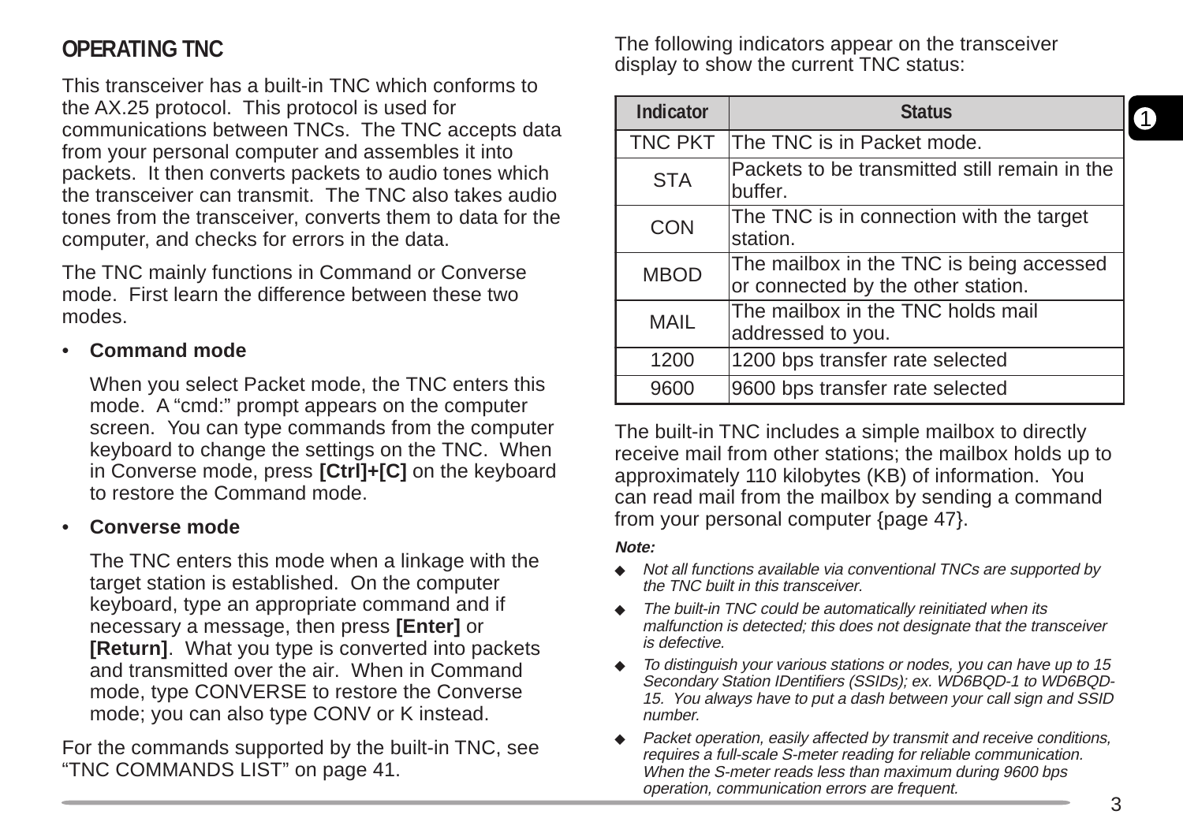## OPERATING TNC

This transceiver has a built-in TNC which conforms to the AX.25 protocol. This protocol is used for communications between TNCs. The TNC accepts data from your personal computer and assembles it into packets. It then converts packets to audio tones which the transceiver can transmit. The TNC also takes audio tones from the transceiver, converts them to data for the computer, and checks for errors in the data.

The TNC mainly functions in Command or Converse mode. First learn the difference between these two modes.

- **Command mode**

  When you select Packet mode, the TNC enters this mode. A "cmd:" prompt appears on the computer screen. You can type commands from the computer keyboard to change the settings on the TNC. When in Converse mode, press **[Ctrl]+[C]** on the keyboard to restore the Command mode.

- **Converse mode**

  The TNC enters this mode when a linkage with the target station is established. On the computer keyboard, type an appropriate command and if necessary a message, then press **[Enter]** or **[Return]**. What you type is converted into packets and transmitted over the air. When in Command mode, type CONVERSE to restore the Converse mode; you can also type CONV or K instead.

For the commands supported by the built-in TNC, see "TNC COMMANDS LIST" on page 41.

The following indicators appear on the transceiver display to show the current TNC status:

| Indicator | Status |
|---|---|
| TNC PKT | The TNC is in Packet mode. |
| STA | Packets to be transmitted still remain in the buffer. |
| CON | The TNC is in connection with the target station. |
| MBOD | The mailbox in the TNC is being accessed or connected by the other station. |
| MAIL | The mailbox in the TNC holds mail addressed to you. |
| 1200 | 1200 bps transfer rate selected |
| 9600 | 9600 bps transfer rate selected |

The built-in TNC includes a simple mailbox to directly receive mail from other stations; the mailbox holds up to approximately 110 kilobytes (KB) of information. You can read mail from the mailbox by sending a command from your personal computer {page 47}.

***Note:***

- *Not all functions available via conventional TNCs are supported by the TNC built in this transceiver.*
- *The built-in TNC could be automatically reinitiated when its malfunction is detected; this does not designate that the transceiver is defective.*
- *To distinguish your various stations or nodes, you can have up to 15 Secondary Station IDentifiers (SSIDs); ex. WD6BQD-1 to WD6BQD-15. You always have to put a dash between your call sign and SSID number.*
- *Packet operation, easily affected by transmit and receive conditions, requires a full-scale S-meter reading for reliable communication. When the S-meter reads less than maximum during 9600 bps operation, communication errors are frequent.*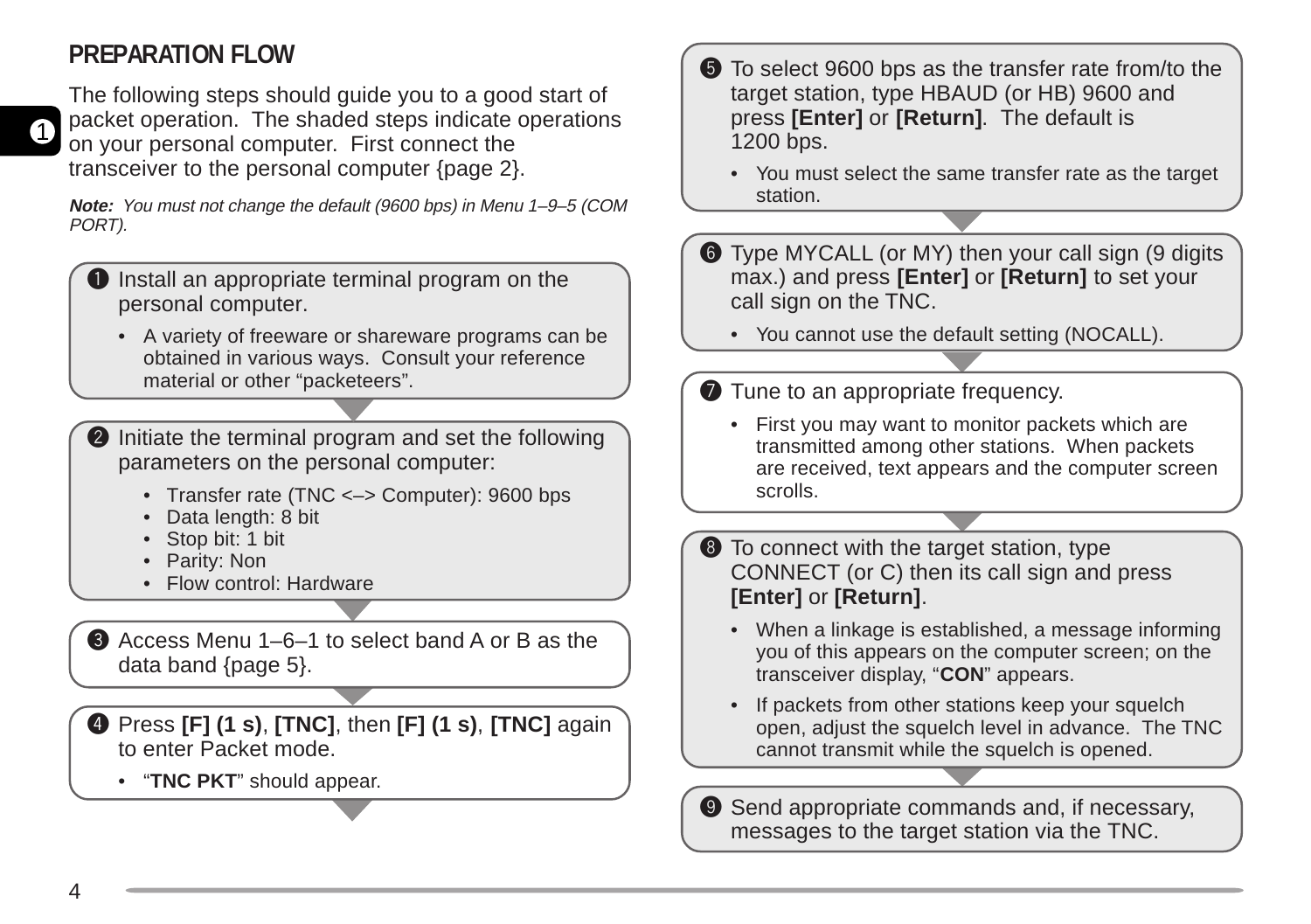## PREPARATION FLOW

The following steps should guide you to a good start of packet operation. The shaded steps indicate operations on your personal computer. First connect the transceiver to the personal computer {page 2}.

***Note:*** *You must not change the default (9600 bps) in Menu 1–9–5 (COM PORT).*

❶ Install an appropriate terminal program on the personal computer.

- A variety of freeware or shareware programs can be obtained in various ways. Consult your reference material or other "packeteers".

❷ Initiate the terminal program and set the following parameters on the personal computer:

- Transfer rate (TNC <–> Computer): 9600 bps
- Data length: 8 bit
- Stop bit: 1 bit
- Parity: Non
- Flow control: Hardware

❸ Access Menu 1–6–1 to select band A or B as the data band {page 5}.

❹ Press **[F] (1 s)**, **[TNC]**, then **[F] (1 s)**, **[TNC]** again to enter Packet mode.

- "**TNC PKT**" should appear.

❺ To select 9600 bps as the transfer rate from/to the target station, type HBAUD (or HB) 9600 and press **[Enter]** or **[Return]**. The default is 1200 bps.

- You must select the same transfer rate as the target station.

❻ Type MYCALL (or MY) then your call sign (9 digits max.) and press **[Enter]** or **[Return]** to set your call sign on the TNC.

- You cannot use the default setting (NOCALL).

❼ Tune to an appropriate frequency.

- First you may want to monitor packets which are transmitted among other stations. When packets are received, text appears and the computer screen scrolls.

❽ To connect with the target station, type CONNECT (or C) then its call sign and press **[Enter]** or **[Return]**.

- When a linkage is established, a message informing you of this appears on the computer screen; on the transceiver display, "**CON**" appears.
- If packets from other stations keep your squelch open, adjust the squelch level in advance. The TNC cannot transmit while the squelch is opened.

❾ Send appropriate commands and, if necessary, messages to the target station via the TNC.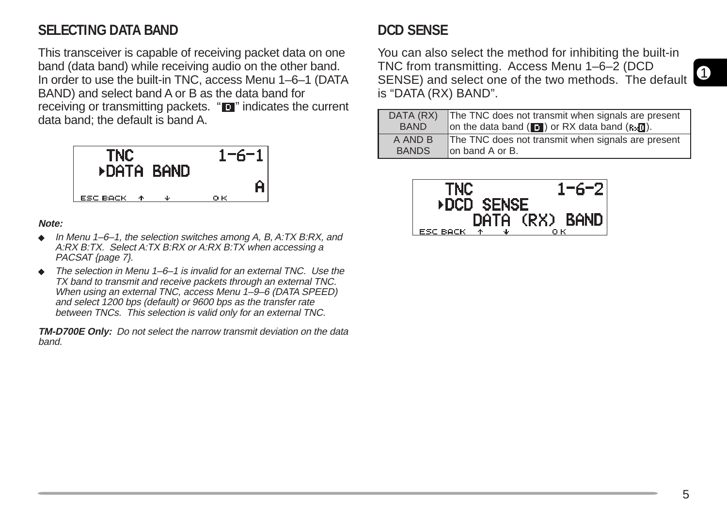## SELECTING DATA BAND

This transceiver is capable of receiving packet data on one band (data band) while receiving audio on the other band. In order to use the built-in TNC, access Menu 1–6–1 (DATA BAND) and select band A or B as the data band for receiving or transmitting packets. "D" indicates the current data band; the default is band A.

```
TNC                1-6-1
 ▸DATA BAND
                       A
ESC BACK  ↑   ↓      OK
```

***Note:***

- *In Menu 1–6–1, the selection switches among A, B, A:TX B:RX, and A:RX B:TX. Select A:TX B:RX or A:RX B:TX when accessing a PACSAT {page 7}.*
- *The selection in Menu 1–6–1 is invalid for an external TNC. Use the TX band to transmit and receive packets through an external TNC. When using an external TNC, access Menu 1–9–6 (DATA SPEED) and select 1200 bps (default) or 9600 bps as the transfer rate between TNCs. This selection is valid only for an external TNC.*

***TM-D700E Only:*** *Do not select the narrow transmit deviation on the data band.*

## DCD SENSE

You can also select the method for inhibiting the built-in TNC from transmitting. Access Menu 1–6–2 (DCD SENSE) and select one of the two methods. The default is "DATA (RX) BAND".

| | |
|---|---|
| DATA (RX) BAND | The TNC does not transmit when signals are present on the data band (D) or RX data band (RxD). |
| A AND B BANDS | The TNC does not transmit when signals are present on band A or B. |

```
TNC                1-6-2
 ▸DCD SENSE
      DATA (RX) BAND
ESC BACK  ↑   ↓      OK
```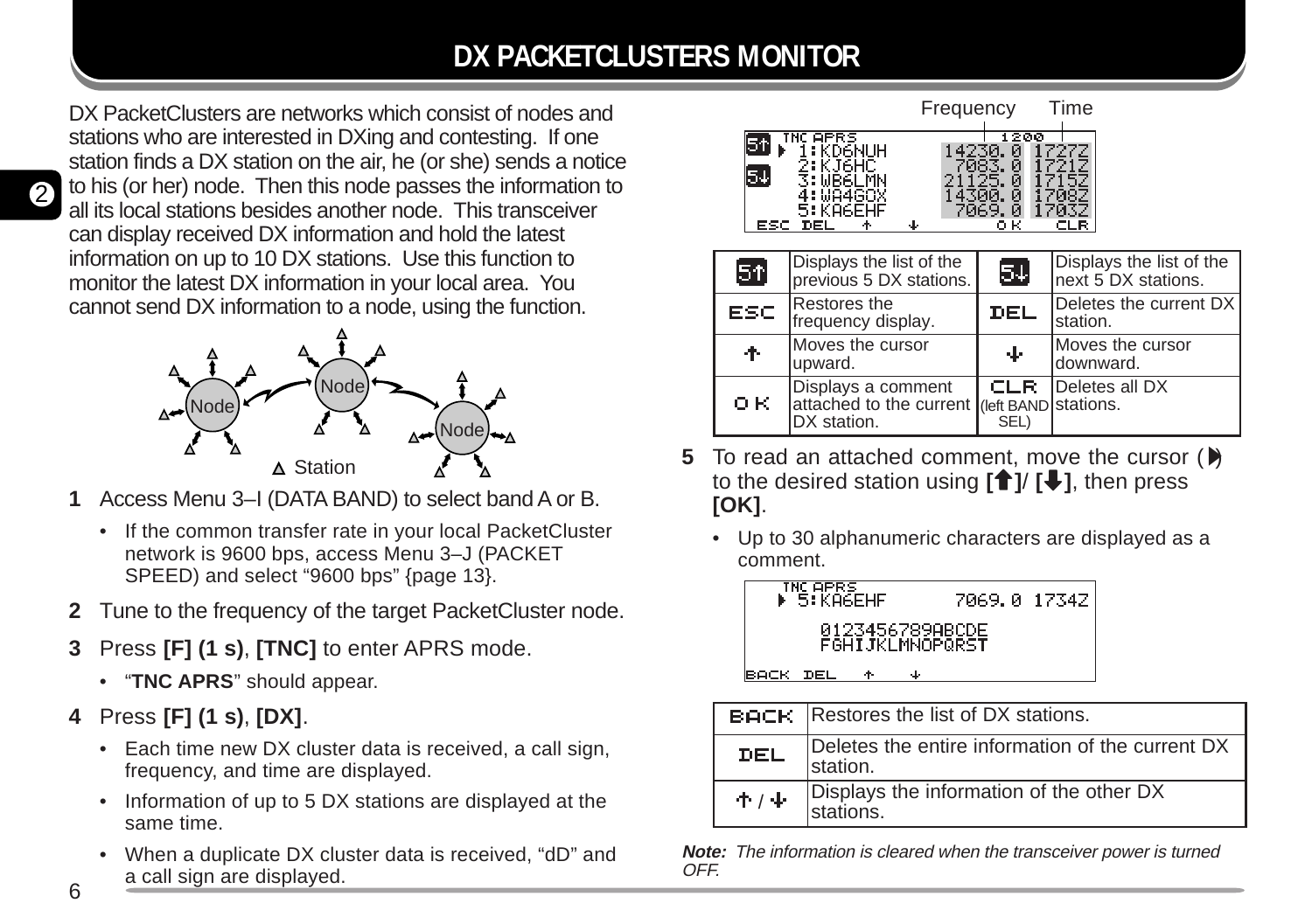# DX PACKETCLUSTERS MONITOR

DX PacketClusters are networks which consist of nodes and stations who are interested in DXing and contesting. If one station finds a DX station on the air, he (or she) sends a notice to his (or her) node. Then this node passes the information to all its local stations besides another node. This transceiver can display received DX information and hold the latest information on up to 10 DX stations. Use this function to monitor the latest DX information in your local area. You cannot send DX information to a node, using the function.

Node Node Node

Station

**1** Access Menu 3–I (DATA BAND) to select band A or B.

- If the common transfer rate in your local PacketCluster network is 9600 bps, access Menu 3–J (PACKET SPEED) and select “9600 bps” {page 13}.

**2** Tune to the frequency of the target PacketCluster node.

**3** Press **[F] (1 s)**, **[TNC]** to enter APRS mode.

- “**TNC APRS**” should appear.

**4** Press **[F] (1 s)**, **[DX]**.

- Each time new DX cluster data is received, a call sign, frequency, and time are displayed.
- Information of up to 5 DX stations are displayed at the same time.
- When a duplicate DX cluster data is received, “dD” and a call sign are displayed.

Frequency Time

```
TNC APRS            1200
 1:KD6NUH    14230.0 1727Z
 2:KJ6HC      7083.0 1721Z
 3:WB6LMN    21125.0 1715Z
 4:WA4GOX    14300.0 1708Z
 5:KA6EHF     7069.0 1703Z
ESC DEL ↑ ↓      OK    CLR
```

| | | | |
|---|---|---|---|
| 5↑ | Displays the list of the previous 5 DX stations. | 5↓ | Displays the list of the next 5 DX stations. |
| ESC | Restores the frequency display. | DEL | Deletes the current DX station. |
| ↑ | Moves the cursor upward. | ↓ | Moves the cursor downward. |
| OK | Displays a comment attached to the current DX station. | CLR (left BAND SEL) | Deletes all DX stations. |

**5** To read an attached comment, move the cursor (▶) to the desired station using **[↑]**/ **[↓]**, then press **[OK]**.

- Up to 30 alphanumeric characters are displayed as a comment.

```
TNC APRS
 5:KA6EHF      7069.0 1734Z

   0123456789ABCDE
   FGHIJKLMNOPQRST
BACK DEL ↑ ↓
```

| | |
|---|---|
| BACK | Restores the list of DX stations. |
| DEL | Deletes the entire information of the current DX station. |
| ↑ / ↓ | Displays the information of the other DX stations. |

***Note:*** *The information is cleared when the transceiver power is turned OFF.*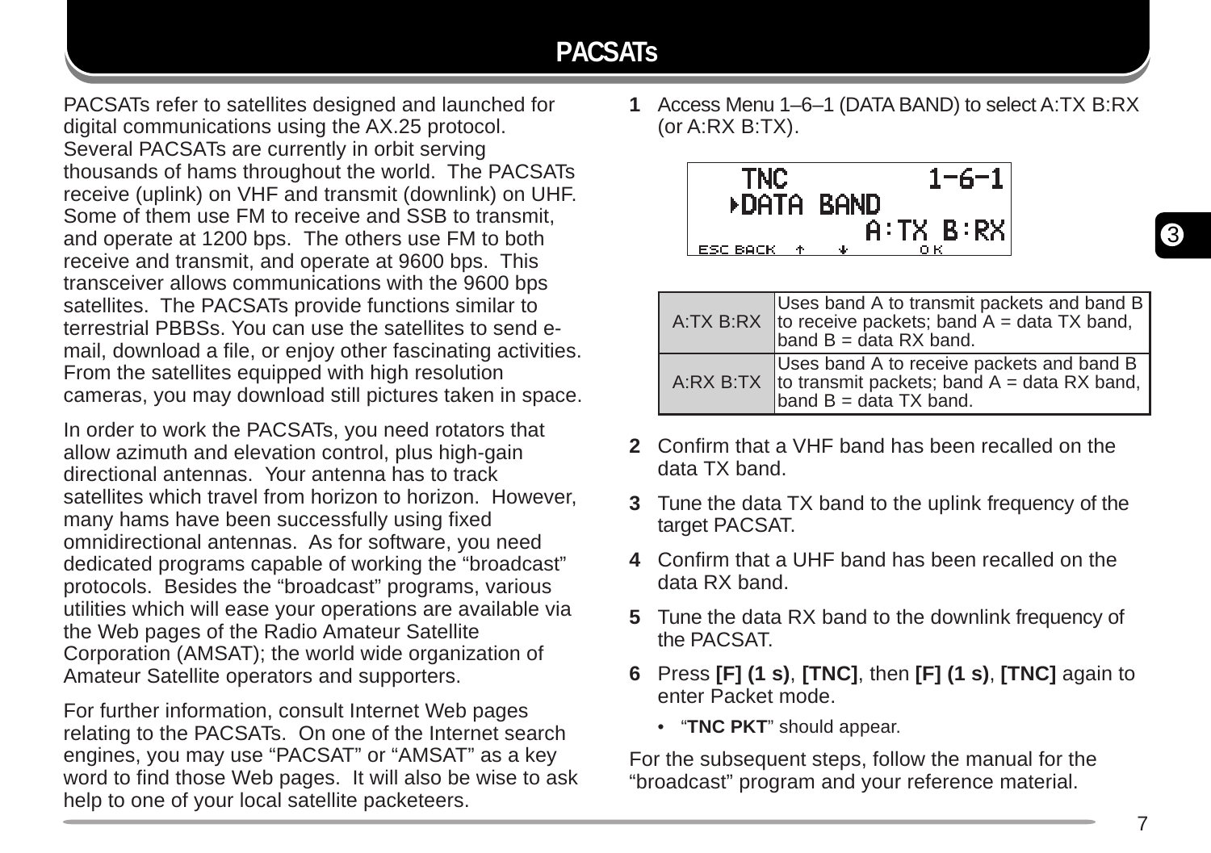# PACSATs

PACSATs refer to satellites designed and launched for digital communications using the AX.25 protocol. Several PACSATs are currently in orbit serving thousands of hams throughout the world. The PACSATs receive (uplink) on VHF and transmit (downlink) on UHF. Some of them use FM to receive and SSB to transmit, and operate at 1200 bps. The others use FM to both receive and transmit, and operate at 9600 bps. This transceiver allows communications with the 9600 bps satellites. The PACSATs provide functions similar to terrestrial PBBSs. You can use the satellites to send e-mail, download a file, or enjoy other fascinating activities. From the satellites equipped with high resolution cameras, you may download still pictures taken in space.

In order to work the PACSATs, you need rotators that allow azimuth and elevation control, plus high-gain directional antennas. Your antenna has to track satellites which travel from horizon to horizon. However, many hams have been successfully using fixed omnidirectional antennas. As for software, you need dedicated programs capable of working the "broadcast" protocols. Besides the "broadcast" programs, various utilities which will ease your operations are available via the Web pages of the Radio Amateur Satellite Corporation (AMSAT); the world wide organization of Amateur Satellite operators and supporters.

For further information, consult Internet Web pages relating to the PACSATs. On one of the Internet search engines, you may use "PACSAT" or "AMSAT" as a key word to find those Web pages. It will also be wise to ask help to one of your local satellite packeteers.

**1** Access Menu 1–6–1 (DATA BAND) to select A:TX B:RX (or A:RX B:TX).

```
TNC            1–6–1
▸DATA BAND
           A:TX B:RX
ESC BACK  ↑   ↓    OK
```

| | |
|---|---|
| A:TX B:RX | Uses band A to transmit packets and band B to receive packets; band A = data TX band, band B = data RX band. |
| A:RX B:TX | Uses band A to receive packets and band B to transmit packets; band A = data RX band, band B = data TX band. |

**2** Confirm that a VHF band has been recalled on the data TX band.

**3** Tune the data TX band to the uplink frequency of the target PACSAT.

**4** Confirm that a UHF band has been recalled on the data RX band.

**5** Tune the data RX band to the downlink frequency of the PACSAT.

**6** Press **[F] (1 s)**, **[TNC]**, then **[F] (1 s)**, **[TNC]** again to enter Packet mode.

- "**TNC PKT**" should appear.

For the subsequent steps, follow the manual for the "broadcast" program and your reference material.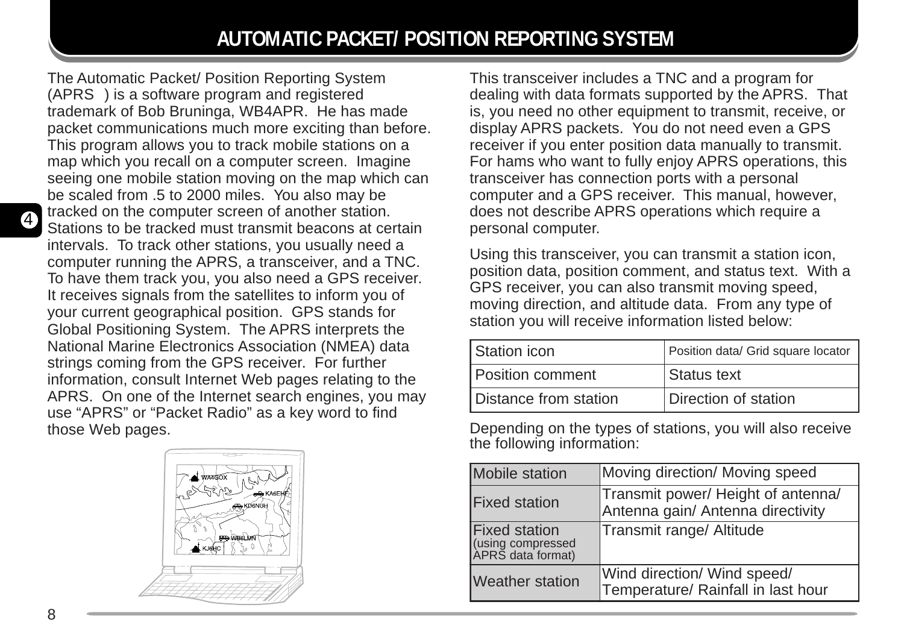# AUTOMATIC PACKET/ POSITION REPORTING SYSTEM

The Automatic Packet/ Position Reporting System (APRS ) is a software program and registered trademark of Bob Bruninga, WB4APR. He has made packet communications much more exciting than before. This program allows you to track mobile stations on a map which you recall on a computer screen. Imagine seeing one mobile station moving on the map which can be scaled from .5 to 2000 miles. You also may be tracked on the computer screen of another station. Stations to be tracked must transmit beacons at certain intervals. To track other stations, you usually need a computer running the APRS, a transceiver, and a TNC. To have them track you, you also need a GPS receiver. It receives signals from the satellites to inform you of your current geographical position. GPS stands for Global Positioning System. The APRS interprets the National Marine Electronics Association (NMEA) data strings coming from the GPS receiver. For further information, consult Internet Web pages relating to the APRS. On one of the Internet search engines, you may use "APRS" or "Packet Radio" as a key word to find those Web pages.

This transceiver includes a TNC and a program for dealing with data formats supported by the APRS. That is, you need no other equipment to transmit, receive, or display APRS packets. You do not need even a GPS receiver if you enter position data manually to transmit. For hams who want to fully enjoy APRS operations, this transceiver has connection ports with a personal computer and a GPS receiver. This manual, however, does not describe APRS operations which require a personal computer.

Using this transceiver, you can transmit a station icon, position data, position comment, and status text. With a GPS receiver, you can also transmit moving speed, moving direction, and altitude data. From any type of station you will receive information listed below:

| Station icon | Position data/ Grid square locator |
|---|---|
| Position comment | Status text |
| Distance from station | Direction of station |

Depending on the types of stations, you will also receive the following information:

| Station type | Information |
|---|---|
| Mobile station | Moving direction/ Moving speed |
| Fixed station | Transmit power/ Height of antenna/ Antenna gain/ Antenna directivity |
| Fixed station (using compressed APRS data format) | Transmit range/ Altitude |
| Weather station | Wind direction/ Wind speed/ Temperature/ Rainfall in last hour |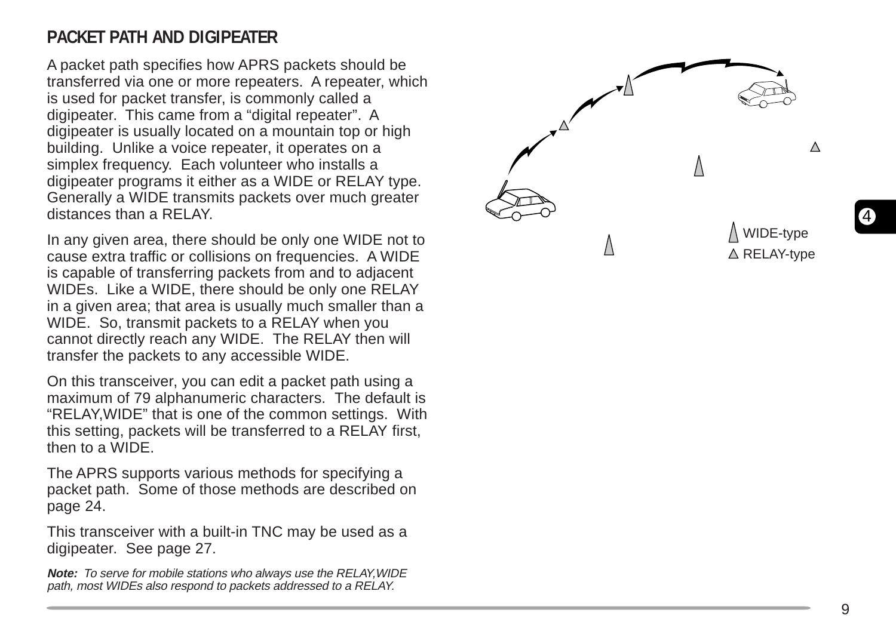## PACKET PATH AND DIGIPEATER

A packet path specifies how APRS packets should be transferred via one or more repeaters. A repeater, which is used for packet transfer, is commonly called a digipeater. This came from a "digital repeater". A digipeater is usually located on a mountain top or high building. Unlike a voice repeater, it operates on a simplex frequency. Each volunteer who installs a digipeater programs it either as a WIDE or RELAY type. Generally a WIDE transmits packets over much greater distances than a RELAY.

In any given area, there should be only one WIDE not to cause extra traffic or collisions on frequencies. A WIDE is capable of transferring packets from and to adjacent WIDEs. Like a WIDE, there should be only one RELAY in a given area; that area is usually much smaller than a WIDE. So, transmit packets to a RELAY when you cannot directly reach any WIDE. The RELAY then will transfer the packets to any accessible WIDE.

On this transceiver, you can edit a packet path using a maximum of 79 alphanumeric characters. The default is "RELAY,WIDE" that is one of the common settings. With this setting, packets will be transferred to a RELAY first, then to a WIDE.

The APRS supports various methods for specifying a packet path. Some of those methods are described on page 24.

This transceiver with a built-in TNC may be used as a digipeater. See page 27.

***Note:*** *To serve for mobile stations who always use the RELAY,WIDE path, most WIDEs also respond to packets addressed to a RELAY.*

WIDE-type

RELAY-type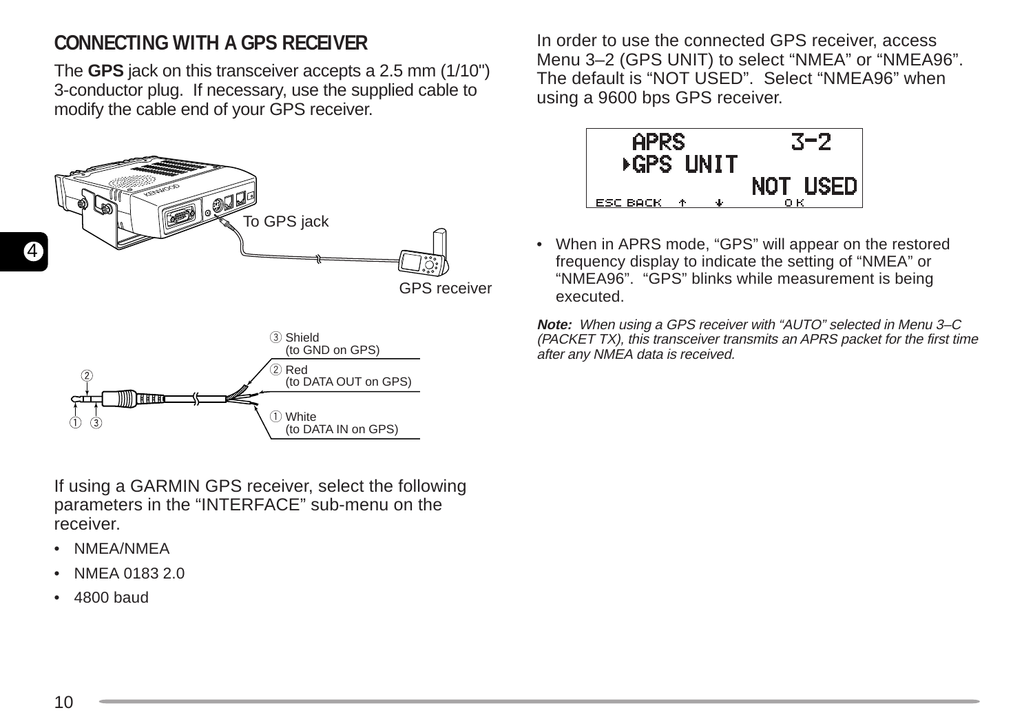## CONNECTING WITH A GPS RECEIVER

The **GPS** jack on this transceiver accepts a 2.5 mm (1/10") 3-conductor plug. If necessary, use the supplied cable to modify the cable end of your GPS receiver.

To GPS jack

GPS receiver

③ Shield (to GND on GPS)

② Red (to DATA OUT on GPS)

① White (to DATA IN on GPS)

If using a GARMIN GPS receiver, select the following parameters in the "INTERFACE" sub-menu on the receiver.

- NMEA/NMEA
- NMEA 0183 2.0
- 4800 baud

In order to use the connected GPS receiver, access Menu 3–2 (GPS UNIT) to select "NMEA" or "NMEA96". The default is "NOT USED". Select "NMEA96" when using a 9600 bps GPS receiver.

```
APRS            3-2
▸GPS UNIT
           NOT USED
ESC BACK  ↑  ↓    OK
```

- When in APRS mode, "GPS" will appear on the restored frequency display to indicate the setting of "NMEA" or "NMEA96". "GPS" blinks while measurement is being executed.

***Note:*** *When using a GPS receiver with "AUTO" selected in Menu 3–C (PACKET TX), this transceiver transmits an APRS packet for the first time after any NMEA data is received.*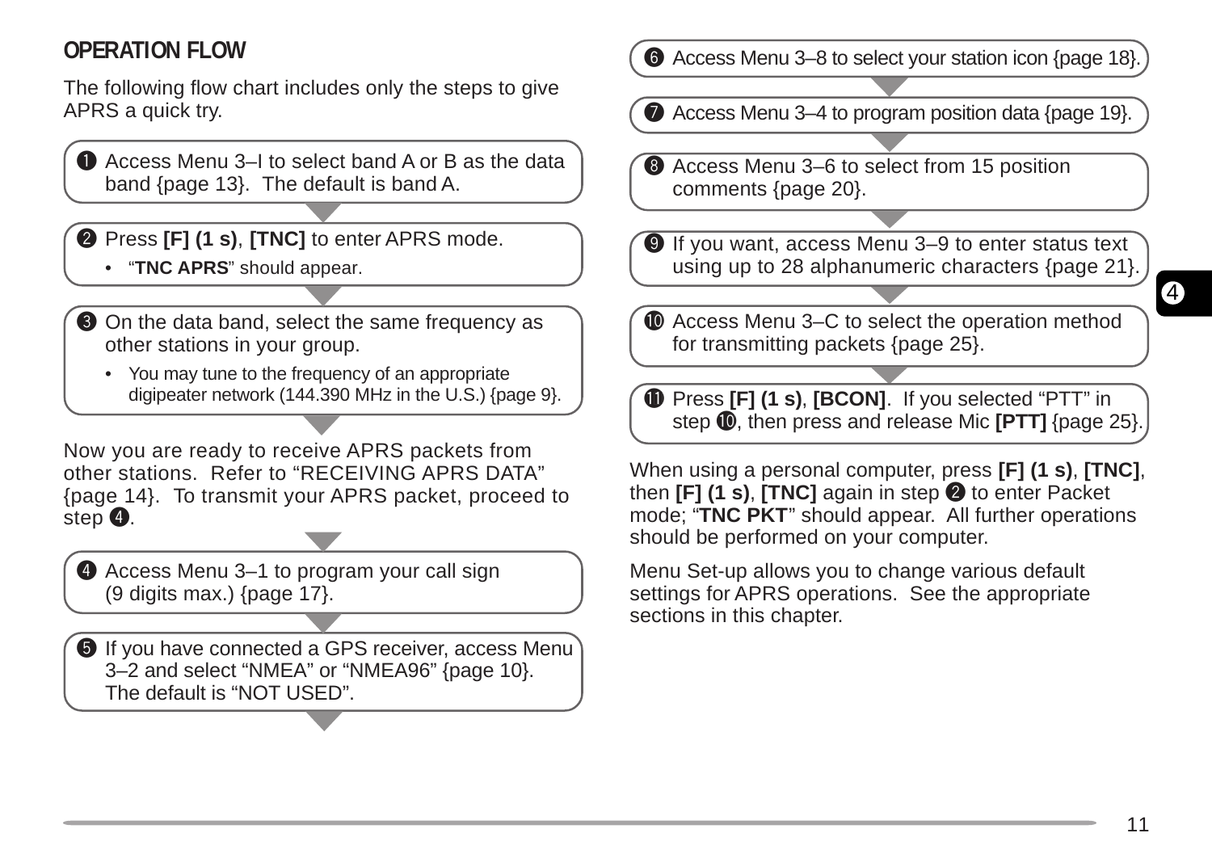## OPERATION FLOW

The following flow chart includes only the steps to give APRS a quick try.

❶ Access Menu 3–I to select band A or B as the data band {page 13}. The default is band A.

❷ Press **[F] (1 s)**, **[TNC]** to enter APRS mode.

- "**TNC APRS**" should appear.

❸ On the data band, select the same frequency as other stations in your group.

- You may tune to the frequency of an appropriate digipeater network (144.390 MHz in the U.S.) {page 9}.

Now you are ready to receive APRS packets from other stations. Refer to "RECEIVING APRS DATA" {page 14}. To transmit your APRS packet, proceed to step ❹.

❹ Access Menu 3–1 to program your call sign (9 digits max.) {page 17}.

❺ If you have connected a GPS receiver, access Menu 3–2 and select "NMEA" or "NMEA96" {page 10}. The default is "NOT USED".

❻ Access Menu 3–8 to select your station icon {page 18}.

❼ Access Menu 3–4 to program position data {page 19}.

❽ Access Menu 3–6 to select from 15 position comments {page 20}.

❾ If you want, access Menu 3–9 to enter status text using up to 28 alphanumeric characters {page 21}.

❿ Access Menu 3–C to select the operation method for transmitting packets {page 25}.

⓫ Press **[F] (1 s)**, **[BCON]**. If you selected "PTT" in step ❿, then press and release Mic **[PTT]** {page 25}.

When using a personal computer, press **[F] (1 s)**, **[TNC]**, then **[F] (1 s)**, **[TNC]** again in step ❷ to enter Packet mode; "**TNC PKT**" should appear. All further operations should be performed on your computer.

Menu Set-up allows you to change various default settings for APRS operations. See the appropriate sections in this chapter.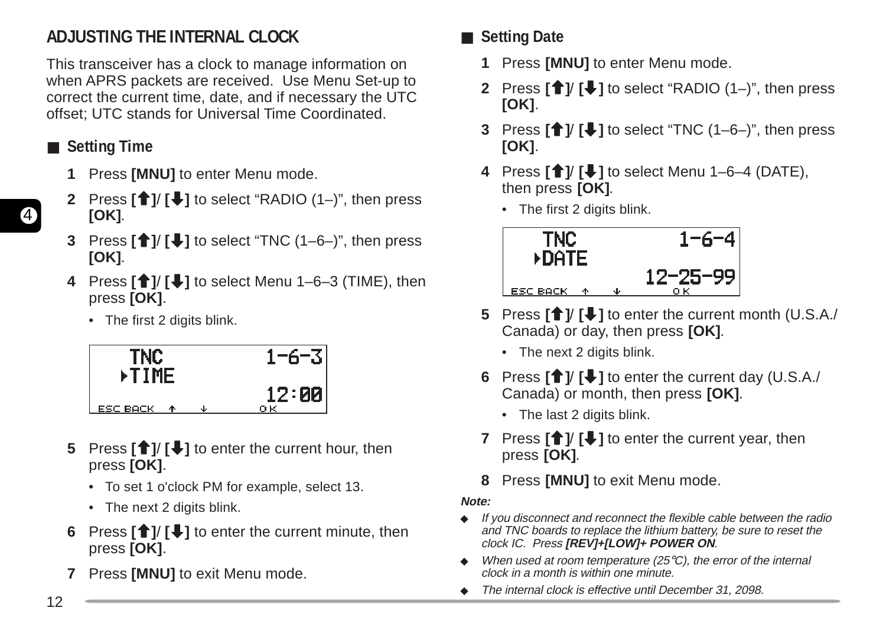## ADJUSTING THE INTERNAL CLOCK

This transceiver has a clock to manage information on when APRS packets are received. Use Menu Set-up to correct the current time, date, and if necessary the UTC offset; UTC stands for Universal Time Coordinated.

### ■ Setting Time

1. Press **[MNU]** to enter Menu mode.
2. Press **[↑]/ [↓]** to select "RADIO (1–)", then press **[OK]**.
3. Press **[↑]/ [↓]** to select "TNC (1–6–)", then press **[OK]**.
4. Press **[↑]/ [↓]** to select Menu 1–6–3 (TIME), then press **[OK]**.
   - The first 2 digits blink.

```
TNC          1-6-3
▸TIME
              12:00
ESC BACK  ↑  ↓     OK
```

5. Press **[↑]/ [↓]** to enter the current hour, then press **[OK]**.
   - To set 1 o'clock PM for example, select 13.
   - The next 2 digits blink.
6. Press **[↑]/ [↓]** to enter the current minute, then press **[OK]**.
7. Press **[MNU]** to exit Menu mode.

### ■ Setting Date

1. Press **[MNU]** to enter Menu mode.
2. Press **[↑]/ [↓]** to select "RADIO (1–)", then press **[OK]**.
3. Press **[↑]/ [↓]** to select "TNC (1–6–)", then press **[OK]**.
4. Press **[↑]/ [↓]** to select Menu 1–6–4 (DATE), then press **[OK]**.
   - The first 2 digits blink.

```
TNC          1-6-4
▸DATE
           12-25-99
ESC BACK  ↑  ↓     OK
```

5. Press **[↑]/ [↓]** to enter the current month (U.S.A./ Canada) or day, then press **[OK]**.
   - The next 2 digits blink.
6. Press **[↑]/ [↓]** to enter the current day (U.S.A./ Canada) or month, then press **[OK]**.
   - The last 2 digits blink.
7. Press **[↑]/ [↓]** to enter the current year, then press **[OK]**.
8. Press **[MNU]** to exit Menu mode.

***Note:***

- *If you disconnect and reconnect the flexible cable between the radio and TNC boards to replace the lithium battery, be sure to reset the clock IC. Press **[REV]+[LOW]+ POWER ON**.*
- *When used at room temperature (25°C), the error of the internal clock in a month is within one minute.*
- *The internal clock is effective until December 31, 2098.*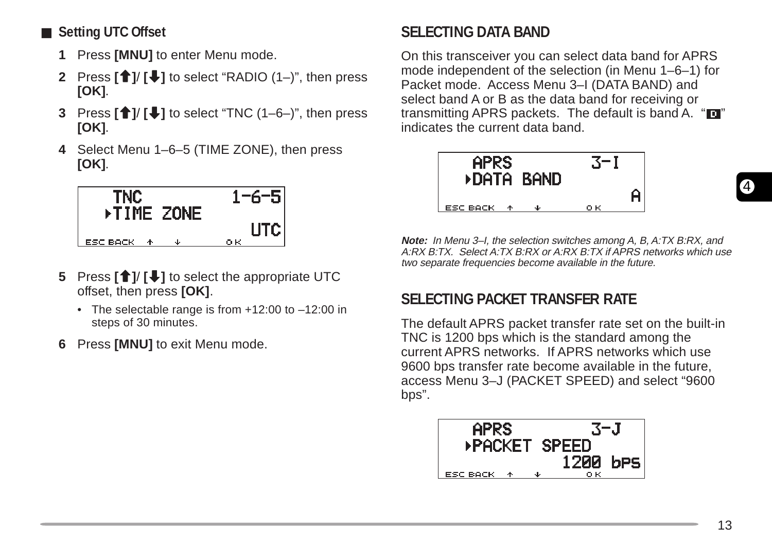## Setting UTC Offset

1. Press **[MNU]** to enter Menu mode.
2. Press **[↑]/ [↓]** to select “RADIO (1–)”, then press **[OK]**.
3. Press **[↑]/ [↓]** to select “TNC (1–6–)”, then press **[OK]**.
4. Select Menu 1–6–5 (TIME ZONE), then press **[OK]**.

```
   TNC          1-6-5
  ▸TIME ZONE
                  UTC
ESC BACK  ↑   ↓      OK
```

5. Press **[↑]/ [↓]** to select the appropriate UTC offset, then press **[OK]**.
   - The selectable range is from +12:00 to –12:00 in steps of 30 minutes.
6. Press **[MNU]** to exit Menu mode.

## SELECTING DATA BAND

On this transceiver you can select data band for APRS mode independent of the selection (in Menu 1–6–1) for Packet mode. Access Menu 3–I (DATA BAND) and select band A or B as the data band for receiving or transmitting APRS packets. The default is band A. “D” indicates the current data band.

```
   APRS          3-I
  ▸DATA BAND
                   A
ESC BACK  ↑   ↓      OK
```

***Note:*** *In Menu 3–I, the selection switches among A, B, A:TX B:RX, and A:RX B:TX. Select A:TX B:RX or A:RX B:TX if APRS networks which use two separate frequencies become available in the future.*

## SELECTING PACKET TRANSFER RATE

The default APRS packet transfer rate set on the built-in TNC is 1200 bps which is the standard among the current APRS networks. If APRS networks which use 9600 bps transfer rate become available in the future, access Menu 3–J (PACKET SPEED) and select “9600 bps”.

```
   APRS          3-J
  ▸PACKET SPEED
             1200 bps
ESC BACK  ↑   ↓      OK
```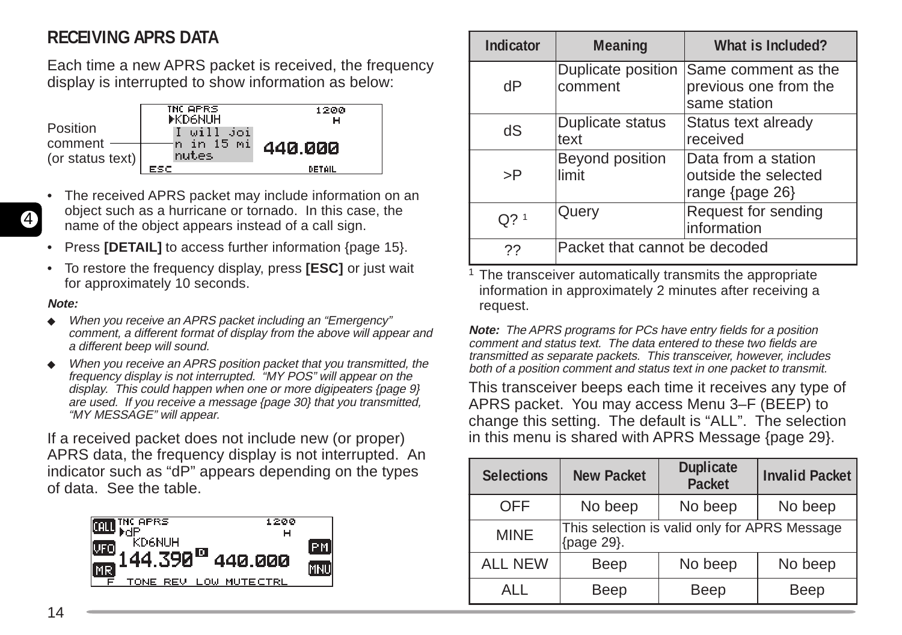## RECEIVING APRS DATA

Each time a new APRS packet is received, the frequency display is interrupted to show information as below:

Position comment (or status text)

- The received APRS packet may include information on an object such as a hurricane or tornado. In this case, the name of the object appears instead of a call sign.
- Press **[DETAIL]** to access further information {page 15}.
- To restore the frequency display, press **[ESC]** or just wait for approximately 10 seconds.

***Note:***

- *When you receive an APRS packet including an "Emergency" comment, a different format of display from the above will appear and a different beep will sound.*
- *When you receive an APRS position packet that you transmitted, the frequency display is not interrupted. "MY POS" will appear on the display. This could happen when one or more digipeaters {page 9} are used. If you receive a message {page 30} that you transmitted, "MY MESSAGE" will appear.*

If a received packet does not include new (or proper) APRS data, the frequency display is not interrupted. An indicator such as "dP" appears depending on the types of data. See the table.

| Indicator | Meaning | What is Included? |
|---|---|---|
| dP | Duplicate position comment | Same comment as the previous one from the same station |
| dS | Duplicate status text | Status text already received |
| >P | Beyond position limit | Data from a station outside the selected range {page 26} |
| Q? [1] | Query | Request for sending information |
| ?? | Packet that cannot be decoded | |

[1] The transceiver automatically transmits the appropriate information in approximately 2 minutes after receiving a request.

***Note:*** *The APRS programs for PCs have entry fields for a position comment and status text. The data entered to these two fields are transmitted as separate packets. This transceiver, however, includes both of a position comment and status text in one packet to transmit.*

This transceiver beeps each time it receives any type of APRS packet. You may access Menu 3–F (BEEP) to change this setting. The default is "ALL". The selection in this menu is shared with APRS Message {page 29}.

| Selections | New Packet | Duplicate Packet | Invalid Packet |
|---|---|---|---|
| OFF | No beep | No beep | No beep |
| MINE | This selection is valid only for APRS Message {page 29}. | | |
| ALL NEW | Beep | No beep | No beep |
| ALL | Beep | Beep | Beep |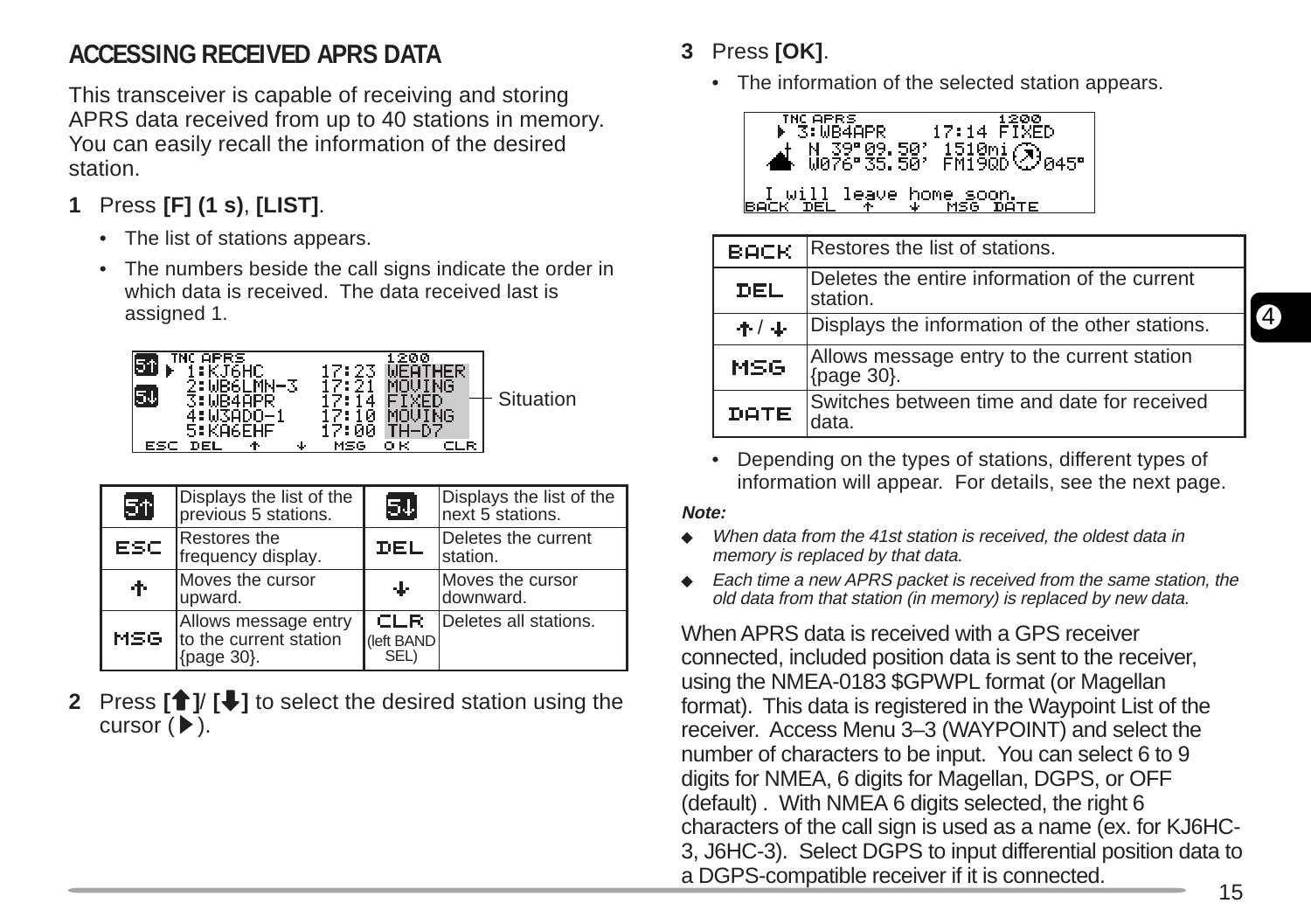## ACCESSING RECEIVED APRS DATA

This transceiver is capable of receiving and storing APRS data received from up to 40 stations in memory. You can easily recall the information of the desired station.

**1** Press **[F] (1 s)**, **[LIST]**.

- The list of stations appears.
- The numbers beside the call signs indicate the order in which data is received. The data received last is assigned 1.

```
TNC APRS              1200
▶ 1:KJ6HC     17:23  WEATHER
  2:WB6LMN-3  17:21  MOVING
  3:WB4APR    17:14  FIXED
  4:W3ADO-1   17:10  MOVING
  5:KA6EHF    17:00  TH-D7
ESC DEL  ↑  ↓  MSG  OK   CLR
```

Situation

| | | | |
|---|---|---|---|
| 5↑ | Displays the list of the previous 5 stations. | 5↓ | Displays the list of the next 5 stations. |
| ESC | Restores the frequency display. | DEL | Deletes the current station. |
| ↑ | Moves the cursor upward. | ↓ | Moves the cursor downward. |
| MSG | Allows message entry to the current station {page 30}. | CLR (left BAND SEL) | Deletes all stations. |

**2** Press **[↑]**/ **[↓]** to select the desired station using the cursor (▶).

**3** Press **[OK]**.

- The information of the selected station appears.

```
TNC APRS              1200
▶ 3:WB4APR    17:14 FIXED
  N 39°09.50'  1510mi
  W076°35.50'  FM19QD  045°

  I will leave home soon.
BACK DEL  ↑  ↓  MSG DATE
```

| | |
|---|---|
| BACK | Restores the list of stations. |
| DEL | Deletes the entire information of the current station. |
| ↑ / ↓ | Displays the information of the other stations. |
| MSG | Allows message entry to the current station {page 30}. |
| DATE | Switches between time and date for received data. |

- Depending on the types of stations, different types of information will appear. For details, see the next page.

***Note:***

- ◆ *When data from the 41st station is received, the oldest data in memory is replaced by that data.*
- ◆ *Each time a new APRS packet is received from the same station, the old data from that station (in memory) is replaced by new data.*

When APRS data is received with a GPS receiver connected, included position data is sent to the receiver, using the NMEA-0183 $GPWPL format (or Magellan format). This data is registered in the Waypoint List of the receiver. Access Menu 3–3 (WAYPOINT) and select the number of characters to be input. You can select 6 to 9 digits for NMEA, 6 digits for Magellan, DGPS, or OFF (default) . With NMEA 6 digits selected, the right 6 characters of the call sign is used as a name (ex. for KJ6HC-3, J6HC-3). Select DGPS to input differential position data to a DGPS-compatible receiver if it is connected.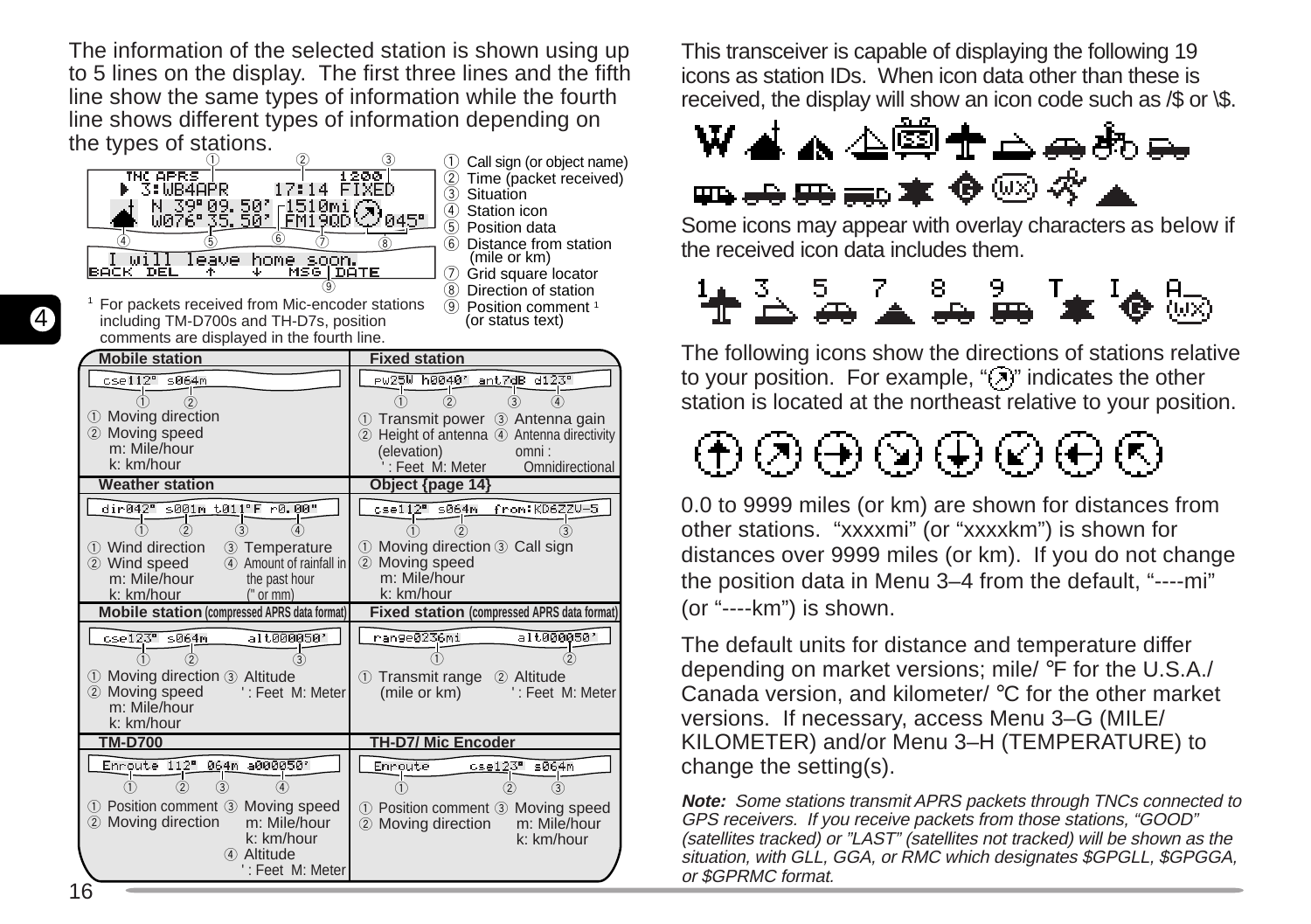The information of the selected station is shown using up to 5 lines on the display. The first three lines and the fifth line show the same types of information while the fourth line shows different types of information depending on the types of stations.

```
 TNC APRS         1200
 ▶ 3:WB4APR   17:14 FIXED
   N 39°09.50' 1510mi
   W076°35.50' FM19QD   045°
 I will leave home soon.
BACK DEL  ↑  ↓  MSG|DATE
```

① Call sign (or object name)
② Time (packet received)
③ Situation
④ Station icon
⑤ Position data
⑥ Distance from station (mile or km)
⑦ Grid square locator
⑧ Direction of station
⑨ Position comment [1] (or status text)

[1] For packets received from Mic-encoder stations including TM-D700s and TH-D7s, position comments are displayed in the fourth line.

| Mobile station | Fixed station |
|---|---|
| `cse112° s064m`<br>① Moving direction<br>② Moving speed<br>m: Mile/hour<br>k: km/hour | `pw25W h0040' ant7dB d123°`<br>① Transmit power<br>② Height of antenna (elevation)<br>' : Feet M: Meter<br>③ Antenna gain<br>④ Antenna directivity<br>omni : Omnidirectional |
| **Weather station** | **Object {page 14}** |
| `dir042° s001m t011°F r0.00"`<br>① Wind direction<br>② Wind speed<br>m: Mile/hour<br>k: km/hour<br>③ Temperature<br>④ Amount of rainfall in the past hour (" or mm) | `cse112° s064m from:KD6ZZV-5`<br>① Moving direction<br>② Moving speed<br>m: Mile/hour<br>k: km/hour<br>③ Call sign |
| **Mobile station** (compressed APRS data format) | **Fixed station** (compressed APRS data format) |
| `cse123° s064m alt000050'`<br>① Moving direction<br>② Moving speed<br>m: Mile/hour<br>k: km/hour<br>③ Altitude<br>' : Feet M: Meter | `range0236mi alt000050'`<br>① Transmit range (mile or km)<br>② Altitude<br>' : Feet M: Meter |
| **TM-D700** | **TH-D7/ Mic Encoder** |
| `Enroute 112° 064m a000050'`<br>① Position comment<br>② Moving direction<br>③ Moving speed<br>m: Mile/hour<br>k: km/hour<br>④ Altitude<br>' : Feet M: Meter | `Enroute cse123° s064m`<br>① Position comment<br>② Moving direction<br>③ Moving speed<br>m: Mile/hour<br>k: km/hour |

This transceiver is capable of displaying the following 19 icons as station IDs. When icon data other than these is received, the display will show an icon code such as /$ or \$.

Some icons may appear with overlay characters as below if the received icon data includes them.

The following icons show the directions of stations relative to your position. For example, "↗" indicates the other station is located at the northeast relative to your position.

0.0 to 9999 miles (or km) are shown for distances from other stations. "xxxxmi" (or "xxxxkm") is shown for distances over 9999 miles (or km). If you do not change the position data in Menu 3–4 from the default, "----mi" (or "----km") is shown.

The default units for distance and temperature differ depending on market versions; mile/ °F for the U.S.A./ Canada version, and kilometer/ °C for the other market versions. If necessary, access Menu 3–G (MILE/ KILOMETER) and/or Menu 3–H (TEMPERATURE) to change the setting(s).

***Note:*** *Some stations transmit APRS packets through TNCs connected to GPS receivers. If you receive packets from those stations, "GOOD" (satellites tracked) or "LAST" (satellites not tracked) will be shown as the situation, with GLL, GGA, or RMC which designates $GPGLL, $GPGGA, or $GPRMC format.*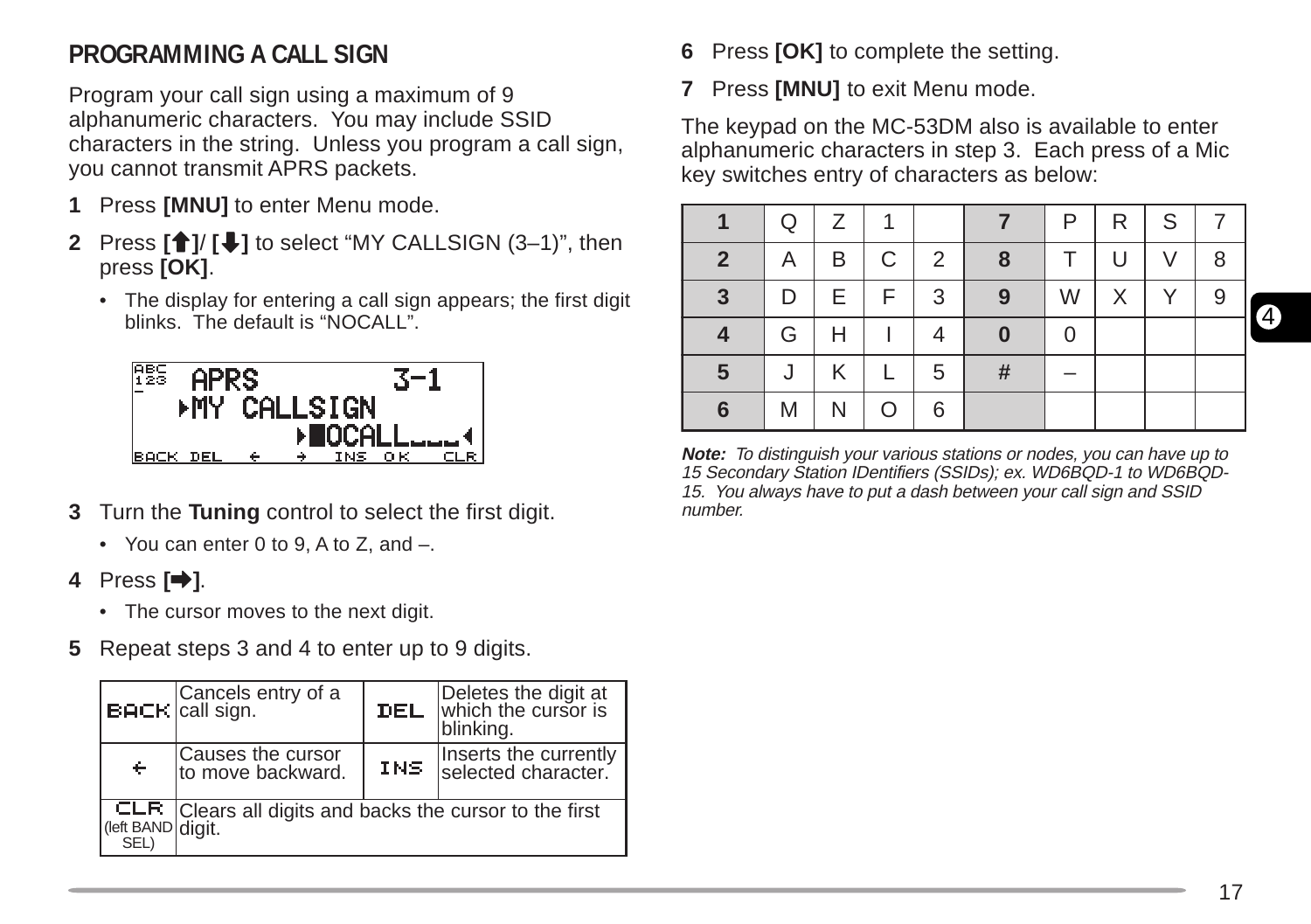## PROGRAMMING A CALL SIGN

Program your call sign using a maximum of 9 alphanumeric characters. You may include SSID characters in the string. Unless you program a call sign, you cannot transmit APRS packets.

**1** Press **[MNU]** to enter Menu mode.

**2** Press **[↑]**/ **[↓]** to select "MY CALLSIGN (3–1)", then press **[OK]**.

- The display for entering a call sign appears; the first digit blinks. The default is "NOCALL".

```
APRS          3-1
 ▸MY CALLSIGN
      ▸■OCALL___◂
BACK DEL ←  →  INS OK   CLR
```

**3** Turn the **Tuning** control to select the first digit.

- You can enter 0 to 9, A to Z, and –.

**4** Press **[➡]**.

- The cursor moves to the next digit.

**5** Repeat steps 3 and 4 to enter up to 9 digits.

| | | | |
|---|---|---|---|
| BACK | Cancels entry of a call sign. | DEL | Deletes the digit at which the cursor is blinking. |
| ← | Causes the cursor to move backward. | INS | Inserts the currently selected character. |
| CLR (left BAND SEL) | Clears all digits and backs the cursor to the first digit. | | |

**6** Press **[OK]** to complete the setting.

**7** Press **[MNU]** to exit Menu mode.

The keypad on the MC-53DM also is available to enter alphanumeric characters in step 3. Each press of a Mic key switches entry of characters as below:

| | | | | | | | | | |
|---|---|---|---|---|---|---|---|---|---|
| **1** | Q | Z | 1 | | **7** | P | R | S | 7 |
| **2** | A | B | C | 2 | **8** | T | U | V | 8 |
| **3** | D | E | F | 3 | **9** | W | X | Y | 9 |
| **4** | G | H | I | 4 | **0** | 0 | | | |
| **5** | J | K | L | 5 | **#** | – | | | |
| **6** | M | N | O | 6 | | | | | |

***Note:*** *To distinguish your various stations or nodes, you can have up to 15 Secondary Station IDentifiers (SSIDs); ex. WD6BQD-1 to WD6BQD-15. You always have to put a dash between your call sign and SSID number.*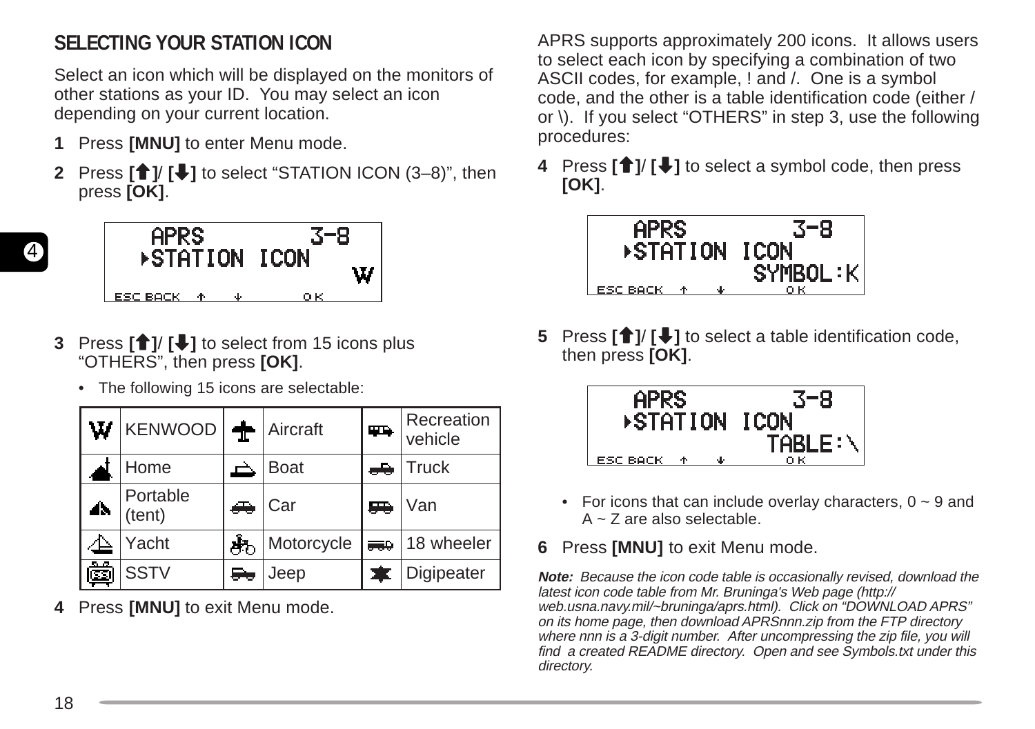## SELECTING YOUR STATION ICON

Select an icon which will be displayed on the monitors of other stations as your ID. You may select an icon depending on your current location.

**1** Press **[MNU]** to enter Menu mode.

**2** Press **[↑]**/ **[↓]** to select "STATION ICON (3–8)", then press **[OK]**.

```
APRS          3-8
▸STATION ICON
                W
ESC BACK  ↑   ↓     OK
```

**3** Press **[↑]**/ **[↓]** to select from 15 icons plus "OTHERS", then press **[OK]**.

- The following 15 icons are selectable:

| Icon | Name | Icon | Name | Icon | Name |
|---|---|---|---|---|---|
| W | KENWOOD | | Aircraft | | Recreation vehicle |
| | Home | | Boat | | Truck |
| | Portable (tent) | | Car | | Van |
| | Yacht | | Motorcycle | | 18 wheeler |
| | SSTV | | Jeep | | Digipeater |

**4** Press **[MNU]** to exit Menu mode.

APRS supports approximately 200 icons. It allows users to select each icon by specifying a combination of two ASCII codes, for example, ! and /. One is a symbol code, and the other is a table identification code (either / or \). If you select "OTHERS" in step 3, use the following procedures:

**4** Press **[↑]**/ **[↓]** to select a symbol code, then press **[OK]**.

```
APRS          3-8
▸STATION ICON
        SYMBOL:K
ESC BACK  ↑   ↓     OK
```

**5** Press **[↑]**/ **[↓]** to select a table identification code, then press **[OK]**.

```
APRS          3-8
▸STATION ICON
         TABLE:\
ESC BACK  ↑   ↓     OK
```

- For icons that can include overlay characters, 0 ~ 9 and A ~ Z are also selectable.

**6** Press **[MNU]** to exit Menu mode.

***Note:*** *Because the icon code table is occasionally revised, download the latest icon code table from Mr. Bruninga's Web page (http://web.usna.navy.mil/~bruninga/aprs.html). Click on "DOWNLOAD APRS" on its home page, then download APRSnnn.zip from the FTP directory where nnn is a 3-digit number. After uncompressing the zip file, you will find a created README directory. Open and see Symbols.txt under this directory.*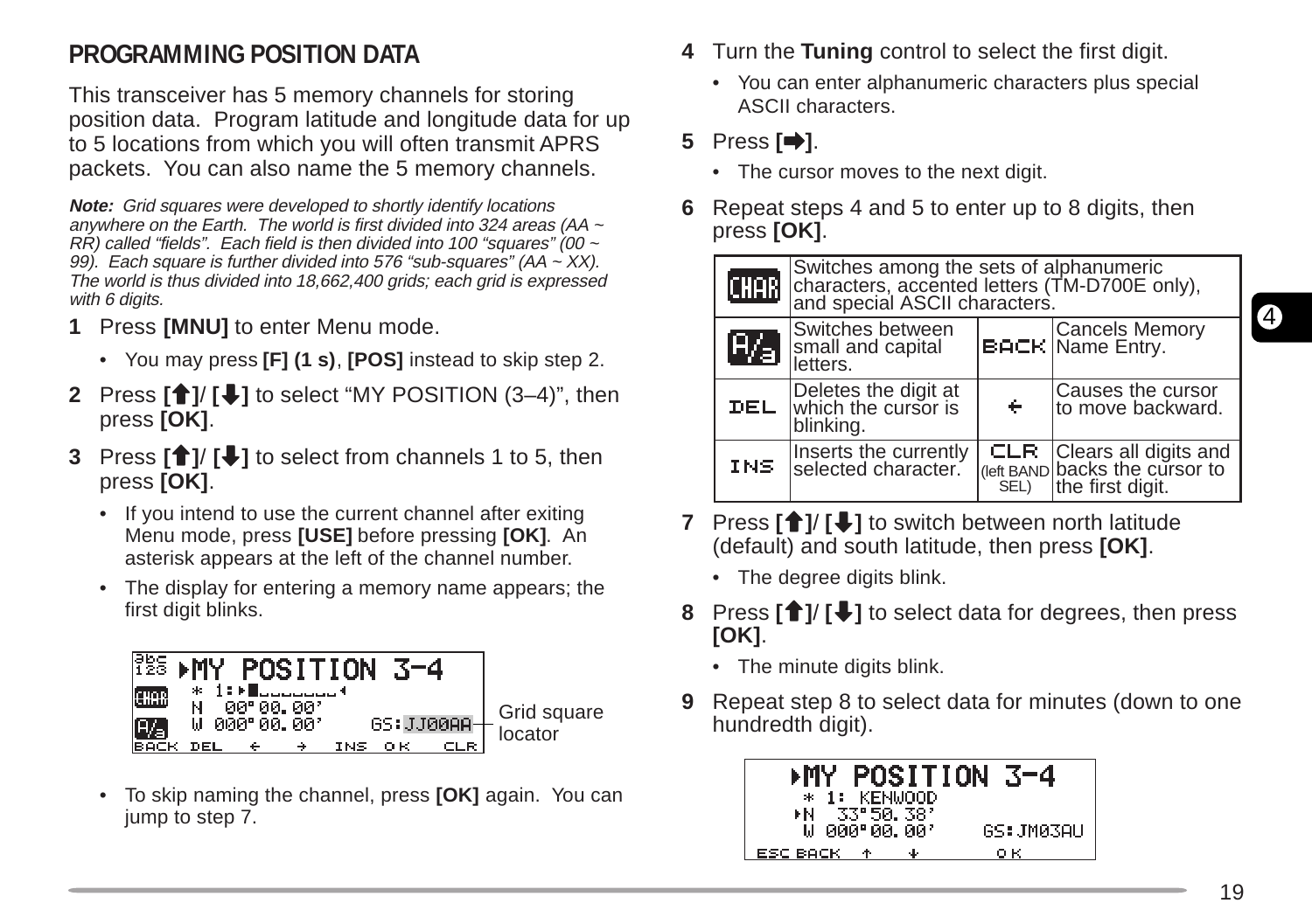## PROGRAMMING POSITION DATA

This transceiver has 5 memory channels for storing position data. Program latitude and longitude data for up to 5 locations from which you will often transmit APRS packets. You can also name the 5 memory channels.

***Note:** Grid squares were developed to shortly identify locations anywhere on the Earth. The world is first divided into 324 areas (AA ~ RR) called "fields". Each field is then divided into 100 "squares" (00 ~ 99). Each square is further divided into 576 "sub-squares" (AA ~ XX). The world is thus divided into 18,662,400 grids; each grid is expressed with 6 digits.*

**1** Press **[MNU]** to enter Menu mode.

- You may press **[F] (1 s)**, **[POS]** instead to skip step 2.

**2** Press **[↑]**/ **[↓]** to select "MY POSITION (3–4)", then press **[OK]**.

**3** Press **[↑]**/ **[↓]** to select from channels 1 to 5, then press **[OK]**.

- If you intend to use the current channel after exiting Menu mode, press **[USE]** before pressing **[OK]**. An asterisk appears at the left of the channel number.
- The display for entering a memory name appears; the first digit blinks.

```
abc ▸MY POSITION 3-4
123
CHAR  * 1:▸■_______◂
      N   00°00.00'
A/a   W 000°00.00'     GS:JJ00AA
BACK DEL  ←   →   INS  OK    CLR
```

Grid square locator

- To skip naming the channel, press **[OK]** again. You can jump to step 7.

**4** Turn the **Tuning** control to select the first digit.

- You can enter alphanumeric characters plus special ASCII characters.

**5** Press **[➡]**.

- The cursor moves to the next digit.

**6** Repeat steps 4 and 5 to enter up to 8 digits, then press **[OK]**.

| | | | |
|---|---|---|---|
| CHAR | Switches among the sets of alphanumeric characters, accented letters (TM-D700E only), and special ASCII characters. | | |
| A/a | Switches between small and capital letters. | BACK | Cancels Memory Name Entry. |
| DEL | Deletes the digit at which the cursor is blinking. | ← | Causes the cursor to move backward. |
| INS | Inserts the currently selected character. | CLR (left BAND SEL) | Clears all digits and backs the cursor to the first digit. |

**7** Press **[↑]**/ **[↓]** to switch between north latitude (default) and south latitude, then press **[OK]**.

- The degree digits blink.

**8** Press **[↑]**/ **[↓]** to select data for degrees, then press **[OK]**.

- The minute digits blink.

**9** Repeat step 8 to select data for minutes (down to one hundredth digit).

```
    ▸MY POSITION 3-4
     * 1: KENWOOD
    ▸N   33°50.38'
     W 000°00.00'     GS:JM03AU
ESC BACK  ↑   ↓         OK
```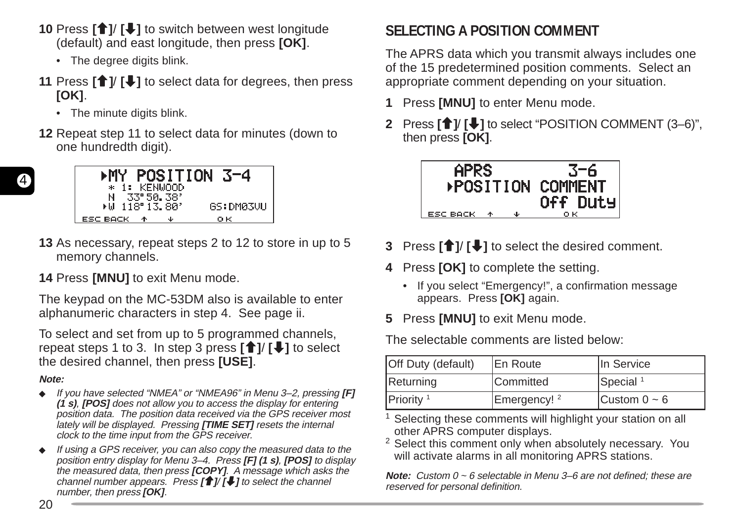**10** Press **[↑]**/ **[↓]** to switch between west longitude (default) and east longitude, then press **[OK]**.

- The degree digits blink.

**11** Press **[↑]**/ **[↓]** to select data for degrees, then press **[OK]**.

- The minute digits blink.

**12** Repeat step 11 to select data for minutes (down to one hundredth digit).

```
▸MY POSITION 3–4
 ＊ 1: KENWOOD
 N  33°50.38'
▸W 118°13.80'    GS:DM03VU
ESC BACK  ↑   ↓      OK
```

**13** As necessary, repeat steps 2 to 12 to store in up to 5 memory channels.

**14** Press **[MNU]** to exit Menu mode.

The keypad on the MC-53DM also is available to enter alphanumeric characters in step 4. See page ii.

To select and set from up to 5 programmed channels, repeat steps 1 to 3. In step 3 press **[↑]**/ **[↓]** to select the desired channel, then press **[USE]**.

***Note:***

- *If you have selected "NMEA" or "NMEA96" in Menu 3–2, pressing **[F] (1 s)**, **[POS]** does not allow you to access the display for entering position data. The position data received via the GPS receiver most lately will be displayed. Pressing **[TIME SET]** resets the internal clock to the time input from the GPS receiver.*
- *If using a GPS receiver, you can also copy the measured data to the position entry display for Menu 3–4. Press **[F] (1 s)**, **[POS]** to display the measured data, then press **[COPY]**. A message which asks the channel number appears. Press **[↑]**/ **[↓]** to select the channel number, then press **[OK]**.*

## SELECTING A POSITION COMMENT

The APRS data which you transmit always includes one of the 15 predetermined position comments. Select an appropriate comment depending on your situation.

**1** Press **[MNU]** to enter Menu mode.

**2** Press **[↑]**/ **[↓]** to select "POSITION COMMENT (3–6)", then press **[OK]**.

```
APRS          3–6
▸POSITION COMMENT
         Off Duty
ESC BACK  ↑   ↓      OK
```

**3** Press **[↑]**/ **[↓]** to select the desired comment.

**4** Press **[OK]** to complete the setting.

- If you select "Emergency!", a confirmation message appears. Press **[OK]** again.

**5** Press **[MNU]** to exit Menu mode.

The selectable comments are listed below:

| Off Duty (default) | En Route | In Service |
|---|---|---|
| Returning | Committed | Special [1] |
| Priority [1] | Emergency! [2] | Custom 0 ~ 6 |

[1] Selecting these comments will highlight your station on all other APRS computer displays.
[2] Select this comment only when absolutely necessary. You will activate alarms in all monitoring APRS stations.

***Note:*** *Custom 0 ~ 6 selectable in Menu 3–6 are not defined; these are reserved for personal definition.*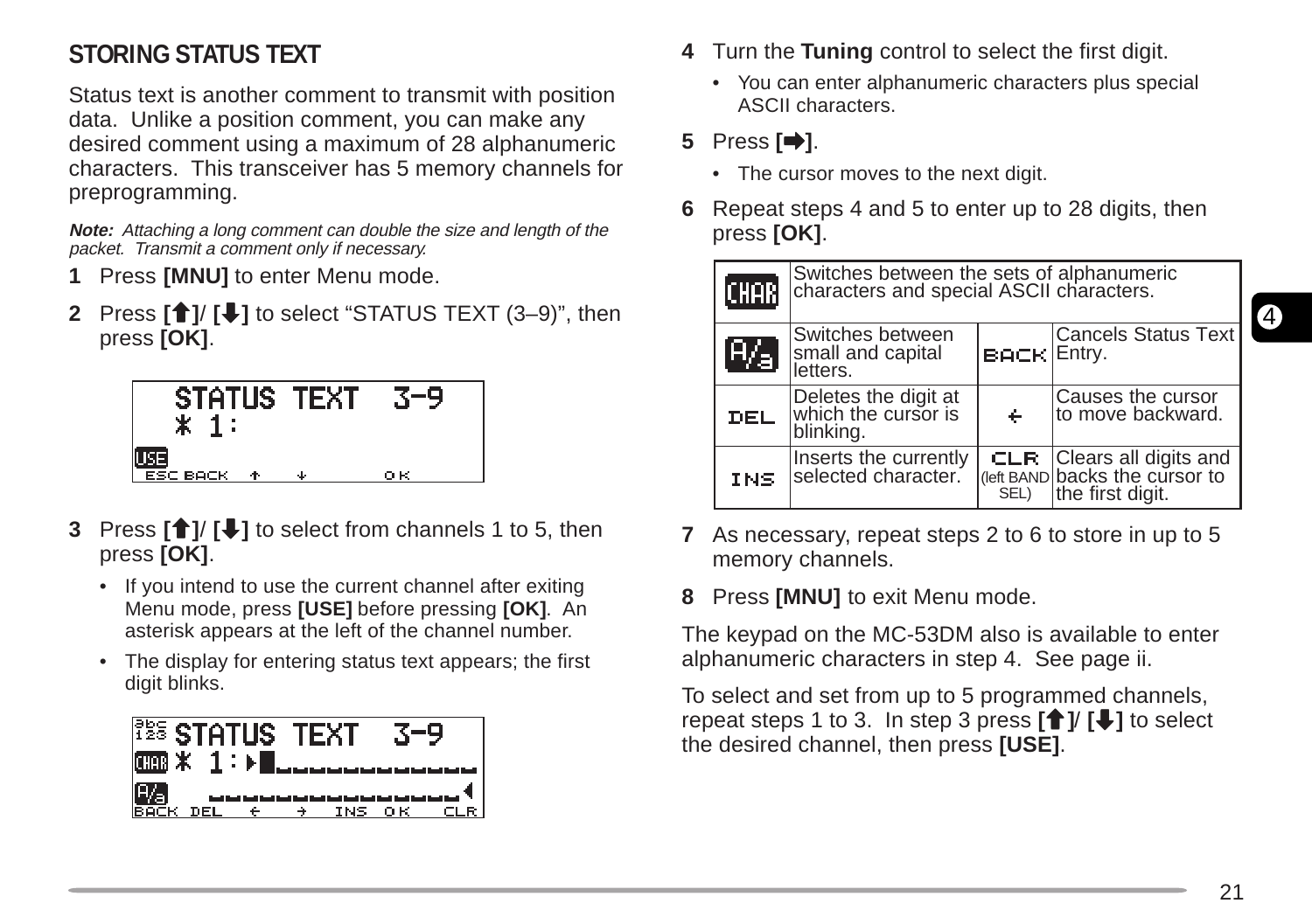## STORING STATUS TEXT

Status text is another comment to transmit with position data. Unlike a position comment, you can make any desired comment using a maximum of 28 alphanumeric characters. This transceiver has 5 memory channels for preprogramming.

***Note:*** *Attaching a long comment can double the size and length of the packet. Transmit a comment only if necessary.*

**1** Press **[MNU]** to enter Menu mode.

**2** Press **[↑]**/ **[↓]** to select "STATUS TEXT (3–9)", then press **[OK]**.

```
STATUS TEXT  3-9
* 1:
USE
ESC BACK  ↑   ↓        OK
```

**3** Press **[↑]**/ **[↓]** to select from channels 1 to 5, then press **[OK]**.

- If you intend to use the current channel after exiting Menu mode, press **[USE]** before pressing **[OK]**. An asterisk appears at the left of the channel number.
- The display for entering status text appears; the first digit blinks.

```
STATUS TEXT  3-9
CHAR * 1:▸█____________
A/a  _______________◂
BACK DEL  ←   →  INS  OK   CLR
```

**4** Turn the **Tuning** control to select the first digit.

- You can enter alphanumeric characters plus special ASCII characters.

**5** Press **[➡]**.

- The cursor moves to the next digit.

**6** Repeat steps 4 and 5 to enter up to 28 digits, then press **[OK]**.

| | | | |
|---|---|---|---|
| CHAR | Switches between the sets of alphanumeric characters and special ASCII characters. | | |
| A/a | Switches between small and capital letters. | BACK | Cancels Status Text Entry. |
| DEL | Deletes the digit at which the cursor is blinking. | ← | Causes the cursor to move backward. |
| INS | Inserts the currently selected character. | CLR (left BAND SEL) | Clears all digits and backs the cursor to the first digit. |

**7** As necessary, repeat steps 2 to 6 to store in up to 5 memory channels.

**8** Press **[MNU]** to exit Menu mode.

The keypad on the MC-53DM also is available to enter alphanumeric characters in step 4. See page ii.

To select and set from up to 5 programmed channels, repeat steps 1 to 3. In step 3 press **[↑]**/ **[↓]** to select the desired channel, then press **[USE]**.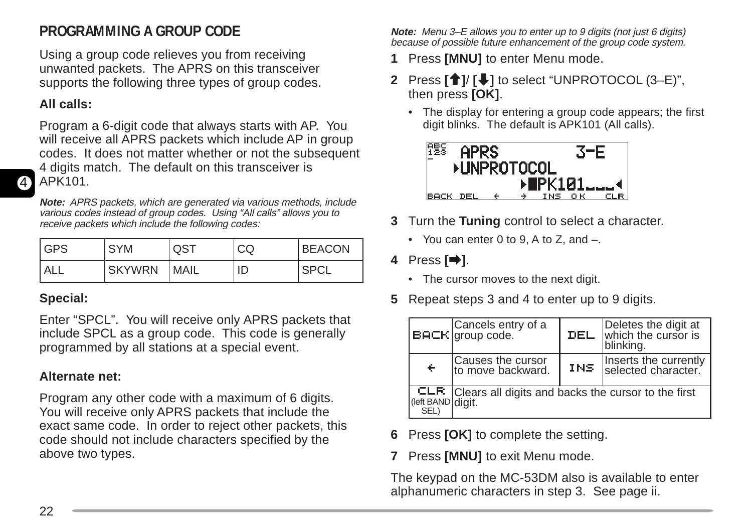## PROGRAMMING A GROUP CODE

Using a group code relieves you from receiving unwanted packets. The APRS on this transceiver supports the following three types of group codes.

**All calls:**

Program a 6-digit code that always starts with AP. You will receive all APRS packets which include AP in group codes. It does not matter whether or not the subsequent 4 digits match. The default on this transceiver is APK101.

***Note:*** *APRS packets, which are generated via various methods, include various codes instead of group codes. Using "All calls" allows you to receive packets which include the following codes:*

| GPS | SYM | QST | CQ | BEACON |
|---|---|---|---|---|
| ALL | SKYWRN | MAIL | ID | SPCL |

**Special:**

Enter "SPCL". You will receive only APRS packets that include SPCL as a group code. This code is generally programmed by all stations at a special event.

**Alternate net:**

Program any other code with a maximum of 6 digits. You will receive only APRS packets that include the exact same code. In order to reject other packets, this code should not include characters specified by the above two types.

***Note:*** *Menu 3–E allows you to enter up to 9 digits (not just 6 digits) because of possible future enhancement of the group code system.*

**1** Press **[MNU]** to enter Menu mode.

**2** Press **[🡅]**/ **[🡇]** to select "UNPROTOCOL (3–E)", then press **[OK]**.

- The display for entering a group code appears; the first digit blinks. The default is APK101 (All calls).

```
APRS          3-E
▸UNPROTOCOL
        ▸█PK101___◂
BACK DEL  ←  →  INS  OK   CLR
```

**3** Turn the **Tuning** control to select a character.

- You can enter 0 to 9, A to Z, and –.

**4** Press **[➡]**.

- The cursor moves to the next digit.

**5** Repeat steps 3 and 4 to enter up to 9 digits.

| BACK | Cancels entry of a group code. | DEL | Deletes the digit at which the cursor is blinking. |
|---|---|---|---|
| ← | Causes the cursor to move backward. | INS | Inserts the currently selected character. |
| CLR (left BAND SEL) | Clears all digits and backs the cursor to the first digit. | | |

**6** Press **[OK]** to complete the setting.

**7** Press **[MNU]** to exit Menu mode.

The keypad on the MC-53DM also is available to enter alphanumeric characters in step 3. See page ii.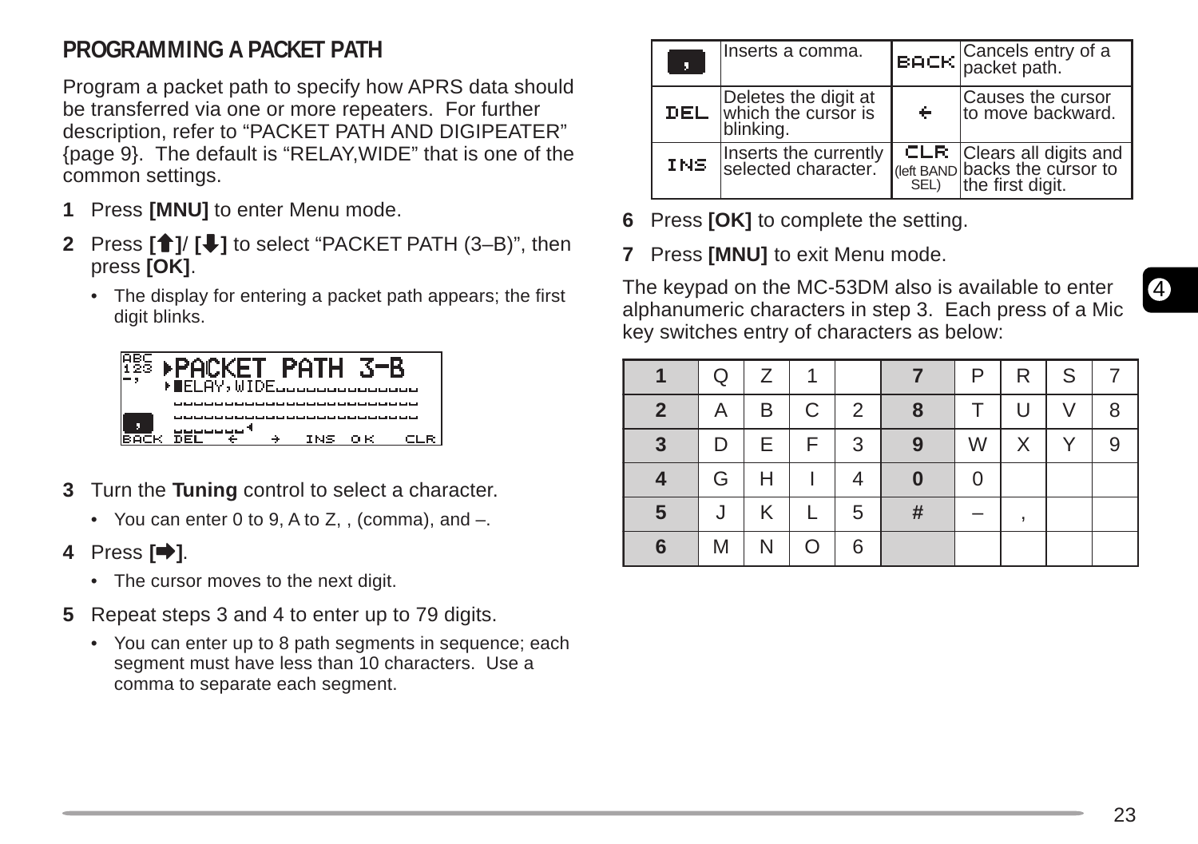## PROGRAMMING A PACKET PATH

Program a packet path to specify how APRS data should be transferred via one or more repeaters. For further description, refer to “PACKET PATH AND DIGIPEATER” {page 9}. The default is “RELAY,WIDE” that is one of the common settings.

**1** Press **[MNU]** to enter Menu mode.

**2** Press **[↑]**/ **[↓]** to select “PACKET PATH (3–B)”, then press **[OK]**.

- The display for entering a packet path appears; the first digit blinks.

```
ABC 123 -,  ▸PACKET PATH 3-B
            ▸RELAY,WIDE
BACK  DEL  ←  →  INS  OK  CLR
```

**3** Turn the **Tuning** control to select a character.

- You can enter 0 to 9, A to Z, , (comma), and –.

**4** Press **[➡]**.

- The cursor moves to the next digit.

**5** Repeat steps 3 and 4 to enter up to 79 digits.

- You can enter up to 8 path segments in sequence; each segment must have less than 10 characters. Use a comma to separate each segment.

| Key | Function | Key | Function |
|---|---|---|---|
| , | Inserts a comma. | BACK | Cancels entry of a packet path. |
| DEL | Deletes the digit at which the cursor is blinking. | ← | Causes the cursor to move backward. |
| INS | Inserts the currently selected character. | CLR (left BAND SEL) | Clears all digits and backs the cursor to the first digit. |

**6** Press **[OK]** to complete the setting.

**7** Press **[MNU]** to exit Menu mode.

The keypad on the MC-53DM also is available to enter alphanumeric characters in step 3. Each press of a Mic key switches entry of characters as below:

| 1 | Q | Z | 1 | | 7 | P | R | S | 7 |
|---|---|---|---|---|---|---|---|---|---|
| 2 | A | B | C | 2 | 8 | T | U | V | 8 |
| 3 | D | E | F | 3 | 9 | W | X | Y | 9 |
| 4 | G | H | I | 4 | 0 | 0 | | | |
| 5 | J | K | L | 5 | # | – | , | | |
| 6 | M | N | O | 6 | | | | | |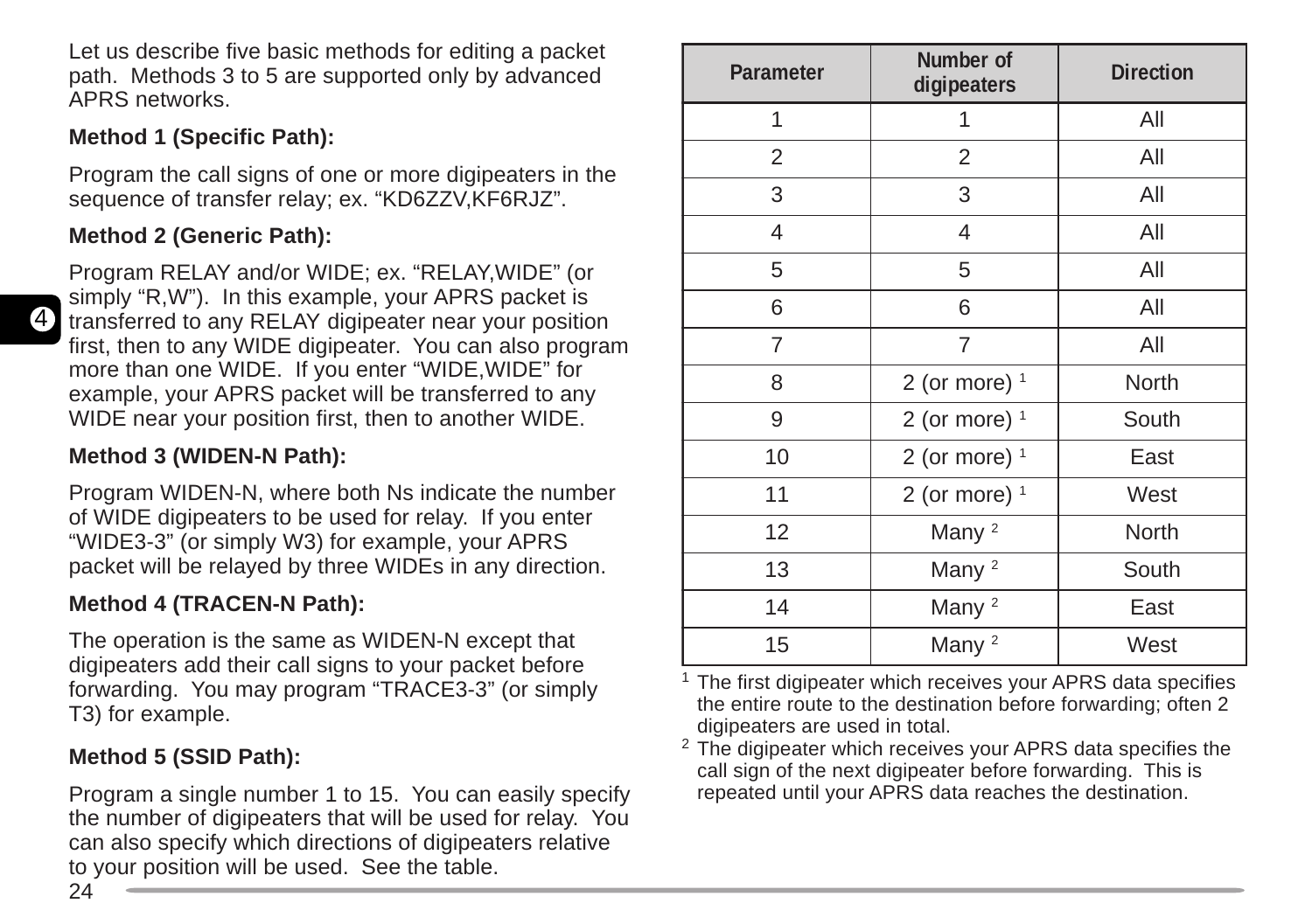Let us describe five basic methods for editing a packet path. Methods 3 to 5 are supported only by advanced APRS networks.

**Method 1 (Specific Path):**

Program the call signs of one or more digipeaters in the sequence of transfer relay; ex. “KD6ZZV,KF6RJZ”.

**Method 2 (Generic Path):**

Program RELAY and/or WIDE; ex. “RELAY,WIDE” (or simply “R,W”). In this example, your APRS packet is transferred to any RELAY digipeater near your position first, then to any WIDE digipeater. You can also program more than one WIDE. If you enter “WIDE,WIDE” for example, your APRS packet will be transferred to any WIDE near your position first, then to another WIDE.

**Method 3 (WIDEN-N Path):**

Program WIDEN-N, where both Ns indicate the number of WIDE digipeaters to be used for relay. If you enter “WIDE3-3” (or simply W3) for example, your APRS packet will be relayed by three WIDEs in any direction.

**Method 4 (TRACEN-N Path):**

The operation is the same as WIDEN-N except that digipeaters add their call signs to your packet before forwarding. You may program “TRACE3-3” (or simply T3) for example.

**Method 5 (SSID Path):**

Program a single number 1 to 15. You can easily specify the number of digipeaters that will be used for relay. You can also specify which directions of digipeaters relative to your position will be used. See the table.

| Parameter | Number of digipeaters | Direction |
|---|---|---|
| 1 | 1 | All |
| 2 | 2 | All |
| 3 | 3 | All |
| 4 | 4 | All |
| 5 | 5 | All |
| 6 | 6 | All |
| 7 | 7 | All |
| 8 | 2 (or more) [1] | North |
| 9 | 2 (or more) [1] | South |
| 10 | 2 (or more) [1] | East |
| 11 | 2 (or more) [1] | West |
| 12 | Many [2] | North |
| 13 | Many [2] | South |
| 14 | Many [2] | East |
| 15 | Many [2] | West |

[1] The first digipeater which receives your APRS data specifies the entire route to the destination before forwarding; often 2 digipeaters are used in total.

[2] The digipeater which receives your APRS data specifies the call sign of the next digipeater before forwarding. This is repeated until your APRS data reaches the destination.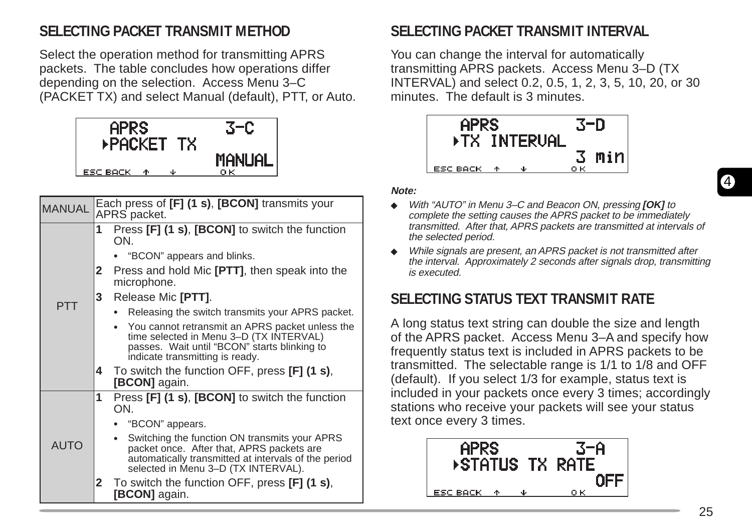## SELECTING PACKET TRANSMIT METHOD

Select the operation method for transmitting APRS packets. The table concludes how operations differ depending on the selection. Access Menu 3–C (PACKET TX) and select Manual (default), PTT, or Auto.

```
APRS          3-C
▸PACKET TX
           MANUAL
ESC BACK ↑ ↓   OK
```

| | |
|---|---|
| MANUAL | Each press of **[F] (1 s)**, **[BCON]** transmits your APRS packet. |
| PTT | **1** Press **[F] (1 s)**, **[BCON]** to switch the function ON.<br>• "BCON" appears and blinks.<br>**2** Press and hold Mic **[PTT]**, then speak into the microphone.<br>**3** Release Mic **[PTT]**.<br>• Releasing the switch transmits your APRS packet.<br>• You cannot retransmit an APRS packet unless the time selected in Menu 3–D (TX INTERVAL) passes. Wait until "BCON" starts blinking to indicate transmitting is ready.<br>**4** To switch the function OFF, press **[F] (1 s)**, **[BCON]** again. |
| AUTO | **1** Press **[F] (1 s)**, **[BCON]** to switch the function ON.<br>• "BCON" appears.<br>• Switching the function ON transmits your APRS packet once. After that, APRS packets are automatically transmitted at intervals of the period selected in Menu 3–D (TX INTERVAL).<br>**2** To switch the function OFF, press **[F] (1 s)**, **[BCON]** again. |

## SELECTING PACKET TRANSMIT INTERVAL

You can change the interval for automatically transmitting APRS packets. Access Menu 3–D (TX INTERVAL) and select 0.2, 0.5, 1, 2, 3, 5, 10, 20, or 30 minutes. The default is 3 minutes.

```
APRS          3-D
▸TX INTERVAL
            3 min
ESC BACK ↑ ↓   OK
```

***Note:***

- *With "AUTO" in Menu 3–C and Beacon ON, pressing **[OK]** to complete the setting causes the APRS packet to be immediately transmitted. After that, APRS packets are transmitted at intervals of the selected period.*
- *While signals are present, an APRS packet is not transmitted after the interval. Approximately 2 seconds after signals drop, transmitting is executed.*

## SELECTING STATUS TEXT TRANSMIT RATE

A long status text string can double the size and length of the APRS packet. Access Menu 3–A and specify how frequently status text is included in APRS packets to be transmitted. The selectable range is 1/1 to 1/8 and OFF (default). If you select 1/3 for example, status text is included in your packets once every 3 times; accordingly stations who receive your packets will see your status text once every 3 times.

```
APRS          3-A
▸STATUS TX RATE
              OFF
ESC BACK ↑ ↓   OK
```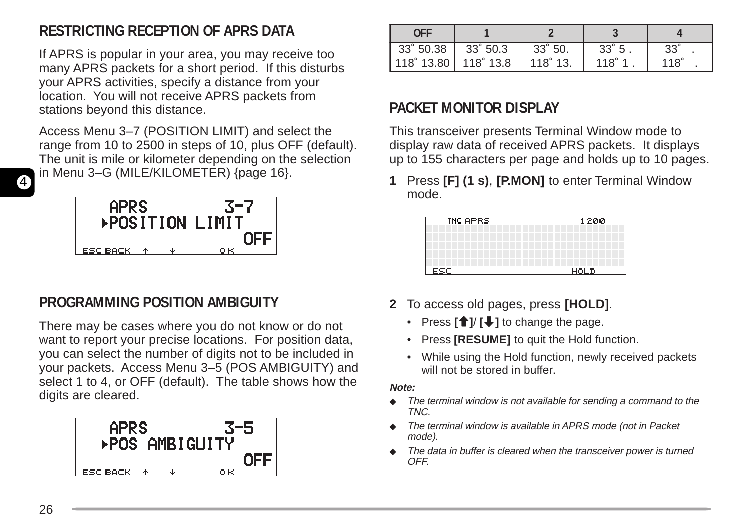## RESTRICTING RECEPTION OF APRS DATA

If APRS is popular in your area, you may receive too many APRS packets for a short period. If this disturbs your APRS activities, specify a distance from your location. You will not receive APRS packets from stations beyond this distance.

Access Menu 3–7 (POSITION LIMIT) and select the range from 10 to 2500 in steps of 10, plus OFF (default). The unit is mile or kilometer depending on the selection in Menu 3–G (MILE/KILOMETER) {page 16}.

```
APRS          3-7
▸POSITION LIMIT
              OFF
ESC BACK  ↑  ↓    OK
```

## PROGRAMMING POSITION AMBIGUITY

There may be cases where you do not know or do not want to report your precise locations. For position data, you can select the number of digits not to be included in your packets. Access Menu 3–5 (POS AMBIGUITY) and select 1 to 4, or OFF (default). The table shows how the digits are cleared.

```
APRS          3-5
▸POS AMBIGUITY
              OFF
ESC BACK  ↑  ↓    OK
```

| OFF | 1 | 2 | 3 | 4 |
|---|---|---|---|---|
| 33˚ 50.38 | 33˚ 50.3 | 33˚ 50. | 33˚ 5 . | 33˚ . |
| 118˚ 13.80 | 118˚ 13.8 | 118˚ 13. | 118˚ 1 . | 118˚ . |

## PACKET MONITOR DISPLAY

This transceiver presents Terminal Window mode to display raw data of received APRS packets. It displays up to 155 characters per page and holds up to 10 pages.

**1** Press **[F] (1 s)**, **[P.MON]** to enter Terminal Window mode.

```
TNC APRS            1200

ESC                 HOLD
```

**2** To access old pages, press **[HOLD]**.

- Press **[↑]**/ **[↓]** to change the page.
- Press **[RESUME]** to quit the Hold function.
- While using the Hold function, newly received packets will not be stored in buffer.

***Note:***

- *The terminal window is not available for sending a command to the TNC.*
- *The terminal window is available in APRS mode (not in Packet mode).*
- *The data in buffer is cleared when the transceiver power is turned OFF.*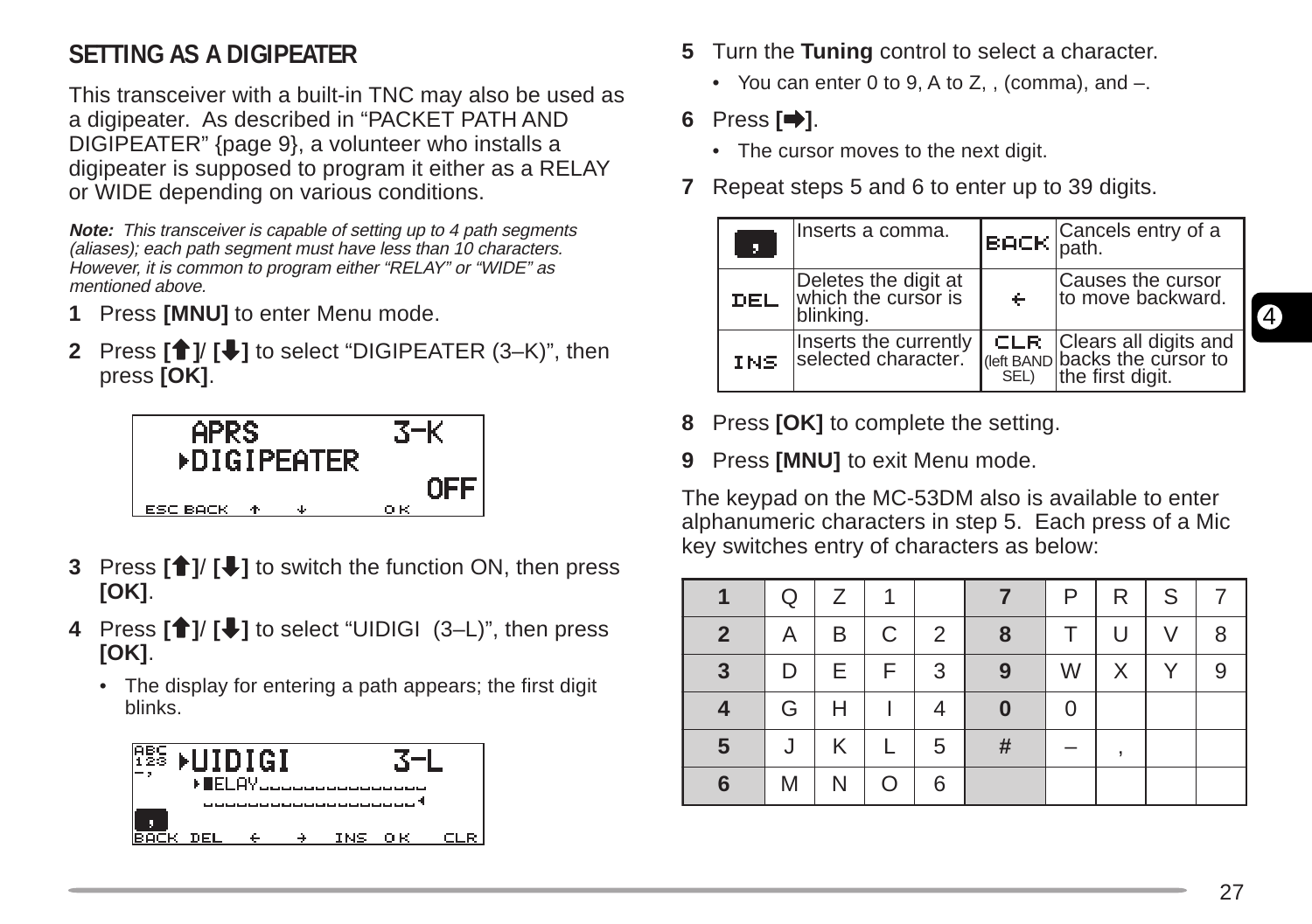## SETTING AS A DIGIPEATER

This transceiver with a built-in TNC may also be used as a digipeater. As described in "PACKET PATH AND DIGIPEATER" {page 9}, a volunteer who installs a digipeater is supposed to program it either as a RELAY or WIDE depending on various conditions.

***Note:*** *This transceiver is capable of setting up to 4 path segments (aliases); each path segment must have less than 10 characters. However, it is common to program either "RELAY" or "WIDE" as mentioned above.*

**1** Press **[MNU]** to enter Menu mode.

**2** Press **[🡅]**/ **[🡇]** to select "DIGIPEATER (3–K)", then press **[OK]**.

```
   APRS           3-K
  ▸DIGIPEATER
                  OFF
ESC BACK  ↑   ↓       OK
```

**3** Press **[🡅]**/ **[🡇]** to switch the function ON, then press **[OK]**.

**4** Press **[🡅]**/ **[🡇]** to select "UIDIGI (3–L)", then press **[OK]**.

- The display for entering a path appears; the first digit blinks.

```
ABC ▸UIDIGI       3-L
123   ▸■ELAY_______________
-,     ________________◂
 ,
BACK DEL  ←   →  INS OK   CLR
```

**5** Turn the **Tuning** control to select a character.

- You can enter 0 to 9, A to Z, , (comma), and –.

**6** Press **[🡆]**.

- The cursor moves to the next digit.

**7** Repeat steps 5 and 6 to enter up to 39 digits.

| Key | Function | Key | Function |
|---|---|---|---|
| , | Inserts a comma. | BACK | Cancels entry of a path. |
| DEL | Deletes the digit at which the cursor is blinking. | ← | Causes the cursor to move backward. |
| INS | Inserts the currently selected character. | CLR (left BAND SEL) | Clears all digits and backs the cursor to the first digit. |

**8** Press **[OK]** to complete the setting.

**9** Press **[MNU]** to exit Menu mode.

The keypad on the MC-53DM also is available to enter alphanumeric characters in step 5. Each press of a Mic key switches entry of characters as below:

| **1** | Q | Z | 1 | | **7** | P | R | S | 7 |
|---|---|---|---|---|---|---|---|---|---|
| **2** | A | B | C | 2 | **8** | T | U | V | 8 |
| **3** | D | E | F | 3 | **9** | W | X | Y | 9 |
| **4** | G | H | I | 4 | **0** | 0 | | | |
| **5** | J | K | L | 5 | **#** | – | , | | |
| **6** | M | N | O | 6 | | | | | |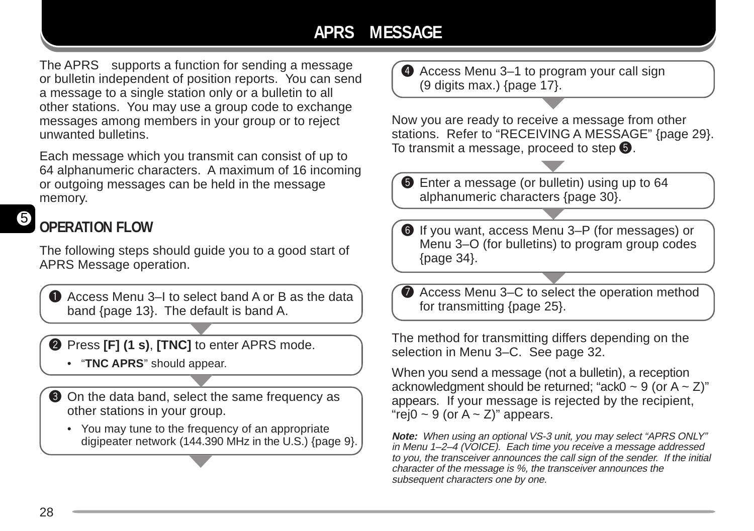# APRS MESSAGE

The APRS supports a function for sending a message or bulletin independent of position reports. You can send a message to a single station only or a bulletin to all other stations. You may use a group code to exchange messages among members in your group or to reject unwanted bulletins.

Each message which you transmit can consist of up to 64 alphanumeric characters. A maximum of 16 incoming or outgoing messages can be held in the message memory.

## OPERATION FLOW

The following steps should guide you to a good start of APRS Message operation.

❶ Access Menu 3–I to select band A or B as the data band {page 13}. The default is band A.

❷ Press **[F] (1 s)**, **[TNC]** to enter APRS mode.

- "**TNC APRS**" should appear.

❸ On the data band, select the same frequency as other stations in your group.

- You may tune to the frequency of an appropriate digipeater network (144.390 MHz in the U.S.) {page 9}.

❹ Access Menu 3–1 to program your call sign (9 digits max.) {page 17}.

Now you are ready to receive a message from other stations. Refer to "RECEIVING A MESSAGE" {page 29}. To transmit a message, proceed to step ❺.

❺ Enter a message (or bulletin) using up to 64 alphanumeric characters {page 30}.

❻ If you want, access Menu 3–P (for messages) or Menu 3–O (for bulletins) to program group codes {page 34}.

❼ Access Menu 3–C to select the operation method for transmitting {page 25}.

The method for transmitting differs depending on the selection in Menu 3–C. See page 32.

When you send a message (not a bulletin), a reception acknowledgment should be returned; "ack0 ~ 9 (or A ~ Z)" appears. If your message is rejected by the recipient, "rej0 ~ 9 (or A ~ Z)" appears.

***Note:*** *When using an optional VS-3 unit, you may select "APRS ONLY" in Menu 1–2–4 (VOICE). Each time you receive a message addressed to you, the transceiver announces the call sign of the sender. If the initial character of the message is %, the transceiver announces the subsequent characters one by one.*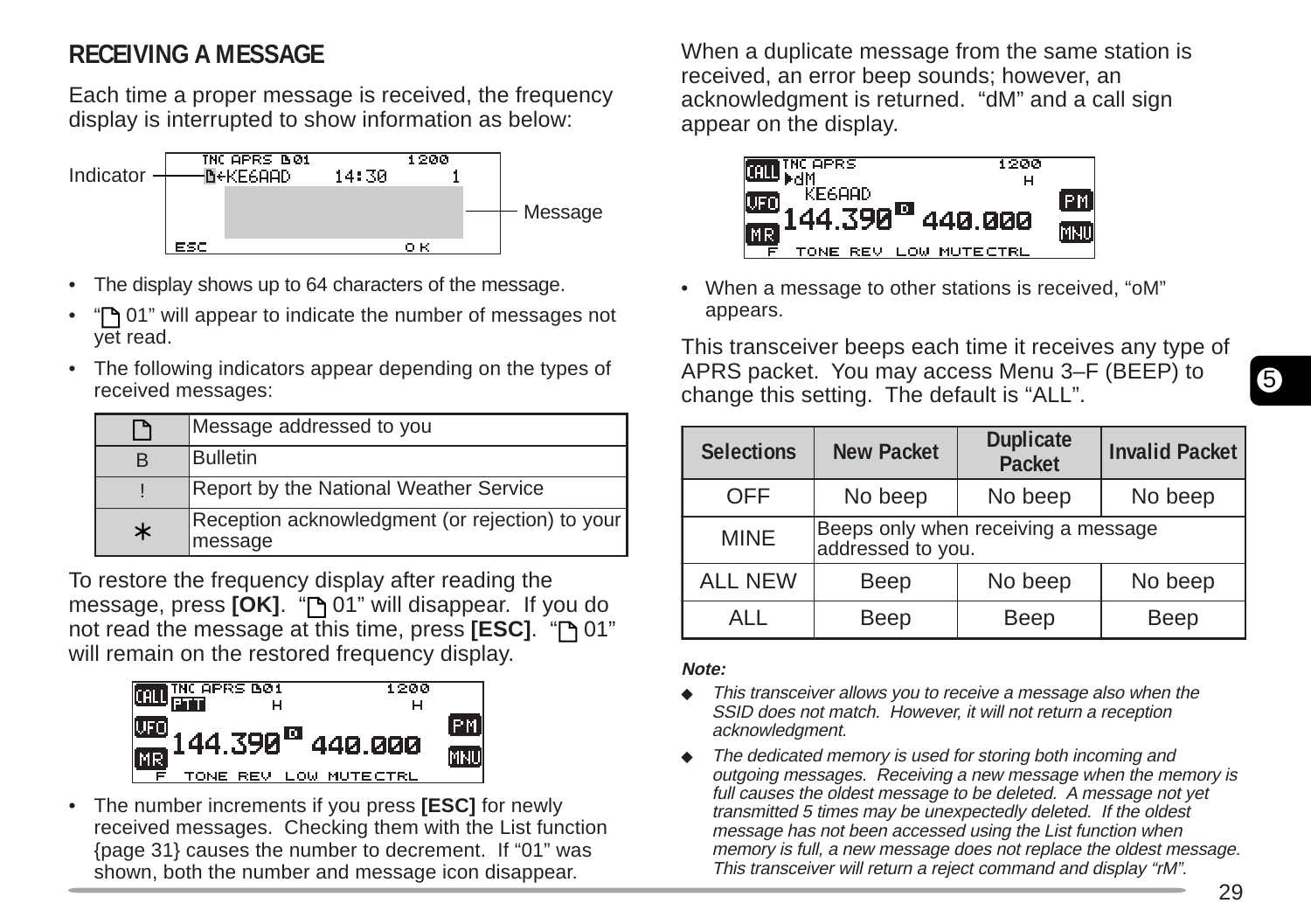## RECEIVING A MESSAGE

Each time a proper message is received, the frequency display is interrupted to show information as below:

- The display shows up to 64 characters of the message.
- "🗋 01" will appear to indicate the number of messages not yet read.
- The following indicators appear depending on the types of received messages:

| | |
|---|---|
| 🗋 | Message addressed to you |
| B | Bulletin |
| ! | Report by the National Weather Service |
| ∗ | Reception acknowledgment (or rejection) to your message |

To restore the frequency display after reading the message, press **[OK]**. "🗋 01" will disappear. If you do not read the message at this time, press **[ESC]**. "🗋 01" will remain on the restored frequency display.

- The number increments if you press **[ESC]** for newly received messages. Checking them with the List function {page 31} causes the number to decrement. If "01" was shown, both the number and message icon disappear.

When a duplicate message from the same station is received, an error beep sounds; however, an acknowledgment is returned. "dM" and a call sign appear on the display.

- When a message to other stations is received, "oM" appears.

This transceiver beeps each time it receives any type of APRS packet. You may access Menu 3–F (BEEP) to change this setting. The default is "ALL".

| Selections | New Packet | Duplicate Packet | Invalid Packet |
|---|---|---|---|
| OFF | No beep | No beep | No beep |
| MINE | Beeps only when receiving a message addressed to you. | | |
| ALL NEW | Beep | No beep | No beep |
| ALL | Beep | Beep | Beep |

***Note:***

- *This transceiver allows you to receive a message also when the SSID does not match. However, it will not return a reception acknowledgment.*
- *The dedicated memory is used for storing both incoming and outgoing messages. Receiving a new message when the memory is full causes the oldest message to be deleted. A message not yet transmitted 5 times may be unexpectedly deleted. If the oldest message has not been accessed using the List function when memory is full, a new message does not replace the oldest message. This transceiver will return a reject command and display "rM".*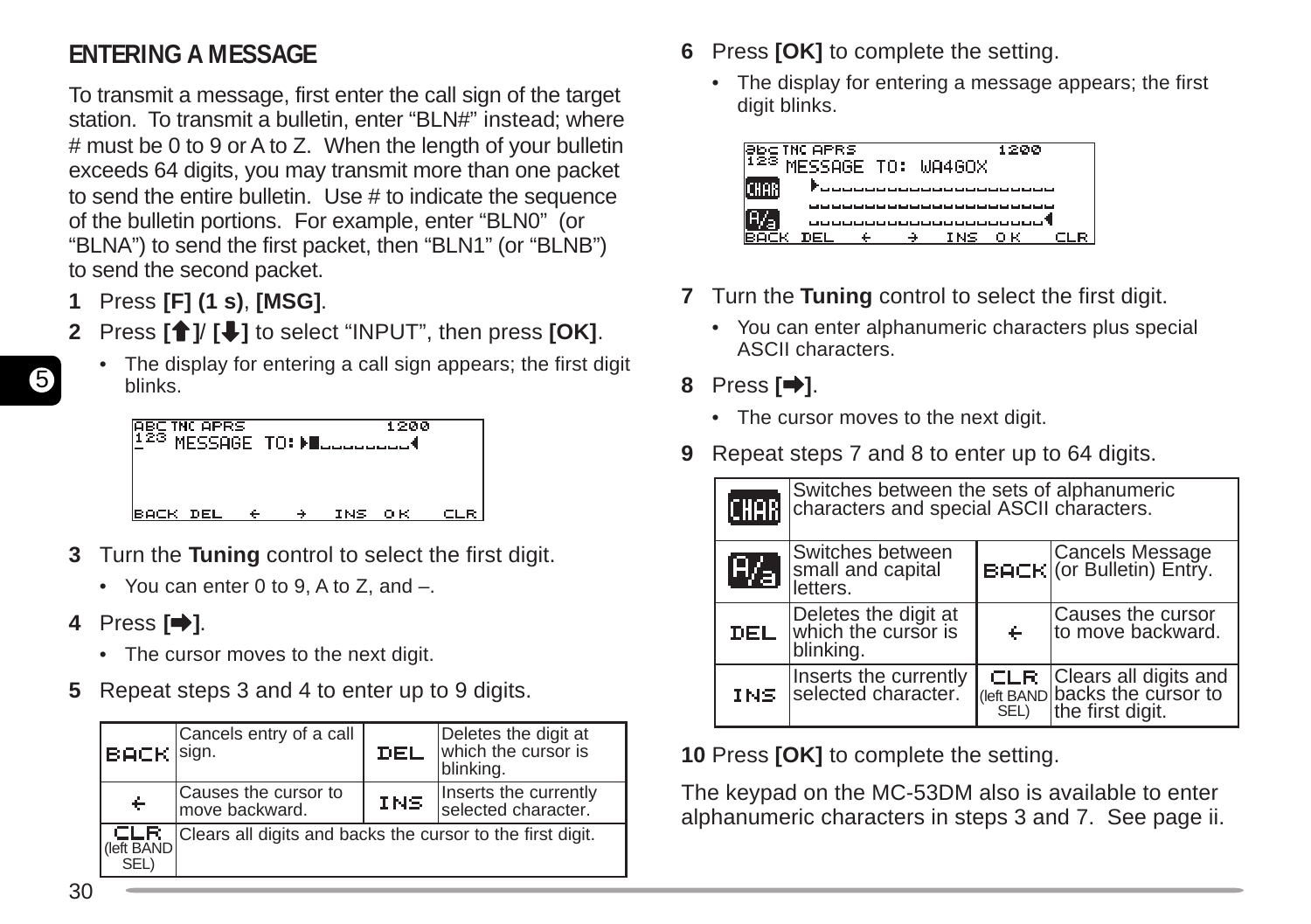## ENTERING A MESSAGE

To transmit a message, first enter the call sign of the target station. To transmit a bulletin, enter "BLN#" instead; where # must be 0 to 9 or A to Z. When the length of your bulletin exceeds 64 digits, you may transmit more than one packet to send the entire bulletin. Use # to indicate the sequence of the bulletin portions. For example, enter "BLN0" (or "BLNA") to send the first packet, then "BLN1" (or "BLNB") to send the second packet.

**1** Press **[F] (1 s)**, **[MSG]**.

**2** Press **[↑]**/ **[↓]** to select "INPUT", then press **[OK]**.

- The display for entering a call sign appears; the first digit blinks.

```
ABC TNC APRS            1200
123 MESSAGE TO: ▶■________◀

BACK DEL  ←   →  INS OK   CLR
```

**3** Turn the **Tuning** control to select the first digit.

- You can enter 0 to 9, A to Z, and –.

**4** Press **[→]**.

- The cursor moves to the next digit.

**5** Repeat steps 3 and 4 to enter up to 9 digits.

| | | | |
|---|---|---|---|
| BACK | Cancels entry of a call sign. | DEL | Deletes the digit at which the cursor is blinking. |
| ← | Causes the cursor to move backward. | INS | Inserts the currently selected character. |
| CLR (left BAND SEL) | Clears all digits and backs the cursor to the first digit. | | |

**6** Press **[OK]** to complete the setting.

- The display for entering a message appears; the first digit blinks.

```
abc TNC APRS            1200
123 MESSAGE TO: WA4GOX
CHAR  ▶____________________
      _____________________
A/a   ____________________◀
BACK DEL  ←   →  INS OK   CLR
```

**7** Turn the **Tuning** control to select the first digit.

- You can enter alphanumeric characters plus special ASCII characters.

**8** Press **[→]**.

- The cursor moves to the next digit.

**9** Repeat steps 7 and 8 to enter up to 64 digits.

| | | | |
|---|---|---|---|
| CHAR | Switches between the sets of alphanumeric characters and special ASCII characters. | | |
| A/a | Switches between small and capital letters. | BACK | Cancels Message (or Bulletin) Entry. |
| DEL | Deletes the digit at which the cursor is blinking. | ← | Causes the cursor to move backward. |
| INS | Inserts the currently selected character. | CLR (left BAND SEL) | Clears all digits and backs the cursor to the first digit. |

**10** Press **[OK]** to complete the setting.

The keypad on the MC-53DM also is available to enter alphanumeric characters in steps 3 and 7. See page ii.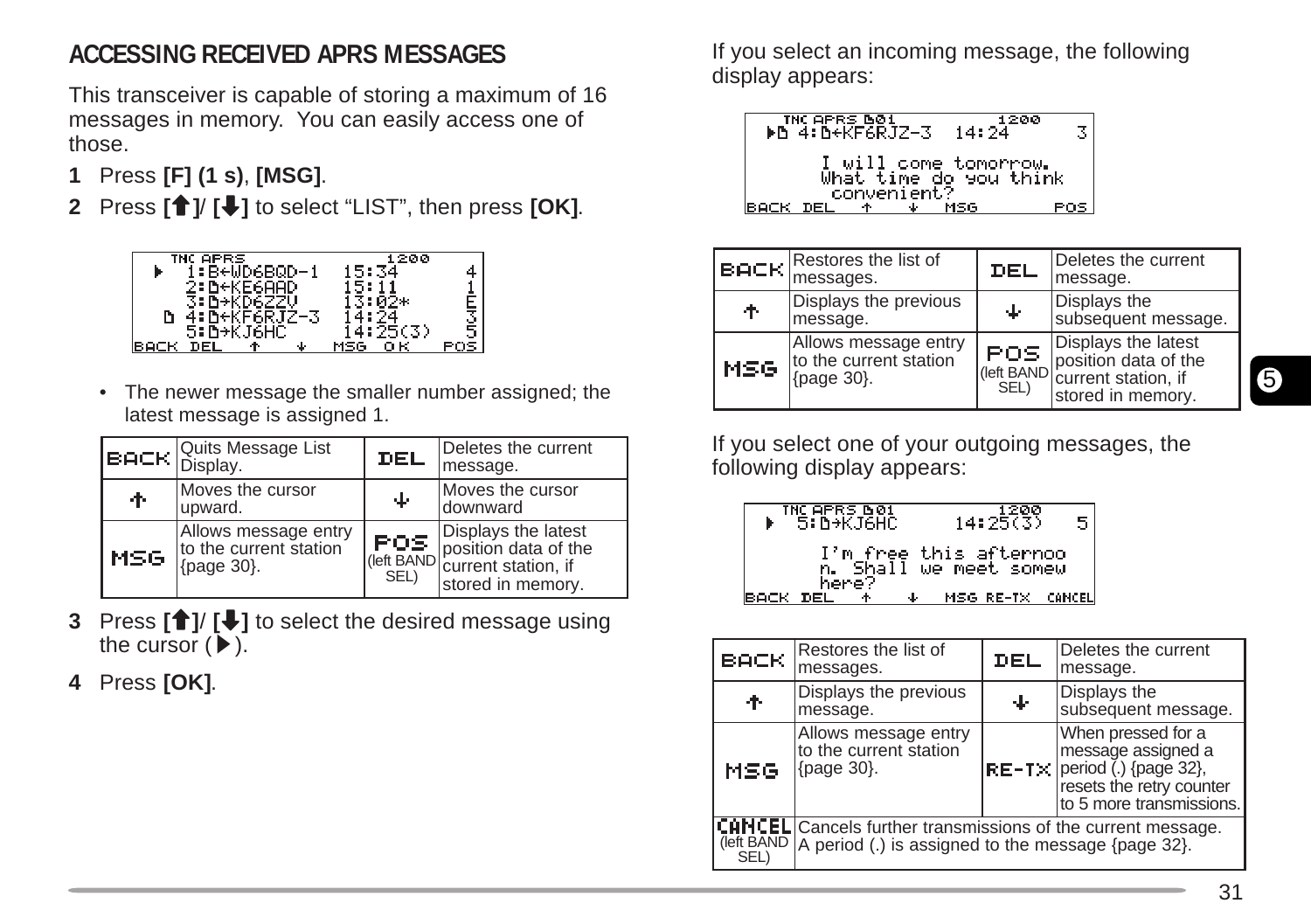## ACCESSING RECEIVED APRS MESSAGES

This transceiver is capable of storing a maximum of 16 messages in memory. You can easily access one of those.

**1** Press **[F] (1 s)**, **[MSG]**.

**2** Press **[↑]**/ **[↓]** to select "LIST", then press **[OK]**.

```
  TNC APRS                   1200
 ▶  1:B←WD6BQD-1  15:34        4
    2:D←KE6AAD    15:11        1
    3:D→KD6ZZV    13:02*       E
  D 4:D←KF6RJZ-3  14:24        3
    5:D→KJ6HC     14:25(3)     5
BACK DEL  ↑   ↓   MSG  OK    POS
```

- The newer message the smaller number assigned; the latest message is assigned 1.

| | | | |
|---|---|---|---|
| BACK | Quits Message List Display. | DEL | Deletes the current message. |
| ↑ | Moves the cursor upward. | ↓ | Moves the cursor downward |
| MSG | Allows message entry to the current station {page 30}. | POS (left BAND SEL) | Displays the latest position data of the current station, if stored in memory. |

**3** Press **[↑]**/ **[↓]** to select the desired message using the cursor (▶).

**4** Press **[OK]**.

If you select an incoming message, the following display appears:

```
  TNC APRS D01               1200
▶D 4:D←KF6RJZ-3  14:24          3

     I will come tomorrow.
     What time do you think
      convenient?
BACK DEL   ↑    ↓   MSG        POS
```

| | | | |
|---|---|---|---|
| BACK | Restores the list of messages. | DEL | Deletes the current message. |
| ↑ | Displays the previous message. | ↓ | Displays the subsequent message. |
| MSG | Allows message entry to the current station {page 30}. | POS (left BAND SEL) | Displays the latest position data of the current station, if stored in memory. |

If you select one of your outgoing messages, the following display appears:

```
  TNC APRS D01               1200
 ▶  5:D→KJ6HC      14:25(3)     5

     I'm free this afternoo
     n. Shall we meet somew
     here?
BACK DEL   ↑    ↓   MSG RE-TX CANCEL
```

| | | | |
|---|---|---|---|
| BACK | Restores the list of messages. | DEL | Deletes the current message. |
| ↑ | Displays the previous message. | ↓ | Displays the subsequent message. |
| MSG | Allows message entry to the current station {page 30}. | RE-TX | When pressed for a message assigned a period (.) {page 32}, resets the retry counter to 5 more transmissions. |
| CANCEL (left BAND SEL) | Cancels further transmissions of the current message. A period (.) is assigned to the message {page 32}. | | |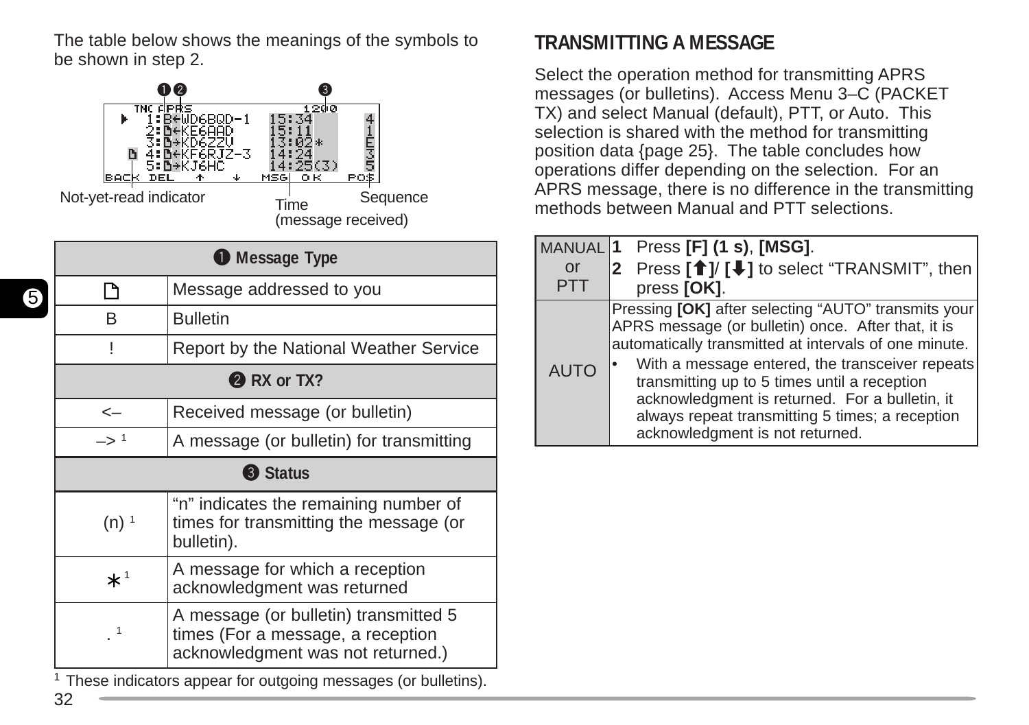The table below shows the meanings of the symbols to be shown in step 2.

```
 ➊➋                   ➌
TNC APRS          1200
▶ 1:B←WD6BQD-1  15:34    4
  2:🗋←KE6AAD    15:11    1
  3:🗋→KD6ZZV    13:02*   E
🗋 4:🗋←KF6RJZ-3  14:24    3
  5:🗋→KJ6HC     14:25(3) 5
BACK DEL  ↑  ↓  MSG  OK  POS
```

Not-yet-read indicator   Time (message received)   Sequence

| ➊ Message Type | |
|---|---|
| 🗋 | Message addressed to you |
| B | Bulletin |
| ! | Report by the National Weather Service |
| **➋ RX or TX?** | |
| <– | Received message (or bulletin) |
| –> [1] | A message (or bulletin) for transmitting |
| **➌ Status** | |
| (n) [1] | "n" indicates the remaining number of times for transmitting the message (or bulletin). |
| * [1] | A message for which a reception acknowledgment was returned |
| . [1] | A message (or bulletin) transmitted 5 times (For a message, a reception acknowledgment was not returned.) |

[1] These indicators appear for outgoing messages (or bulletins).

## TRANSMITTING A MESSAGE

Select the operation method for transmitting APRS messages (or bulletins). Access Menu 3–C (PACKET TX) and select Manual (default), PTT, or Auto. This selection is shared with the method for transmitting position data {page 25}. The table concludes how operations differ depending on the selection. For an APRS message, there is no difference in the transmitting methods between Manual and PTT selections.

| | |
|---|---|
| MANUAL or PTT | **1** Press **[F] (1 s)**, **[MSG]**.<br>**2** Press **[⬆]**/ **[⬇]** to select "TRANSMIT", then press **[OK]**. |
| AUTO | Pressing **[OK]** after selecting "AUTO" transmits your APRS message (or bulletin) once. After that, it is automatically transmitted at intervals of one minute.<br>• With a message entered, the transceiver repeats transmitting up to 5 times until a reception acknowledgment is returned. For a bulletin, it always repeat transmitting 5 times; a reception acknowledgment is not returned. |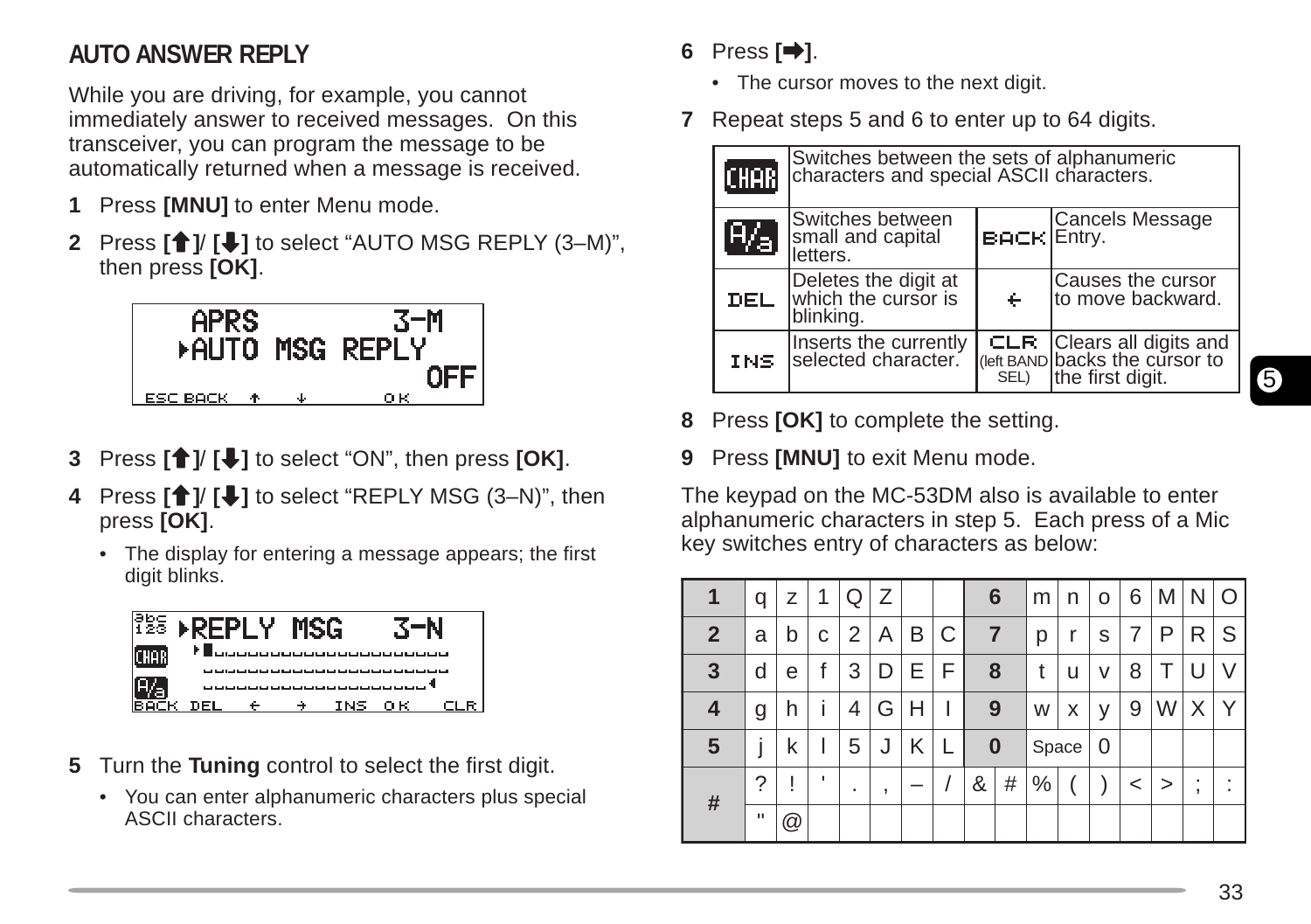## AUTO ANSWER REPLY

While you are driving, for example, you cannot immediately answer to received messages. On this transceiver, you can program the message to be automatically returned when a message is received.

**1** Press **[MNU]** to enter Menu mode.

**2** Press **[🡅]**/ **[🡇]** to select "AUTO MSG REPLY (3–M)", then press **[OK]**.

```
APRS            3-M
▸AUTO MSG REPLY
                OFF
ESC BACK  ↑  ↓   OK
```

**3** Press **[🡅]**/ **[🡇]** to select "ON", then press **[OK]**.

**4** Press **[🡅]**/ **[🡇]** to select "REPLY MSG (3–N)", then press **[OK]**.

- The display for entering a message appears; the first digit blinks.

```
▸REPLY MSG    3-N
BACK DEL  ←  →  INS OK  CLR
```

**5** Turn the **Tuning** control to select the first digit.

- You can enter alphanumeric characters plus special ASCII characters.

**6** Press **[➡]**.

- The cursor moves to the next digit.

**7** Repeat steps 5 and 6 to enter up to 64 digits.

| Key | Function | Key | Function |
|---|---|---|---|
| CHAR | Switches between the sets of alphanumeric characters and special ASCII characters. | | |
| A/a | Switches between small and capital letters. | BACK | Cancels Message Entry. |
| DEL | Deletes the digit at which the cursor is blinking. | ← | Causes the cursor to move backward. |
| INS | Inserts the currently selected character. | CLR (left BAND SEL) | Clears all digits and backs the cursor to the first digit. |

**8** Press **[OK]** to complete the setting.

**9** Press **[MNU]** to exit Menu mode.

The keypad on the MC-53DM also is available to enter alphanumeric characters in step 5. Each press of a Mic key switches entry of characters as below:

| Key | | | | | | | | Key | | | | | | | |
|---|---|---|---|---|---|---|---|---|---|---|---|---|---|---|---|
| **1** | q | z | 1 | Q | Z | | | **6** | m | n | o | 6 | M | N | O |
| **2** | a | b | c | 2 | A | B | C | **7** | p | r | s | 7 | P | R | S |
| **3** | d | e | f | 3 | D | E | F | **8** | t | u | v | 8 | T | U | V |
| **4** | g | h | i | 4 | G | H | I | **9** | w | x | y | 9 | W | X | Y |
| **5** | j | k | l | 5 | J | K | L | **0** | Space | 0 | | | | | |
| **#** | ? | ! | ' | . | , | – | / | & | # | % | ( | ) | < | > | ; | : |
| | " | @ | | | | | | | | | | | | | | |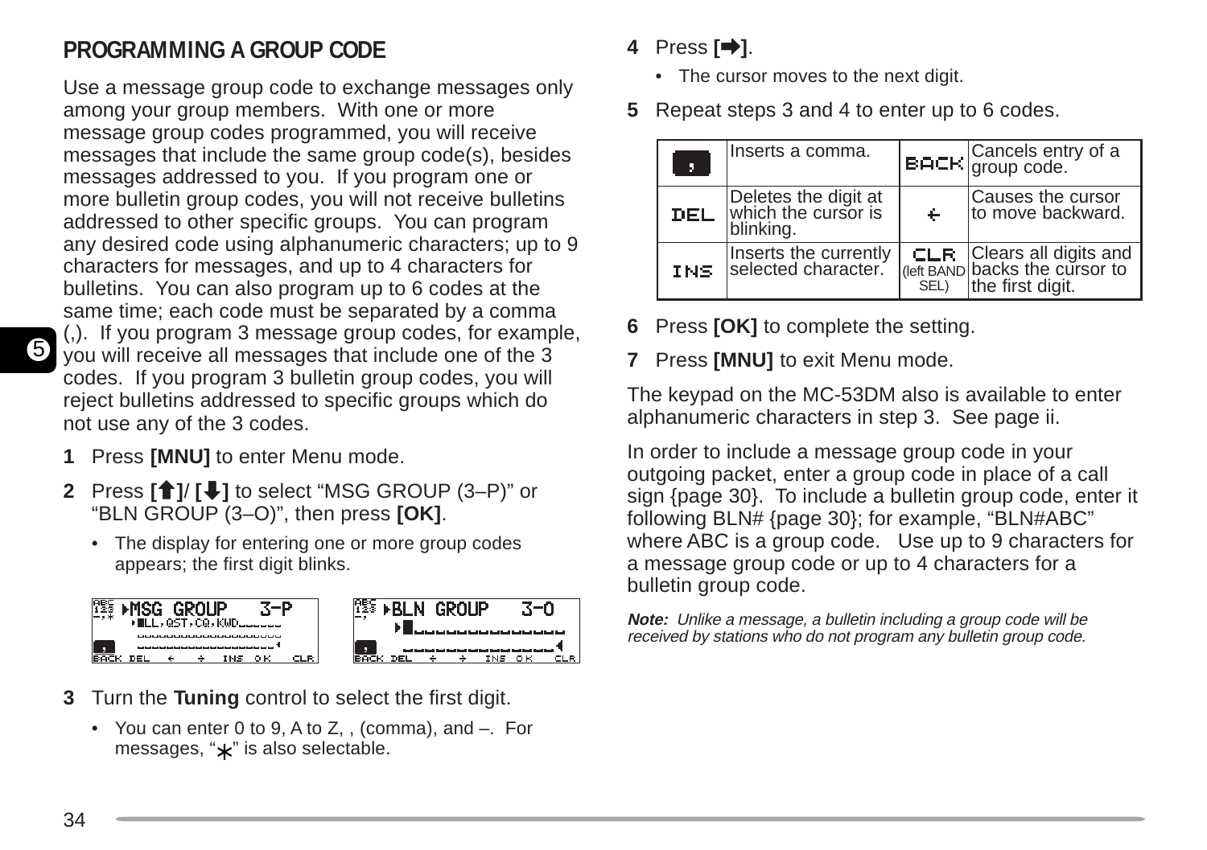## PROGRAMMING A GROUP CODE

Use a message group code to exchange messages only among your group members. With one or more message group codes programmed, you will receive messages that include the same group code(s), besides messages addressed to you. If you program one or more bulletin group codes, you will not receive bulletins addressed to other specific groups. You can program any desired code using alphanumeric characters; up to 9 characters for messages, and up to 4 characters for bulletins. You can also program up to 6 codes at the same time; each code must be separated by a comma (,). If you program 3 message group codes, for example, you will receive all messages that include one of the 3 codes. If you program 3 bulletin group codes, you will reject bulletins addressed to specific groups which do not use any of the 3 codes.

**1** Press **[MNU]** to enter Menu mode.

**2** Press **[⬆]**/ **[⬇]** to select “MSG GROUP (3–P)” or “BLN GROUP (3–O)”, then press **[OK]**.

- The display for entering one or more group codes appears; the first digit blinks.

**3** Turn the **Tuning** control to select the first digit.

- You can enter 0 to 9, A to Z, , (comma), and –. For messages, “*” is also selectable.

**4** Press **[➡]**.

- The cursor moves to the next digit.

**5** Repeat steps 3 and 4 to enter up to 6 codes.

| , | Inserts a comma. | BACK | Cancels entry of a group code. |
|---|---|---|---|
| DEL | Deletes the digit at which the cursor is blinking. | ← | Causes the cursor to move backward. |
| INS | Inserts the currently selected character. | CLR (left BAND SEL) | Clears all digits and backs the cursor to the first digit. |

**6** Press **[OK]** to complete the setting.

**7** Press **[MNU]** to exit Menu mode.

The keypad on the MC-53DM also is available to enter alphanumeric characters in step 3. See page ii.

In order to include a message group code in your outgoing packet, enter a group code in place of a call sign {page 30}. To include a bulletin group code, enter it following BLN# {page 30}; for example, “BLN#ABC” where ABC is a group code. Use up to 9 characters for a message group code or up to 4 characters for a bulletin group code.

***Note:*** *Unlike a message, a bulletin including a group code will be received by stations who do not program any bulletin group code.*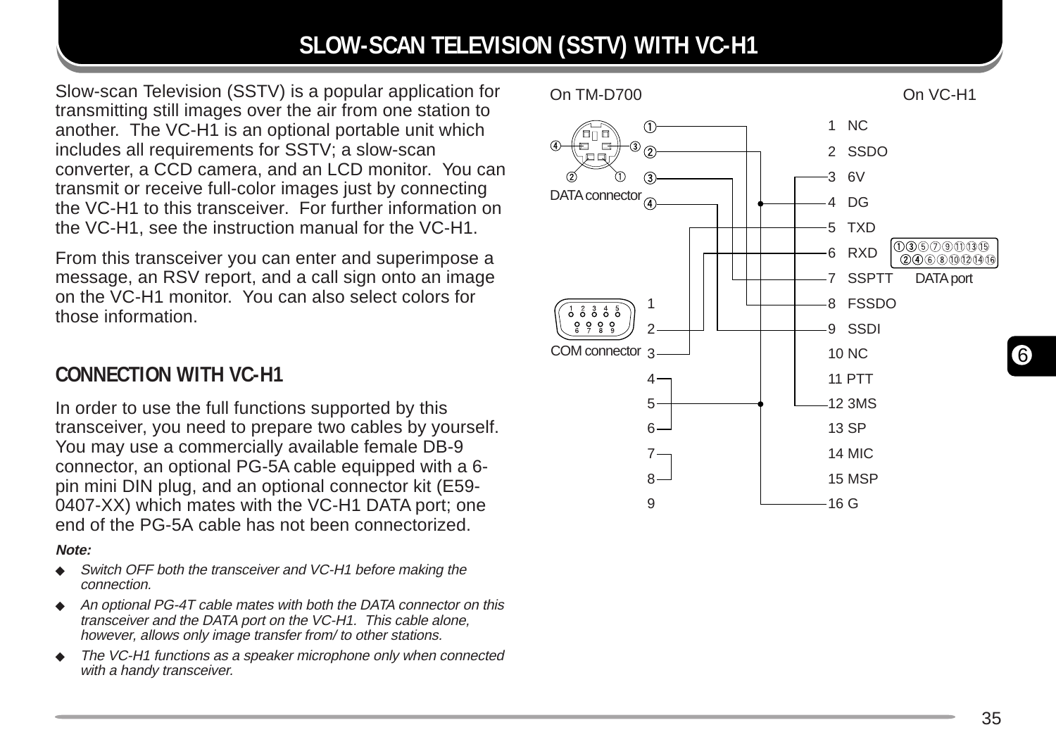# SLOW-SCAN TELEVISION (SSTV) WITH VC-H1

Slow-scan Television (SSTV) is a popular application for transmitting still images over the air from one station to another. The VC-H1 is an optional portable unit which includes all requirements for SSTV; a slow-scan converter, a CCD camera, and an LCD monitor. You can transmit or receive full-color images just by connecting the VC-H1 to this transceiver. For further information on the VC-H1, see the instruction manual for the VC-H1.

From this transceiver you can enter and superimpose a message, an RSV report, and a call sign onto an image on the VC-H1 monitor. You can also select colors for those information.

## CONNECTION WITH VC-H1

In order to use the full functions supported by this transceiver, you need to prepare two cables by yourself. You may use a commercially available female DB-9 connector, an optional PG-5A cable equipped with a 6-pin mini DIN plug, and an optional connector kit (E59-0407-XX) which mates with the VC-H1 DATA port; one end of the PG-5A cable has not been connectorized.

***Note:***

- *Switch OFF both the transceiver and VC-H1 before making the connection.*
- *An optional PG-4T cable mates with both the DATA connector on this transceiver and the DATA port on the VC-H1. This cable alone, however, allows only image transfer from/ to other stations.*
- *The VC-H1 functions as a speaker microphone only when connected with a handy transceiver.*

On TM-D700 — On VC-H1

DATA connector: ① ② ③ ④

COM connector: 1 2 3 4 5 6 7 8 9

DATA port (VC-H1):

1 NC
2 SSDO
3 6V
4 DG
5 TXD
6 RXD
7 SSPTT
8 FSSDO
9 SSDI
10 NC
11 PTT
12 3MS
13 SP
14 MIC
15 MSP
16 G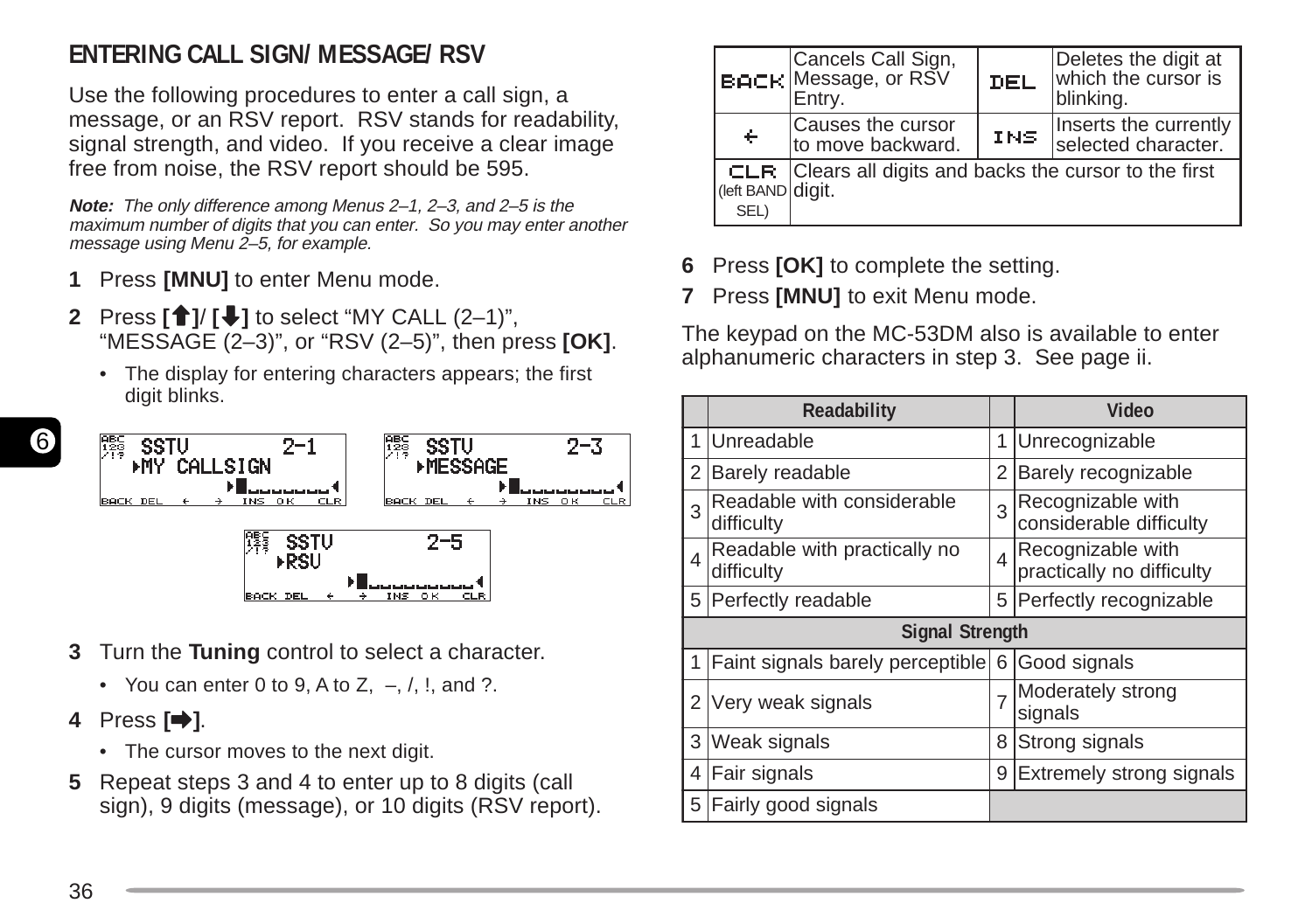## ENTERING CALL SIGN/ MESSAGE/ RSV

Use the following procedures to enter a call sign, a message, or an RSV report. RSV stands for readability, signal strength, and video. If you receive a clear image free from noise, the RSV report should be 595.

***Note:*** *The only difference among Menus 2–1, 2–3, and 2–5 is the maximum number of digits that you can enter. So you may enter another message using Menu 2–5, for example.*

**1** Press **[MNU]** to enter Menu mode.

**2** Press **[⬆]/ [⬇]** to select “MY CALL (2–1)”, “MESSAGE (2–3)”, or “RSV (2–5)”, then press **[OK]**.

- The display for entering characters appears; the first digit blinks.

**3** Turn the **Tuning** control to select a character.

- You can enter 0 to 9, A to Z, –, /, !, and ?.

**4** Press **[➡]**.

- The cursor moves to the next digit.

**5** Repeat steps 3 and 4 to enter up to 8 digits (call sign), 9 digits (message), or 10 digits (RSV report).

| | | | |
|---|---|---|---|
| BACK | Cancels Call Sign, Message, or RSV Entry. | DEL | Deletes the digit at which the cursor is blinking. |
| ← | Causes the cursor to move backward. | INS | Inserts the currently selected character. |
| CLR (left BAND SEL) | Clears all digits and backs the cursor to the first digit. | | |

**6** Press **[OK]** to complete the setting.

**7** Press **[MNU]** to exit Menu mode.

The keypad on the MC-53DM also is available to enter alphanumeric characters in step 3. See page ii.

| | Readability | | Video |
|---|---|---|---|
| 1 | Unreadable | 1 | Unrecognizable |
| 2 | Barely readable | 2 | Barely recognizable |
| 3 | Readable with considerable difficulty | 3 | Recognizable with considerable difficulty |
| 4 | Readable with practically no difficulty | 4 | Recognizable with practically no difficulty |
| 5 | Perfectly readable | 5 | Perfectly recognizable |
| | **Signal Strength** | | |
| 1 | Faint signals barely perceptible | 6 | Good signals |
| 2 | Very weak signals | 7 | Moderately strong signals |
| 3 | Weak signals | 8 | Strong signals |
| 4 | Fair signals | 9 | Extremely strong signals |
| 5 | Fairly good signals | | |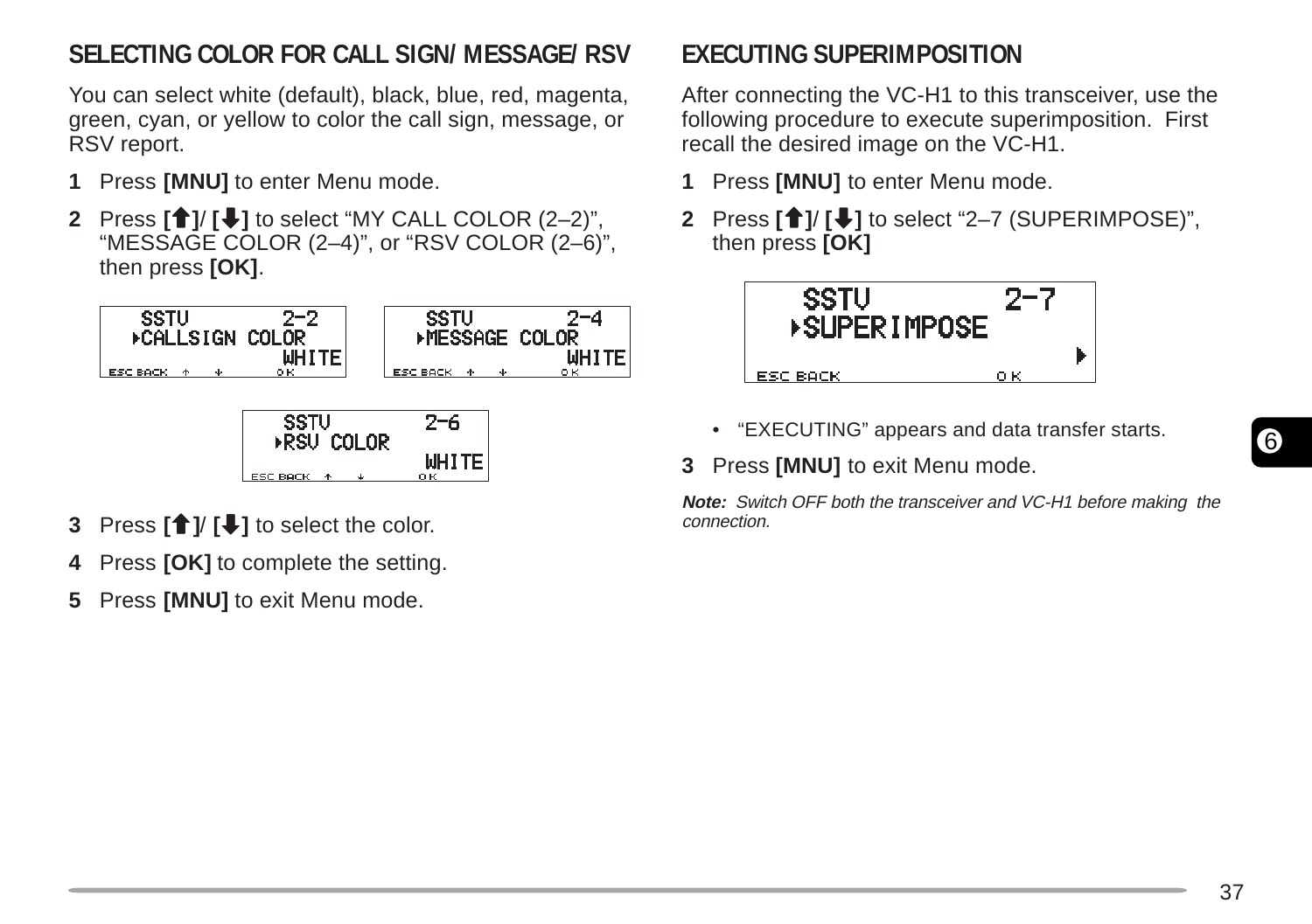## SELECTING COLOR FOR CALL SIGN/ MESSAGE/ RSV

You can select white (default), black, blue, red, magenta, green, cyan, or yellow to color the call sign, message, or RSV report.

**1** Press **[MNU]** to enter Menu mode.

**2** Press **[🡅]/ [🡇]** to select “MY CALL COLOR (2–2)”, “MESSAGE COLOR (2–4)”, or “RSV COLOR (2–6)”, then press **[OK]**.

```
SSTV          2-2
▸CALLSIGN COLOR
            WHITE
ESC BACK  ↑  ↓   OK
```

```
SSTV          2-4
▸MESSAGE COLOR
            WHITE
ESC BACK  ↑  ↓   OK
```

```
SSTV          2-6
▸RSV COLOR
            WHITE
ESC BACK  ↑  ↓   OK
```

**3** Press **[🡅]/ [🡇]** to select the color.

**4** Press **[OK]** to complete the setting.

**5** Press **[MNU]** to exit Menu mode.

## EXECUTING SUPERIMPOSITION

After connecting the VC-H1 to this transceiver, use the following procedure to execute superimposition. First recall the desired image on the VC-H1.

**1** Press **[MNU]** to enter Menu mode.

**2** Press **[🡅]/ [🡇]** to select “2–7 (SUPERIMPOSE)”, then press **[OK]**

```
SSTV          2-7
▸SUPERIMPOSE
                ▸
ESC BACK         OK
```

- “EXECUTING” appears and data transfer starts.

**3** Press **[MNU]** to exit Menu mode.

***Note:*** *Switch OFF both the transceiver and VC-H1 before making the connection.*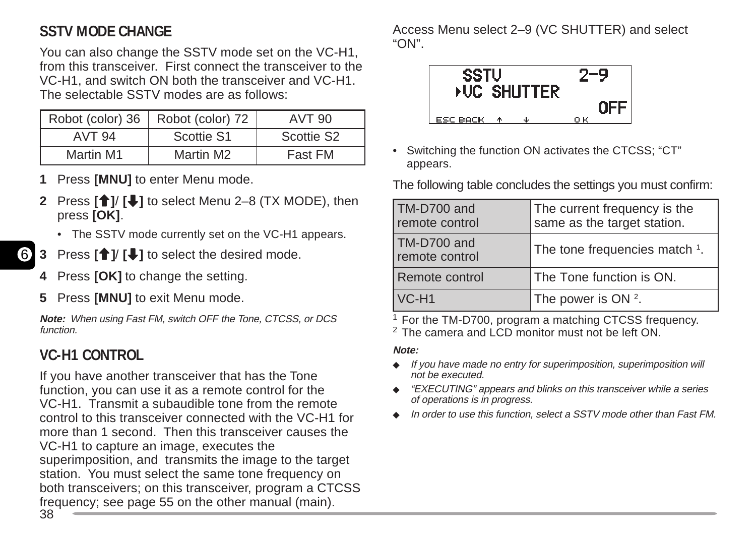## SSTV MODE CHANGE

You can also change the SSTV mode set on the VC-H1, from this transceiver. First connect the transceiver to the VC-H1, and switch ON both the transceiver and VC-H1. The selectable SSTV modes are as follows:

| Robot (color) 36 | Robot (color) 72 | AVT 90 |
|---|---|---|
| AVT 94 | Scottie S1 | Scottie S2 |
| Martin M1 | Martin M2 | Fast FM |

**1** Press **[MNU]** to enter Menu mode.

**2** Press **[↑]**/ **[↓]** to select Menu 2–8 (TX MODE), then press **[OK]**.

- The SSTV mode currently set on the VC-H1 appears.

**3** Press **[↑]**/ **[↓]** to select the desired mode.

**4** Press **[OK]** to change the setting.

**5** Press **[MNU]** to exit Menu mode.

***Note:** When using Fast FM, switch OFF the Tone, CTCSS, or DCS function.*

## VC-H1 CONTROL

If you have another transceiver that has the Tone function, you can use it as a remote control for the VC-H1. Transmit a subaudible tone from the remote control to this transceiver connected with the VC-H1 for more than 1 second. Then this transceiver causes the VC-H1 to capture an image, executes the superimposition, and transmits the image to the target station. You must select the same tone frequency on both transceivers; on this transceiver, program a CTCSS frequency; see page 55 on the other manual (main).

Access Menu select 2–9 (VC SHUTTER) and select "ON".

```
SSTV            2-9
▸VC SHUTTER
                OFF
ESC BACK  ↑  ↓    OK
```

- Switching the function ON activates the CTCSS; "CT" appears.

The following table concludes the settings you must confirm:

| | |
|---|---|
| TM-D700 and remote control | The current frequency is the same as the target station. |
| TM-D700 and remote control | The tone frequencies match [1]. |
| Remote control | The Tone function is ON. |
| VC-H1 | The power is ON [2]. |

[1] For the TM-D700, program a matching CTCSS frequency.
[2] The camera and LCD monitor must not be left ON.

***Note:***

- *If you have made no entry for superimposition, superimposition will not be executed.*
- *"EXECUTING" appears and blinks on this transceiver while a series of operations is in progress.*
- *In order to use this function, select a SSTV mode other than Fast FM.*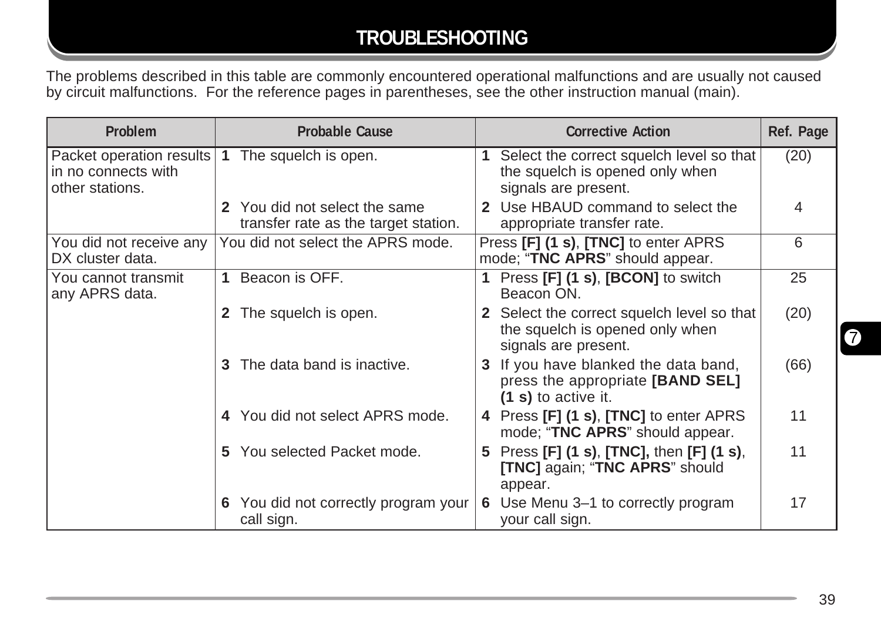# TROUBLESHOOTING

The problems described in this table are commonly encountered operational malfunctions and are usually not caused by circuit malfunctions. For the reference pages in parentheses, see the other instruction manual (main).

| Problem | Probable Cause | Corrective Action | Ref. Page |
|---|---|---|---|
| Packet operation results in no connects with other stations. | **1** The squelch is open. | **1** Select the correct squelch level so that the squelch is opened only when signals are present. | (20) |
| | **2** You did not select the same transfer rate as the target station. | **2** Use HBAUD command to select the appropriate transfer rate. | 4 |
| You did not receive any DX cluster data. | You did not select the APRS mode. | Press **[F] (1 s)**, **[TNC]** to enter APRS mode; "**TNC APRS**" should appear. | 6 |
| You cannot transmit any APRS data. | **1** Beacon is OFF. | **1** Press **[F] (1 s)**, **[BCON]** to switch Beacon ON. | 25 |
| | **2** The squelch is open. | **2** Select the correct squelch level so that the squelch is opened only when signals are present. | (20) |
| | **3** The data band is inactive. | **3** If you have blanked the data band, press the appropriate **[BAND SEL] (1 s)** to active it. | (66) |
| | **4** You did not select APRS mode. | **4** Press **[F] (1 s)**, **[TNC]** to enter APRS mode; "**TNC APRS**" should appear. | 11 |
| | **5** You selected Packet mode. | **5** Press **[F] (1 s)**, **[TNC],** then **[F] (1 s)**, **[TNC]** again; "**TNC APRS**" should appear. | 11 |
| | **6** You did not correctly program your call sign. | **6** Use Menu 3–1 to correctly program your call sign. | 17 |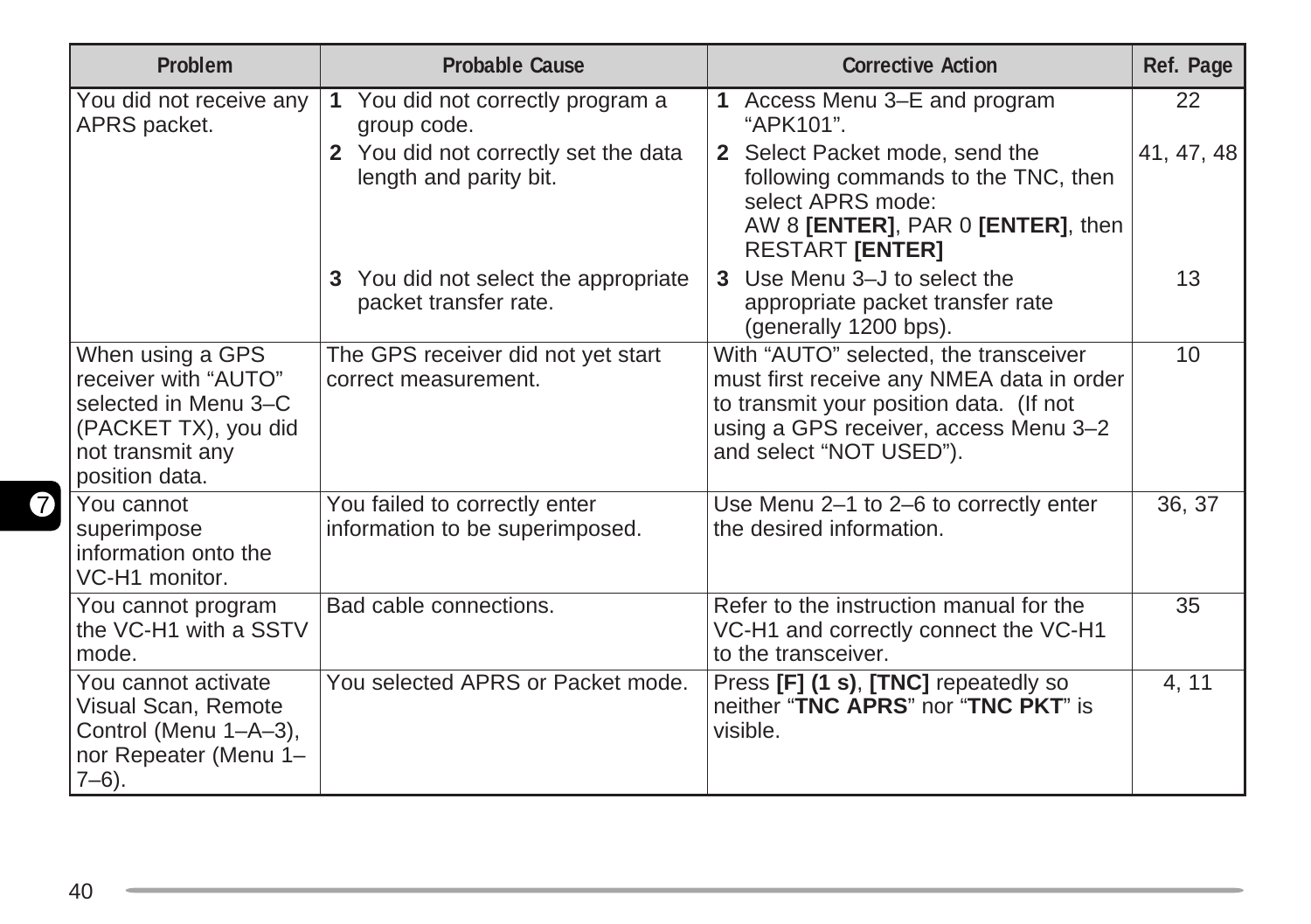| Problem | Probable Cause | Corrective Action | Ref. Page |
|---|---|---|---|
| You did not receive any APRS packet. | **1** You did not correctly program a group code. | **1** Access Menu 3–E and program “APK101”. | 22 |
| | **2** You did not correctly set the data length and parity bit. | **2** Select Packet mode, send the following commands to the TNC, then select APRS mode: AW 8 **[ENTER]**, PAR 0 **[ENTER]**, then RESTART **[ENTER]** | 41, 47, 48 |
| | **3** You did not select the appropriate packet transfer rate. | **3** Use Menu 3–J to select the appropriate packet transfer rate (generally 1200 bps). | 13 |
| When using a GPS receiver with “AUTO” selected in Menu 3–C (PACKET TX), you did not transmit any position data. | The GPS receiver did not yet start correct measurement. | With “AUTO” selected, the transceiver must first receive any NMEA data in order to transmit your position data. (If not using a GPS receiver, access Menu 3–2 and select “NOT USED”). | 10 |
| You cannot superimpose information onto the VC-H1 monitor. | You failed to correctly enter information to be superimposed. | Use Menu 2–1 to 2–6 to correctly enter the desired information. | 36, 37 |
| You cannot program the VC-H1 with a SSTV mode. | Bad cable connections. | Refer to the instruction manual for the VC-H1 and correctly connect the VC-H1 to the transceiver. | 35 |
| You cannot activate Visual Scan, Remote Control (Menu 1–A–3), nor Repeater (Menu 1–7–6). | You selected APRS or Packet mode. | Press **[F] (1 s)**, **[TNC]** repeatedly so neither “**TNC APRS**” nor “**TNC PKT**” is visible. | 4, 11 |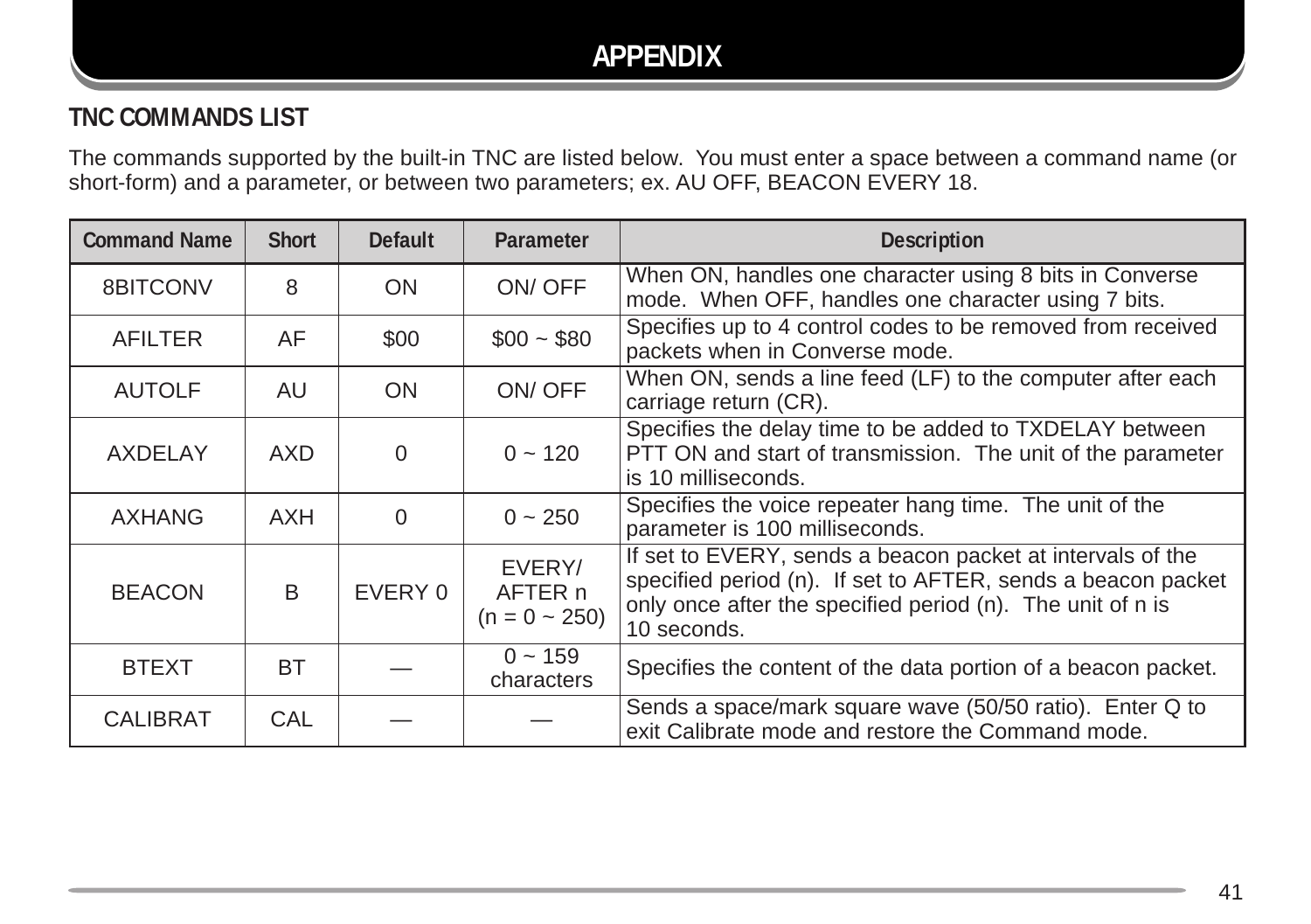# APPENDIX

## TNC COMMANDS LIST

The commands supported by the built-in TNC are listed below. You must enter a space between a command name (or short-form) and a parameter, or between two parameters; ex. AU OFF, BEACON EVERY 18.

| Command Name | Short | Default | Parameter | Description |
|---|---|---|---|---|
| 8BITCONV | 8 | ON | ON/ OFF | When ON, handles one character using 8 bits in Converse mode. When OFF, handles one character using 7 bits. |
| AFILTER | AF | $00 | $00 ~ $80 | Specifies up to 4 control codes to be removed from received packets when in Converse mode. |
| AUTOLF | AU | ON | ON/ OFF | When ON, sends a line feed (LF) to the computer after each carriage return (CR). |
| AXDELAY | AXD | 0 | 0 ~ 120 | Specifies the delay time to be added to TXDELAY between PTT ON and start of transmission. The unit of the parameter is 10 milliseconds. |
| AXHANG | AXH | 0 | 0 ~ 250 | Specifies the voice repeater hang time. The unit of the parameter is 100 milliseconds. |
| BEACON | B | EVERY 0 | EVERY/ AFTER n (n = 0 ~ 250) | If set to EVERY, sends a beacon packet at intervals of the specified period (n). If set to AFTER, sends a beacon packet only once after the specified period (n). The unit of n is 10 seconds. |
| BTEXT | BT | — | 0 ~ 159 characters | Specifies the content of the data portion of a beacon packet. |
| CALIBRAT | CAL | — | — | Sends a space/mark square wave (50/50 ratio). Enter Q to exit Calibrate mode and restore the Command mode. |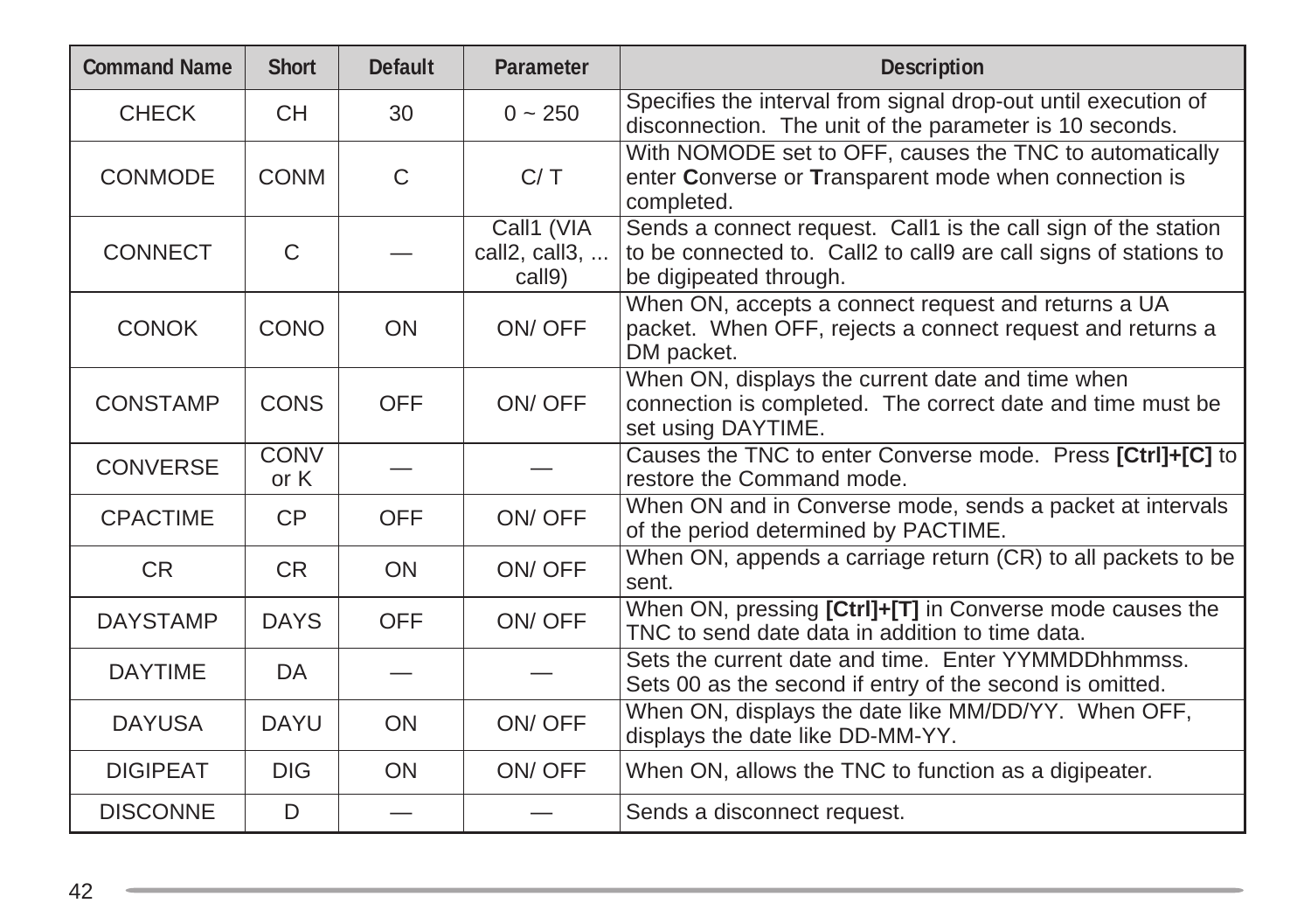| Command Name | Short | Default | Parameter | Description |
| --- | --- | --- | --- | --- |
| CHECK | CH | 30 | 0 ~ 250 | Specifies the interval from signal drop-out until execution of disconnection. The unit of the parameter is 10 seconds. |
| CONMODE | CONM | C | C/ T | With NOMODE set to OFF, causes the TNC to automatically enter **C**onverse or **T**ransparent mode when connection is completed. |
| CONNECT | C | — | Call1 (VIA call2, call3, ... call9) | Sends a connect request. Call1 is the call sign of the station to be connected to. Call2 to call9 are call signs of stations to be digipeated through. |
| CONOK | CONO | ON | ON/ OFF | When ON, accepts a connect request and returns a UA packet. When OFF, rejects a connect request and returns a DM packet. |
| CONSTAMP | CONS | OFF | ON/ OFF | When ON, displays the current date and time when connection is completed. The correct date and time must be set using DAYTIME. |
| CONVERSE | CONV or K | — | — | Causes the TNC to enter Converse mode. Press **[Ctrl]+[C]** to restore the Command mode. |
| CPACTIME | CP | OFF | ON/ OFF | When ON and in Converse mode, sends a packet at intervals of the period determined by PACTIME. |
| CR | CR | ON | ON/ OFF | When ON, appends a carriage return (CR) to all packets to be sent. |
| DAYSTAMP | DAYS | OFF | ON/ OFF | When ON, pressing **[Ctrl]+[T]** in Converse mode causes the TNC to send date data in addition to time data. |
| DAYTIME | DA | — | — | Sets the current date and time. Enter YYMMDDhhmmss. Sets 00 as the second if entry of the second is omitted. |
| DAYUSA | DAYU | ON | ON/ OFF | When ON, displays the date like MM/DD/YY. When OFF, displays the date like DD-MM-YY. |
| DIGIPEAT | DIG | ON | ON/ OFF | When ON, allows the TNC to function as a digipeater. |
| DISCONNE | D | — | — | Sends a disconnect request. |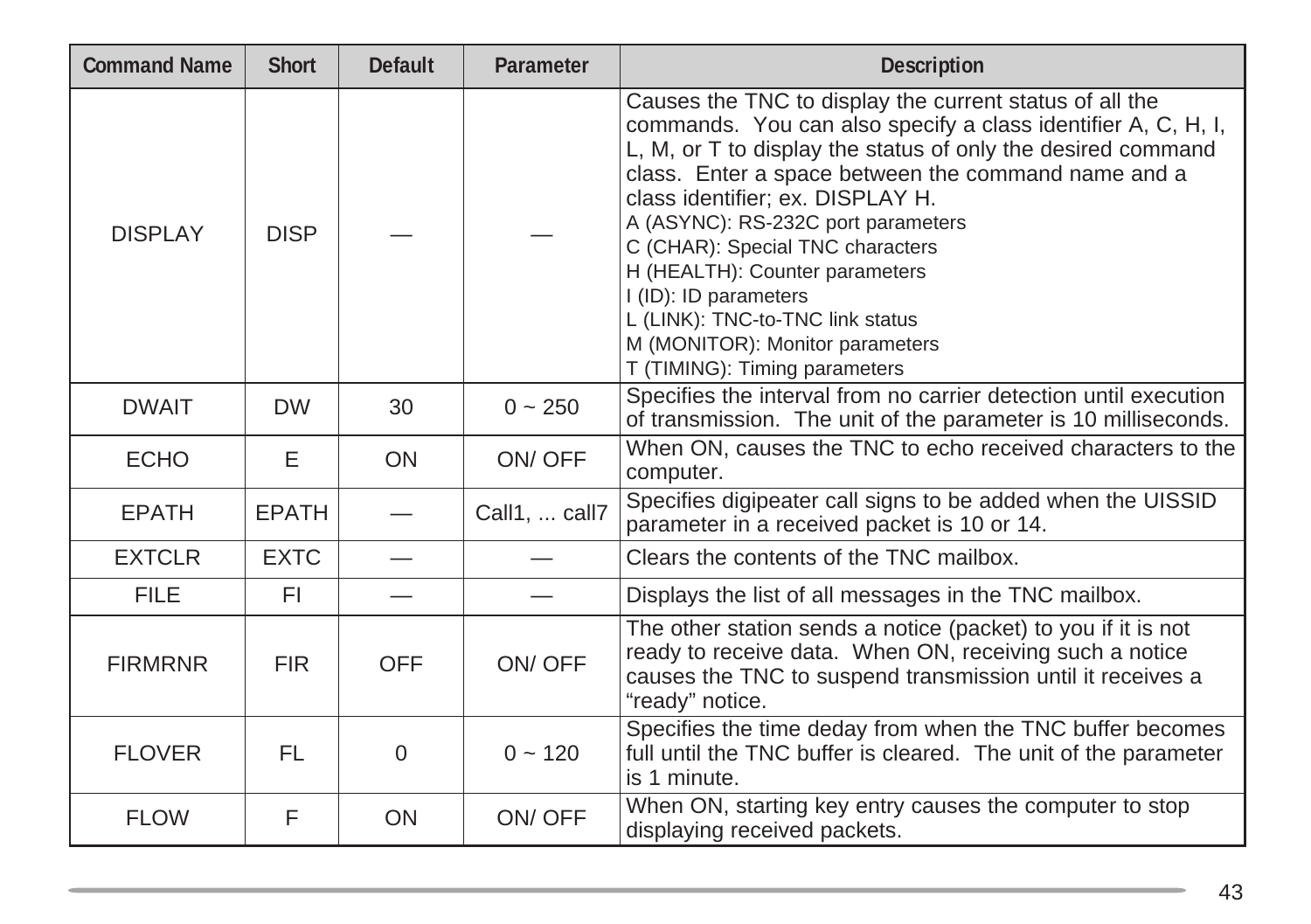| Command Name | Short | Default | Parameter | Description |
| --- | --- | --- | --- | --- |
| DISPLAY | DISP | — | — | Causes the TNC to display the current status of all the commands. You can also specify a class identifier A, C, H, I, L, M, or T to display the status of only the desired command class. Enter a space between the command name and a class identifier; ex. DISPLAY H.<br>A (ASYNC): RS-232C port parameters<br>C (CHAR): Special TNC characters<br>H (HEALTH): Counter parameters<br>I (ID): ID parameters<br>L (LINK): TNC-to-TNC link status<br>M (MONITOR): Monitor parameters<br>T (TIMING): Timing parameters |
| DWAIT | DW | 30 | 0 ~ 250 | Specifies the interval from no carrier detection until execution of transmission. The unit of the parameter is 10 milliseconds. |
| ECHO | E | ON | ON/ OFF | When ON, causes the TNC to echo received characters to the computer. |
| EPATH | EPATH | — | Call1, ... call7 | Specifies digipeater call signs to be added when the UISSID parameter in a received packet is 10 or 14. |
| EXTCLR | EXTC | — | — | Clears the contents of the TNC mailbox. |
| FILE | FI | — | — | Displays the list of all messages in the TNC mailbox. |
| FIRMRNR | FIR | OFF | ON/ OFF | The other station sends a notice (packet) to you if it is not ready to receive data. When ON, receiving such a notice causes the TNC to suspend transmission until it receives a "ready" notice. |
| FLOVER | FL | 0 | 0 ~ 120 | Specifies the time deday from when the TNC buffer becomes full until the TNC buffer is cleared. The unit of the parameter is 1 minute. |
| FLOW | F | ON | ON/ OFF | When ON, starting key entry causes the computer to stop displaying received packets. |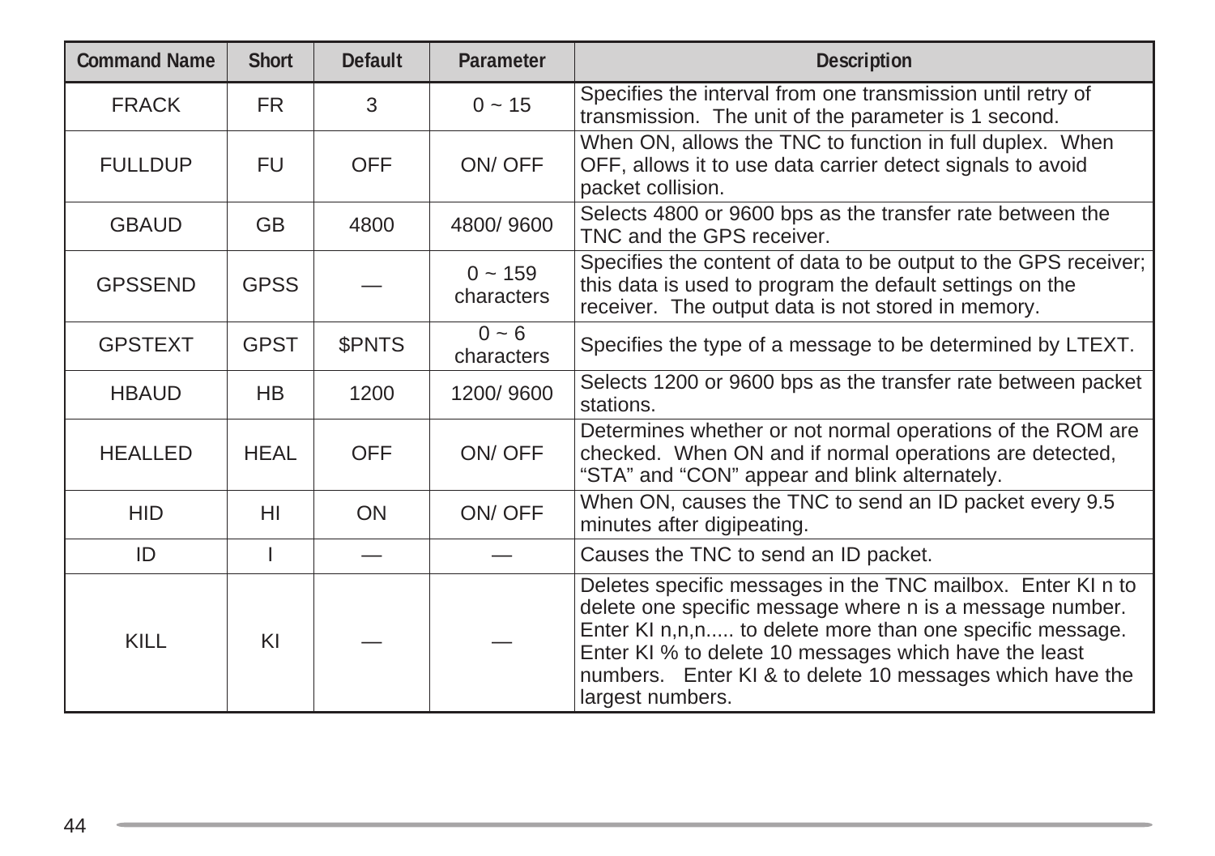| Command Name | Short | Default | Parameter | Description |
|---|---|---|---|---|
| FRACK | FR | 3 | 0 ~ 15 | Specifies the interval from one transmission until retry of transmission. The unit of the parameter is 1 second. |
| FULLDUP | FU | OFF | ON/ OFF | When ON, allows the TNC to function in full duplex. When OFF, allows it to use data carrier detect signals to avoid packet collision. |
| GBAUD | GB | 4800 | 4800/ 9600 | Selects 4800 or 9600 bps as the transfer rate between the TNC and the GPS receiver. |
| GPSSEND | GPSS | — | 0 ~ 159 characters | Specifies the content of data to be output to the GPS receiver; this data is used to program the default settings on the receiver. The output data is not stored in memory. |
| GPSTEXT | GPST | $PNTS | 0 ~ 6 characters | Specifies the type of a message to be determined by LTEXT. |
| HBAUD | HB | 1200 | 1200/ 9600 | Selects 1200 or 9600 bps as the transfer rate between packet stations. |
| HEALLED | HEAL | OFF | ON/ OFF | Determines whether or not normal operations of the ROM are checked. When ON and if normal operations are detected, “STA” and “CON” appear and blink alternately. |
| HID | HI | ON | ON/ OFF | When ON, causes the TNC to send an ID packet every 9.5 minutes after digipeating. |
| ID | I | — | — | Causes the TNC to send an ID packet. |
| KILL | KI | — | — | Deletes specific messages in the TNC mailbox. Enter KI n to delete one specific message where n is a message number. Enter KI n,n,n..... to delete more than one specific message. Enter KI % to delete 10 messages which have the least numbers. Enter KI & to delete 10 messages which have the largest numbers. |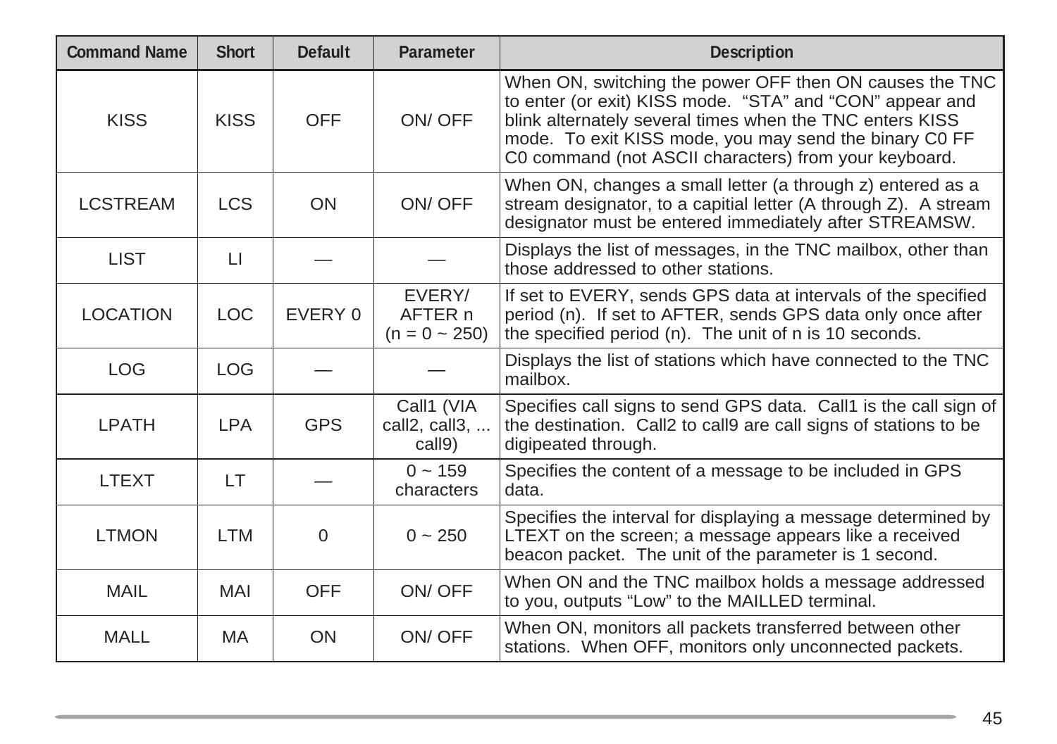| Command Name | Short | Default | Parameter | Description |
|---|---|---|---|---|
| KISS | KISS | OFF | ON/ OFF | When ON, switching the power OFF then ON causes the TNC to enter (or exit) KISS mode. "STA" and "CON" appear and blink alternately several times when the TNC enters KISS mode. To exit KISS mode, you may send the binary C0 FF C0 command (not ASCII characters) from your keyboard. |
| LCSTREAM | LCS | ON | ON/ OFF | When ON, changes a small letter (a through z) entered as a stream designator, to a capitial letter (A through Z). A stream designator must be entered immediately after STREAMSW. |
| LIST | LI | — | — | Displays the list of messages, in the TNC mailbox, other than those addressed to other stations. |
| LOCATION | LOC | EVERY 0 | EVERY/ AFTER n (n = 0 ~ 250) | If set to EVERY, sends GPS data at intervals of the specified period (n). If set to AFTER, sends GPS data only once after the specified period (n). The unit of n is 10 seconds. |
| LOG | LOG | — | — | Displays the list of stations which have connected to the TNC mailbox. |
| LPATH | LPA | GPS | Call1 (VIA call2, call3, ... call9) | Specifies call signs to send GPS data. Call1 is the call sign of the destination. Call2 to call9 are call signs of stations to be digipeated through. |
| LTEXT | LT | — | 0 ~ 159 characters | Specifies the content of a message to be included in GPS data. |
| LTMON | LTM | 0 | 0 ~ 250 | Specifies the interval for displaying a message determined by LTEXT on the screen; a message appears like a received beacon packet. The unit of the parameter is 1 second. |
| MAIL | MAI | OFF | ON/ OFF | When ON and the TNC mailbox holds a message addressed to you, outputs "Low" to the MAILLED terminal. |
| MALL | MA | ON | ON/ OFF | When ON, monitors all packets transferred between other stations. When OFF, monitors only unconnected packets. |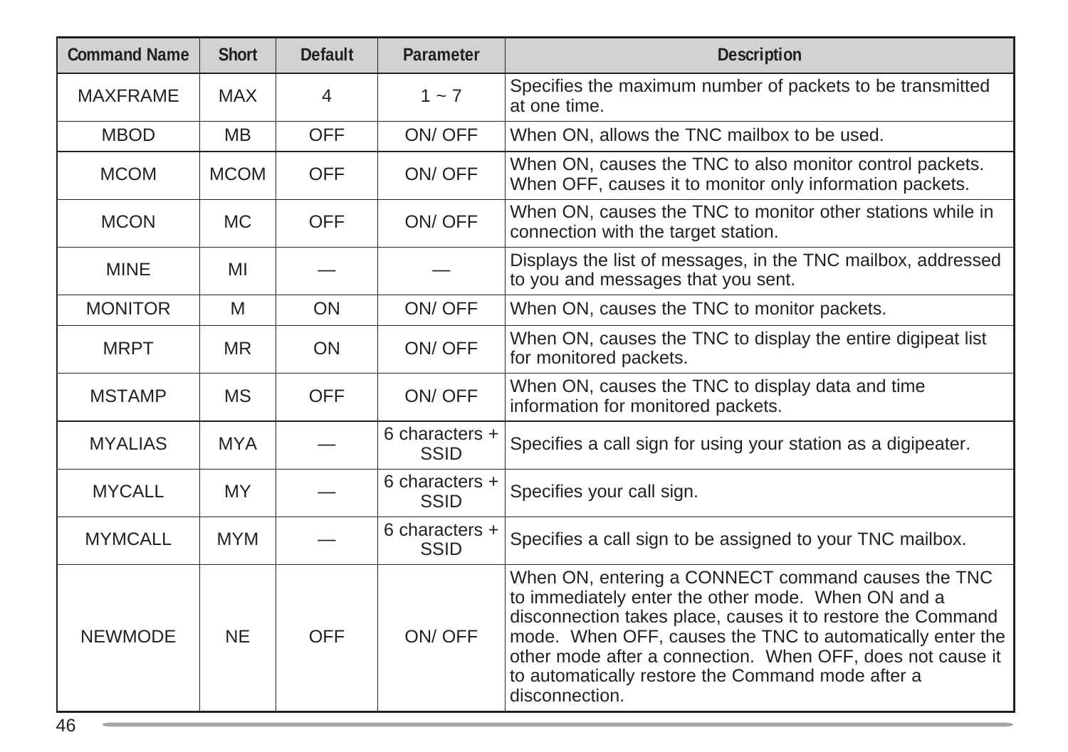| Command Name | Short | Default | Parameter | Description |
|---|---|---|---|---|
| MAXFRAME | MAX | 4 | 1 ~ 7 | Specifies the maximum number of packets to be transmitted at one time. |
| MBOD | MB | OFF | ON/ OFF | When ON, allows the TNC mailbox to be used. |
| MCOM | MCOM | OFF | ON/ OFF | When ON, causes the TNC to also monitor control packets. When OFF, causes it to monitor only information packets. |
| MCON | MC | OFF | ON/ OFF | When ON, causes the TNC to monitor other stations while in connection with the target station. |
| MINE | MI | — | — | Displays the list of messages, in the TNC mailbox, addressed to you and messages that you sent. |
| MONITOR | M | ON | ON/ OFF | When ON, causes the TNC to monitor packets. |
| MRPT | MR | ON | ON/ OFF | When ON, causes the TNC to display the entire digipeat list for monitored packets. |
| MSTAMP | MS | OFF | ON/ OFF | When ON, causes the TNC to display data and time information for monitored packets. |
| MYALIAS | MYA | — | 6 characters + SSID | Specifies a call sign for using your station as a digipeater. |
| MYCALL | MY | — | 6 characters + SSID | Specifies your call sign. |
| MYMCALL | MYM | — | 6 characters + SSID | Specifies a call sign to be assigned to your TNC mailbox. |
| NEWMODE | NE | OFF | ON/ OFF | When ON, entering a CONNECT command causes the TNC to immediately enter the other mode. When ON and a disconnection takes place, causes it to restore the Command mode. When OFF, causes the TNC to automatically enter the other mode after a connection. When OFF, does not cause it to automatically restore the Command mode after a disconnection. |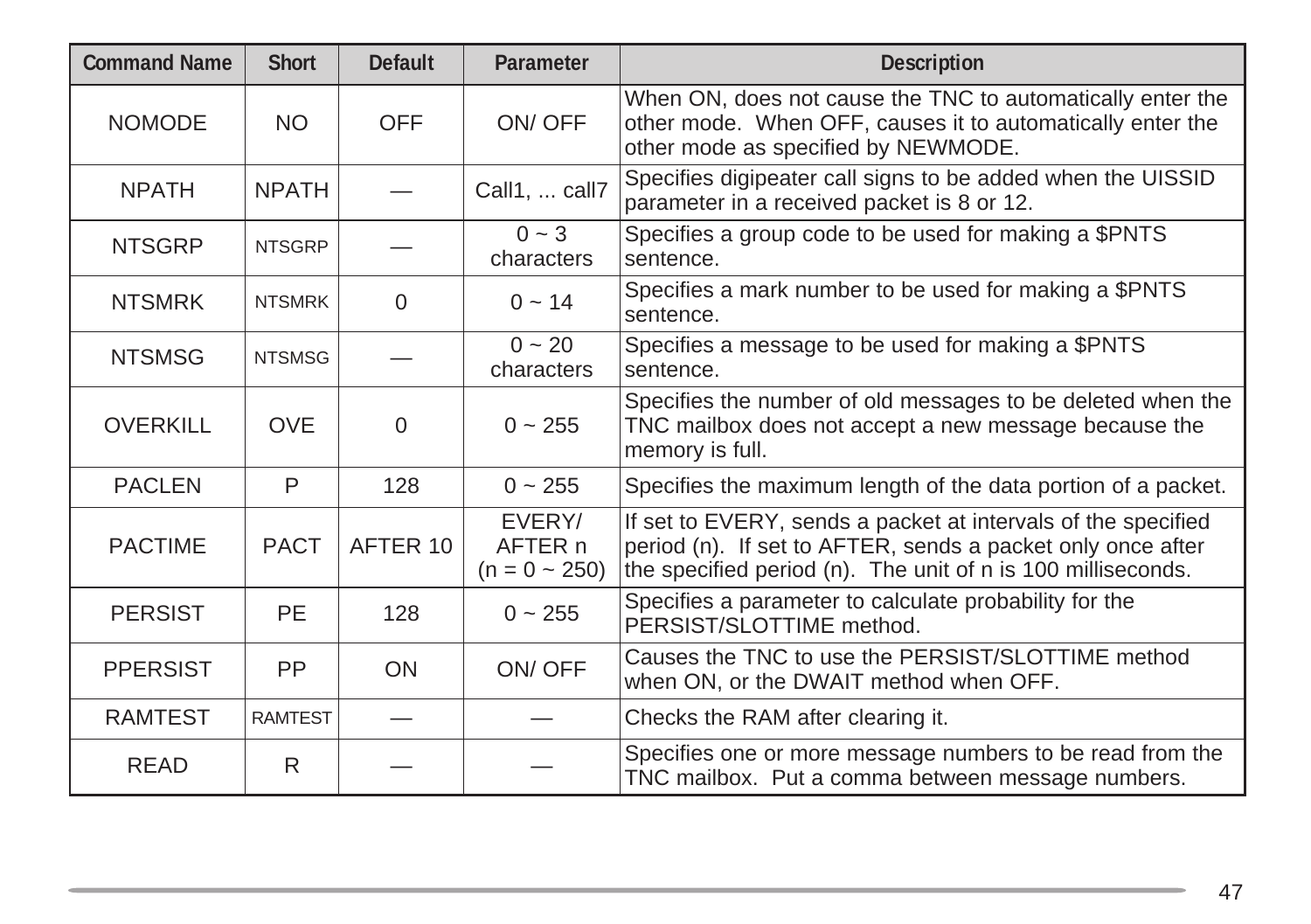| Command Name | Short | Default | Parameter | Description |
| --- | --- | --- | --- | --- |
| NOMODE | NO | OFF | ON/ OFF | When ON, does not cause the TNC to automatically enter the other mode. When OFF, causes it to automatically enter the other mode as specified by NEWMODE. |
| NPATH | NPATH | — | Call1, ... call7 | Specifies digipeater call signs to be added when the UISSID parameter in a received packet is 8 or 12. |
| NTSGRP | NTSGRP | — | 0 ~ 3 characters | Specifies a group code to be used for making a $PNTS sentence. |
| NTSMRK | NTSMRK | 0 | 0 ~ 14 | Specifies a mark number to be used for making a $PNTS sentence. |
| NTSMSG | NTSMSG | — | 0 ~ 20 characters | Specifies a message to be used for making a $PNTS sentence. |
| OVERKILL | OVE | 0 | 0 ~ 255 | Specifies the number of old messages to be deleted when the TNC mailbox does not accept a new message because the memory is full. |
| PACLEN | P | 128 | 0 ~ 255 | Specifies the maximum length of the data portion of a packet. |
| PACTIME | PACT | AFTER 10 | EVERY/ AFTER n (n = 0 ~ 250) | If set to EVERY, sends a packet at intervals of the specified period (n). If set to AFTER, sends a packet only once after the specified period (n). The unit of n is 100 milliseconds. |
| PERSIST | PE | 128 | 0 ~ 255 | Specifies a parameter to calculate probability for the PERSIST/SLOTTIME method. |
| PPERSIST | PP | ON | ON/ OFF | Causes the TNC to use the PERSIST/SLOTTIME method when ON, or the DWAIT method when OFF. |
| RAMTEST | RAMTEST | — | — | Checks the RAM after clearing it. |
| READ | R | — | — | Specifies one or more message numbers to be read from the TNC mailbox. Put a comma between message numbers. |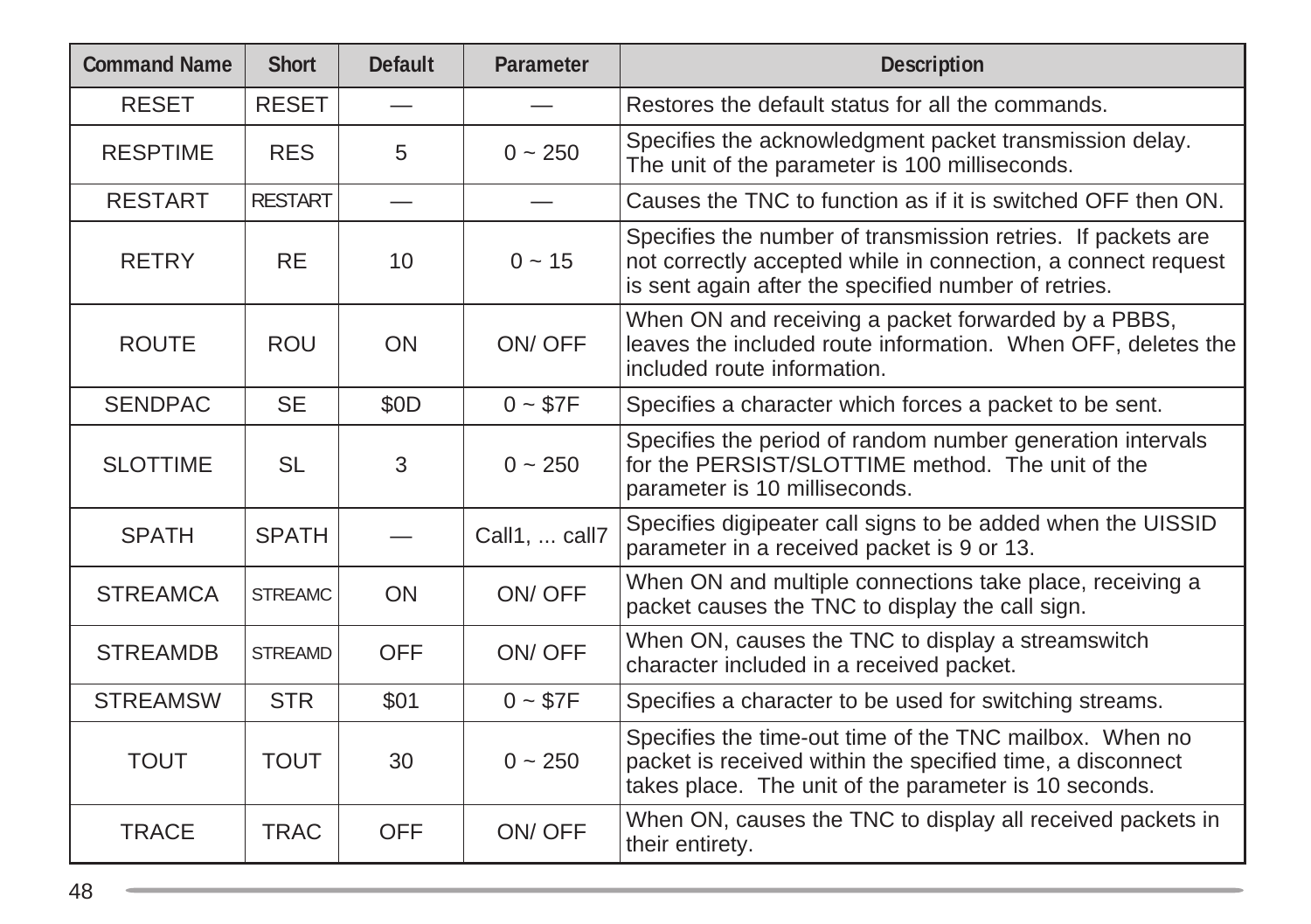| Command Name | Short | Default | Parameter | Description |
|---|---|---|---|---|
| RESET | RESET | — | — | Restores the default status for all the commands. |
| RESPTIME | RES | 5 | 0 ~ 250 | Specifies the acknowledgment packet transmission delay. The unit of the parameter is 100 milliseconds. |
| RESTART | RESTART | — | — | Causes the TNC to function as if it is switched OFF then ON. |
| RETRY | RE | 10 | 0 ~ 15 | Specifies the number of transmission retries. If packets are not correctly accepted while in connection, a connect request is sent again after the specified number of retries. |
| ROUTE | ROU | ON | ON/ OFF | When ON and receiving a packet forwarded by a PBBS, leaves the included route information. When OFF, deletes the included route information. |
| SENDPAC | SE | $0D | 0 ~ $7F | Specifies a character which forces a packet to be sent. |
| SLOTTIME | SL | 3 | 0 ~ 250 | Specifies the period of random number generation intervals for the PERSIST/SLOTTIME method. The unit of the parameter is 10 milliseconds. |
| SPATH | SPATH | — | Call1, ... call7 | Specifies digipeater call signs to be added when the UISSID parameter in a received packet is 9 or 13. |
| STREAMCA | STREAMC | ON | ON/ OFF | When ON and multiple connections take place, receiving a packet causes the TNC to display the call sign. |
| STREAMDB | STREAMD | OFF | ON/ OFF | When ON, causes the TNC to display a streamswitch character included in a received packet. |
| STREAMSW | STR | $01 | 0 ~ $7F | Specifies a character to be used for switching streams. |
| TOUT | TOUT | 30 | 0 ~ 250 | Specifies the time-out time of the TNC mailbox. When no packet is received within the specified time, a disconnect takes place. The unit of the parameter is 10 seconds. |
| TRACE | TRAC | OFF | ON/ OFF | When ON, causes the TNC to display all received packets in their entirety. |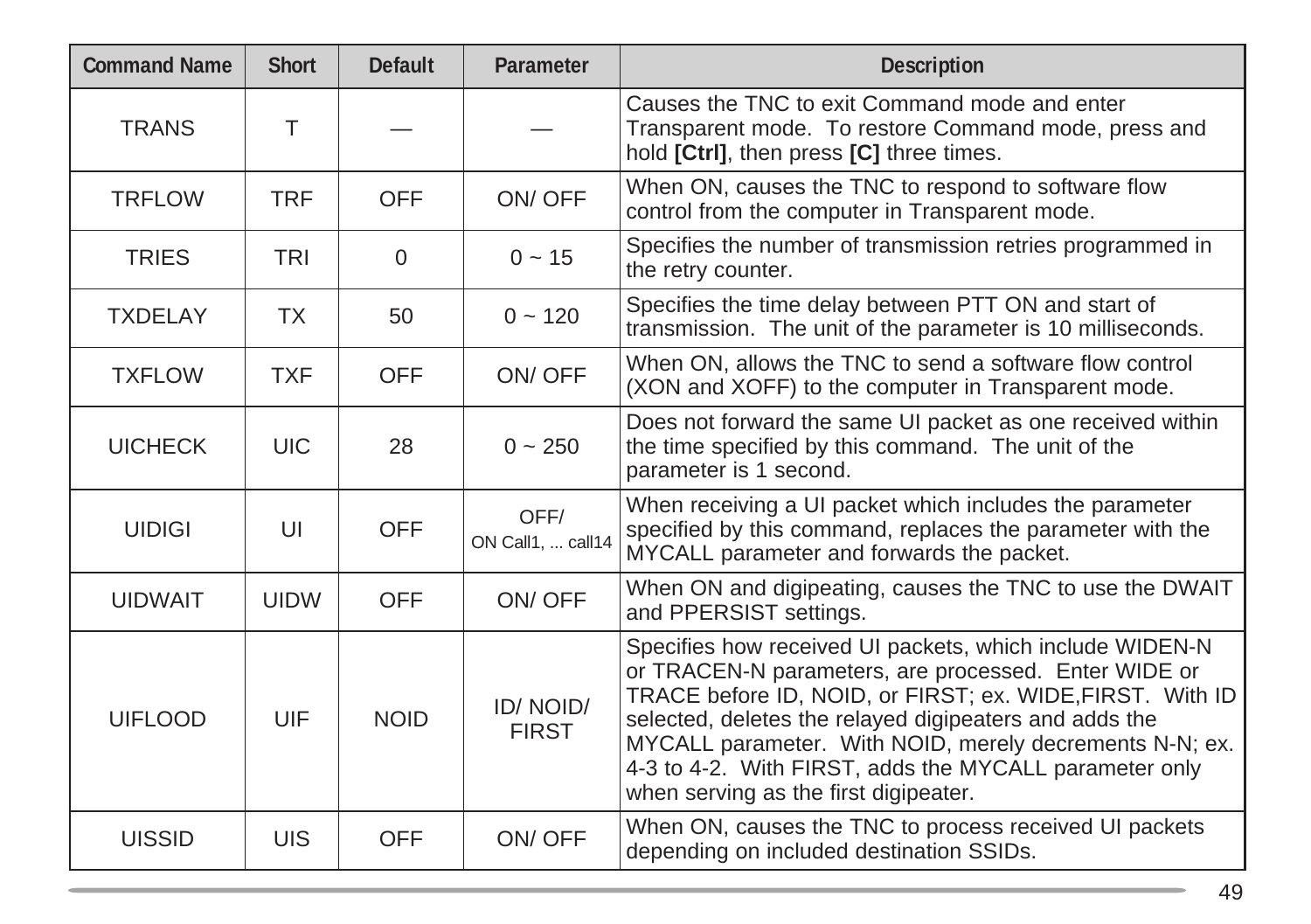| Command Name | Short | Default | Parameter | Description |
|---|---|---|---|---|
| TRANS | T | — | — | Causes the TNC to exit Command mode and enter Transparent mode. To restore Command mode, press and hold **[Ctrl]**, then press **[C]** three times. |
| TRFLOW | TRF | OFF | ON/ OFF | When ON, causes the TNC to respond to software flow control from the computer in Transparent mode. |
| TRIES | TRI | 0 | 0 ~ 15 | Specifies the number of transmission retries programmed in the retry counter. |
| TXDELAY | TX | 50 | 0 ~ 120 | Specifies the time delay between PTT ON and start of transmission. The unit of the parameter is 10 milliseconds. |
| TXFLOW | TXF | OFF | ON/ OFF | When ON, allows the TNC to send a software flow control (XON and XOFF) to the computer in Transparent mode. |
| UICHECK | UIC | 28 | 0 ~ 250 | Does not forward the same UI packet as one received within the time specified by this command. The unit of the parameter is 1 second. |
| UIDIGI | UI | OFF | OFF/ ON Call1, ... call14 | When receiving a UI packet which includes the parameter specified by this command, replaces the parameter with the MYCALL parameter and forwards the packet. |
| UIDWAIT | UIDW | OFF | ON/ OFF | When ON and digipeating, causes the TNC to use the DWAIT and PPERSIST settings. |
| UIFLOOD | UIF | NOID | ID/ NOID/ FIRST | Specifies how received UI packets, which include WIDEN-N or TRACEN-N parameters, are processed. Enter WIDE or TRACE before ID, NOID, or FIRST; ex. WIDE,FIRST. With ID selected, deletes the relayed digipeaters and adds the MYCALL parameter. With NOID, merely decrements N-N; ex. 4-3 to 4-2. With FIRST, adds the MYCALL parameter only when serving as the first digipeater. |
| UISSID | UIS | OFF | ON/ OFF | When ON, causes the TNC to process received UI packets depending on included destination SSIDs. |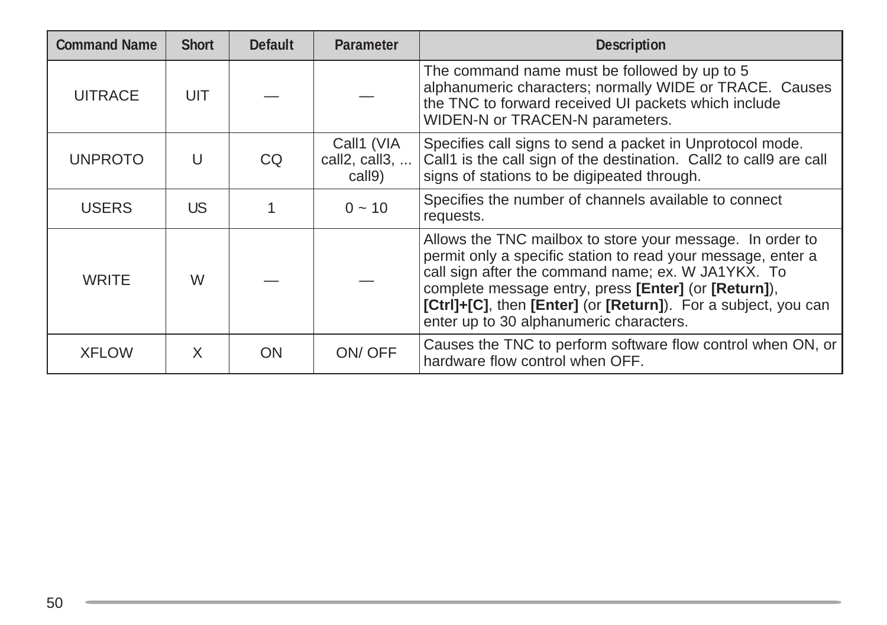| Command Name | Short | Default | Parameter | Description |
|---|---|---|---|---|
| UITRACE | UIT | — | — | The command name must be followed by up to 5 alphanumeric characters; normally WIDE or TRACE. Causes the TNC to forward received UI packets which include WIDEN-N or TRACEN-N parameters. |
| UNPROTO | U | CQ | Call1 (VIA call2, call3, ... call9) | Specifies call signs to send a packet in Unprotocol mode. Call1 is the call sign of the destination. Call2 to call9 are call signs of stations to be digipeated through. |
| USERS | US | 1 | 0 ~ 10 | Specifies the number of channels available to connect requests. |
| WRITE | W | — | — | Allows the TNC mailbox to store your message. In order to permit only a specific station to read your message, enter a call sign after the command name; ex. W JA1YKX. To complete message entry, press **[Enter]** (or **[Return]**), **[Ctrl]+[C]**, then **[Enter]** (or **[Return]**). For a subject, you can enter up to 30 alphanumeric characters. |
| XFLOW | X | ON | ON/ OFF | Causes the TNC to perform software flow control when ON, or hardware flow control when OFF. |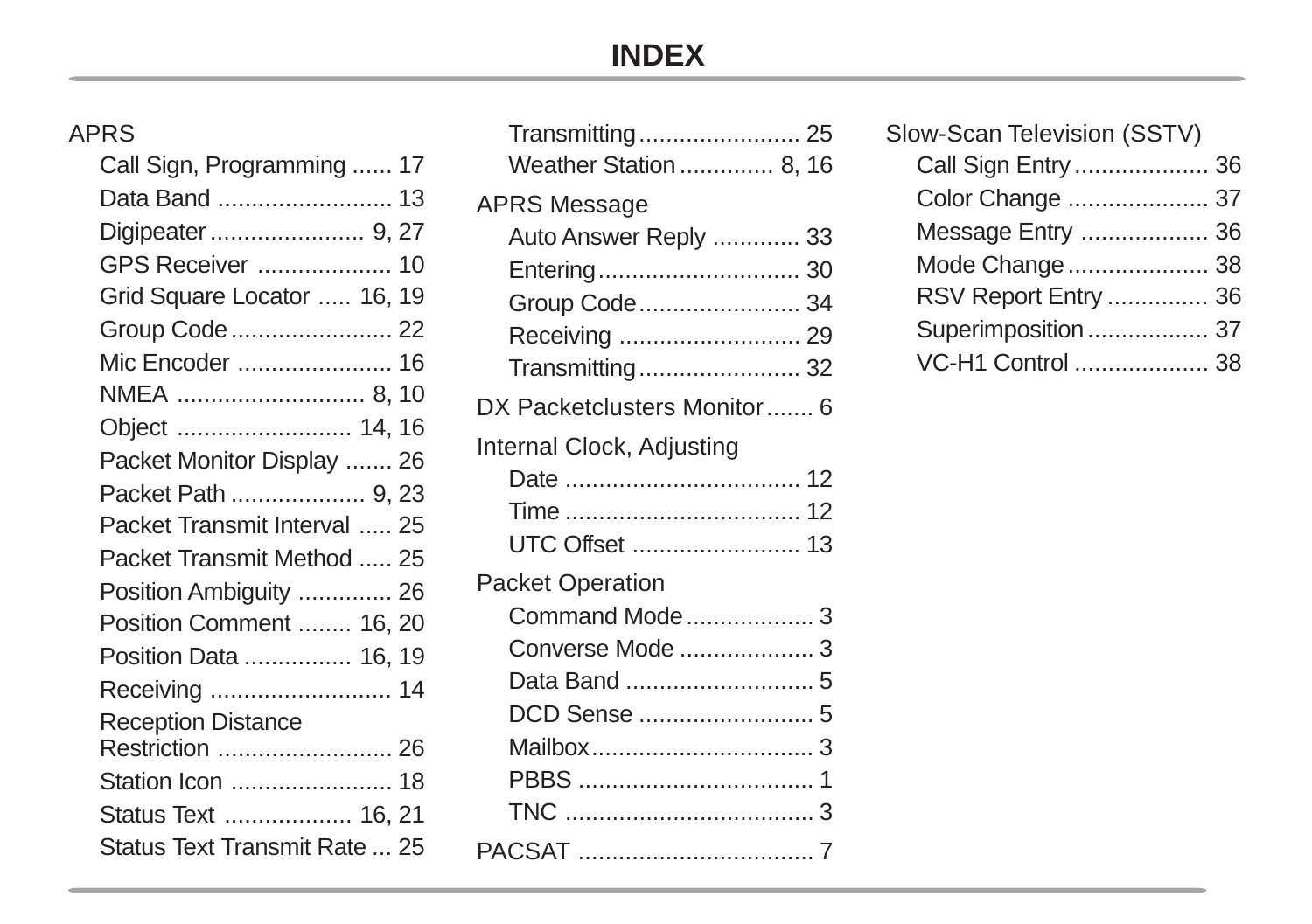# INDEX

APRS
- Call Sign, Programming ...... 17
- Data Band .......................... 13
- Digipeater ....................... 9, 27
- GPS Receiver .................... 10
- Grid Square Locator ..... 16, 19
- Group Code ........................ 22
- Mic Encoder ....................... 16
- NMEA ............................ 8, 10
- Object .......................... 14, 16
- Packet Monitor Display ....... 26
- Packet Path .................... 9, 23
- Packet Transmit Interval ..... 25
- Packet Transmit Method ..... 25
- Position Ambiguity .............. 26
- Position Comment ........ 16, 20
- Position Data ................ 16, 19
- Receiving ........................... 14
- Reception Distance Restriction .......................... 26
- Station Icon ........................ 18
- Status Text ................... 16, 21
- Status Text Transmit Rate ... 25
- Transmitting ........................ 25
- Weather Station ............. 8, 16

APRS Message
- Auto Answer Reply ............. 33
- Entering .............................. 30
- Group Code ........................ 34
- Receiving ........................... 29
- Transmitting ........................ 32

DX Packetclusters Monitor ....... 6

Internal Clock, Adjusting
- Date ................................... 12
- Time ................................... 12
- UTC Offset ......................... 13

Packet Operation
- Command Mode ................... 3
- Converse Mode .................... 3
- Data Band ............................ 5
- DCD Sense .......................... 5
- Mailbox ................................. 3
- PBBS ................................... 1
- TNC ..................................... 3

PACSAT ................................... 7

Slow-Scan Television (SSTV)
- Call Sign Entry .................... 36
- Color Change ..................... 37
- Message Entry ................... 36
- Mode Change ..................... 38
- RSV Report Entry ............... 36
- Superimposition .................. 37
- VC-H1 Control .................... 38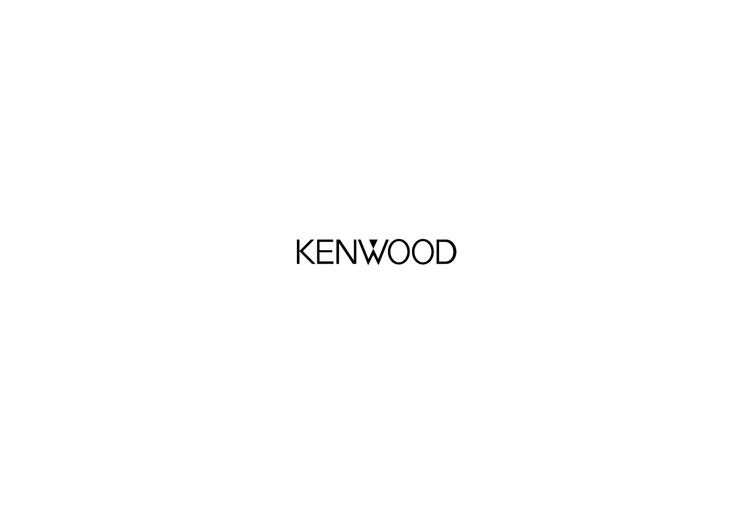KENWOOD